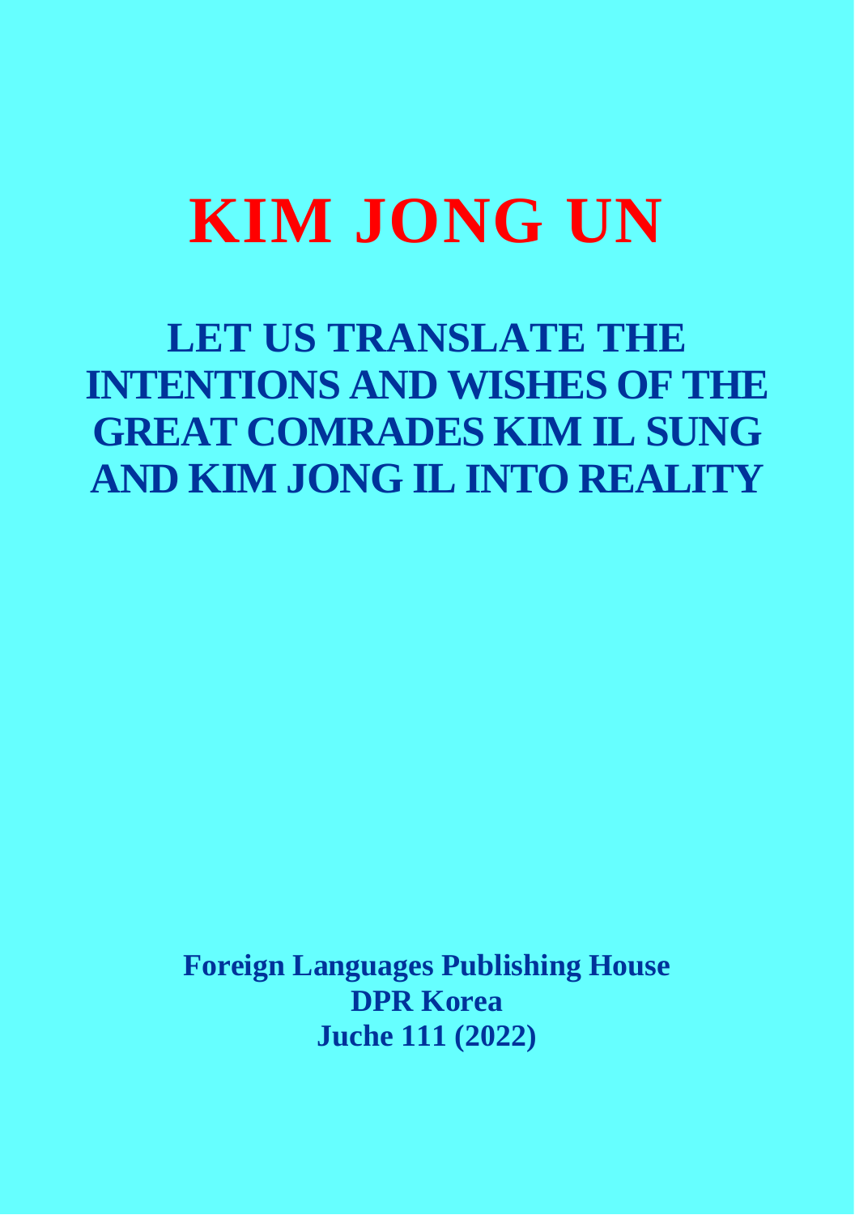# KIM JONG UN

## LET US TRANSLATE THE INTENTIONS AND WISHES OF THE GREAT COMRADES KIM IL SUNG AND KIM JONG IL INTO REALITY

**Foreign Languages Publishing House**
**DPR Korea**
**Juche 111 (2022)**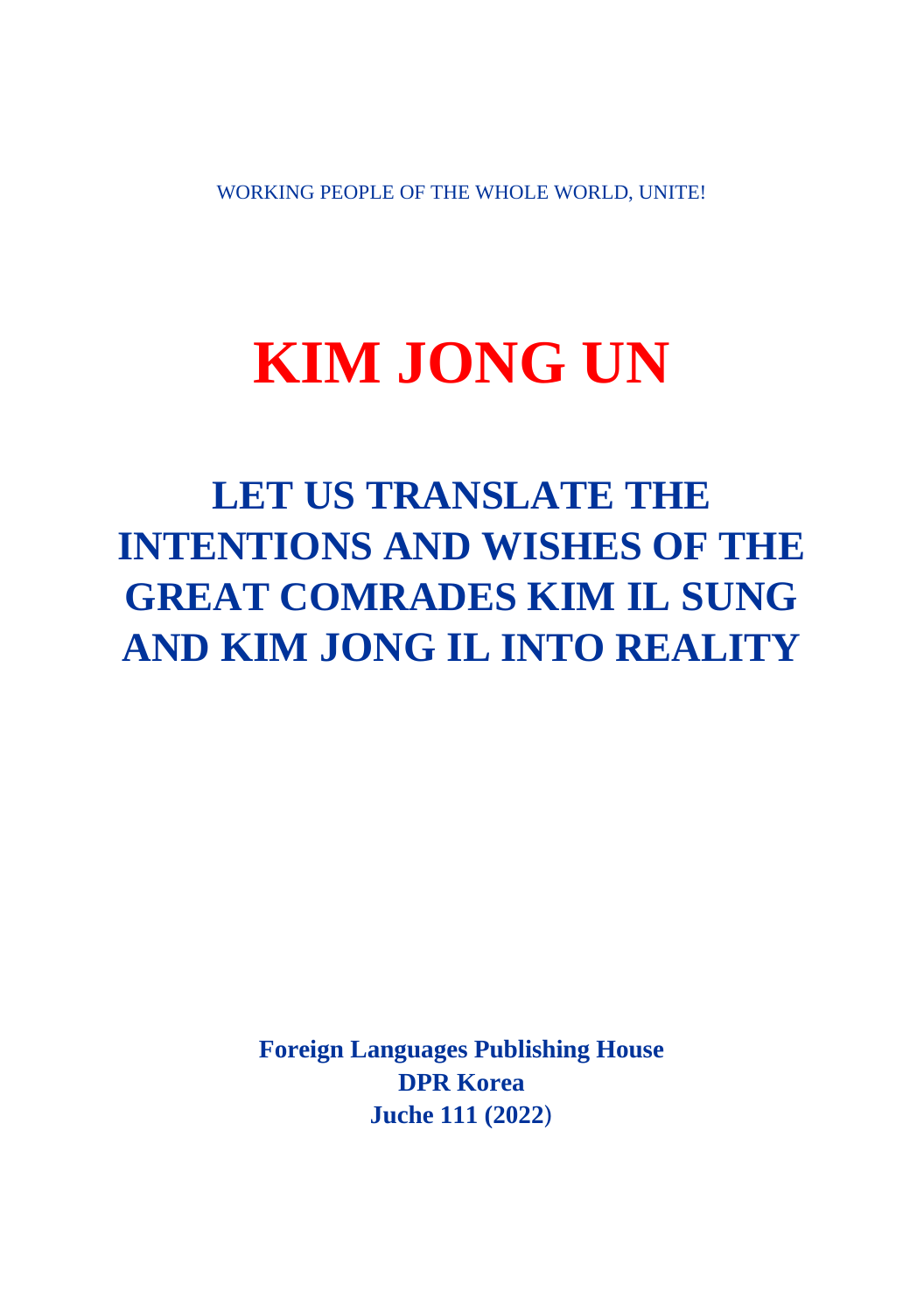WORKING PEOPLE OF THE WHOLE WORLD, UNITE!

# KIM JONG UN

# LET US TRANSLATE THE INTENTIONS AND WISHES OF THE GREAT COMRADES KIM IL SUNG AND KIM JONG IL INTO REALITY

**Foreign Languages Publishing House**
**DPR Korea**
**Juche 111 (2022)**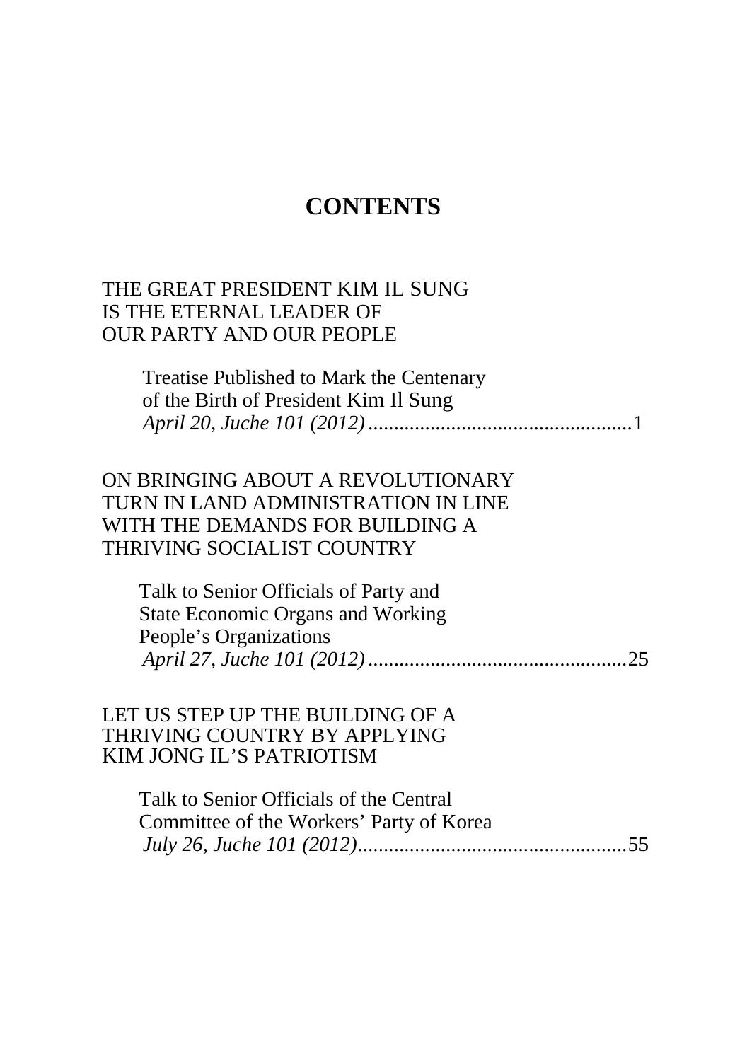# CONTENTS

THE GREAT PRESIDENT KIM IL SUNG
IS THE ETERNAL LEADER OF
OUR PARTY AND OUR PEOPLE

Treatise Published to Mark the Centenary
of the Birth of President Kim Il Sung
*April 20, Juche 101 (2012)*....................................................1

ON BRINGING ABOUT A REVOLUTIONARY
TURN IN LAND ADMINISTRATION IN LINE
WITH THE DEMANDS FOR BUILDING A
THRIVING SOCIALIST COUNTRY

Talk to Senior Officials of Party and
State Economic Organs and Working
People's Organizations
*April 27, Juche 101 (2012)*..................................................25

LET US STEP UP THE BUILDING OF A
THRIVING COUNTRY BY APPLYING
KIM JONG IL'S PATRIOTISM

Talk to Senior Officials of the Central
Committee of the Workers' Party of Korea
*July 26, Juche 101 (2012)*....................................................55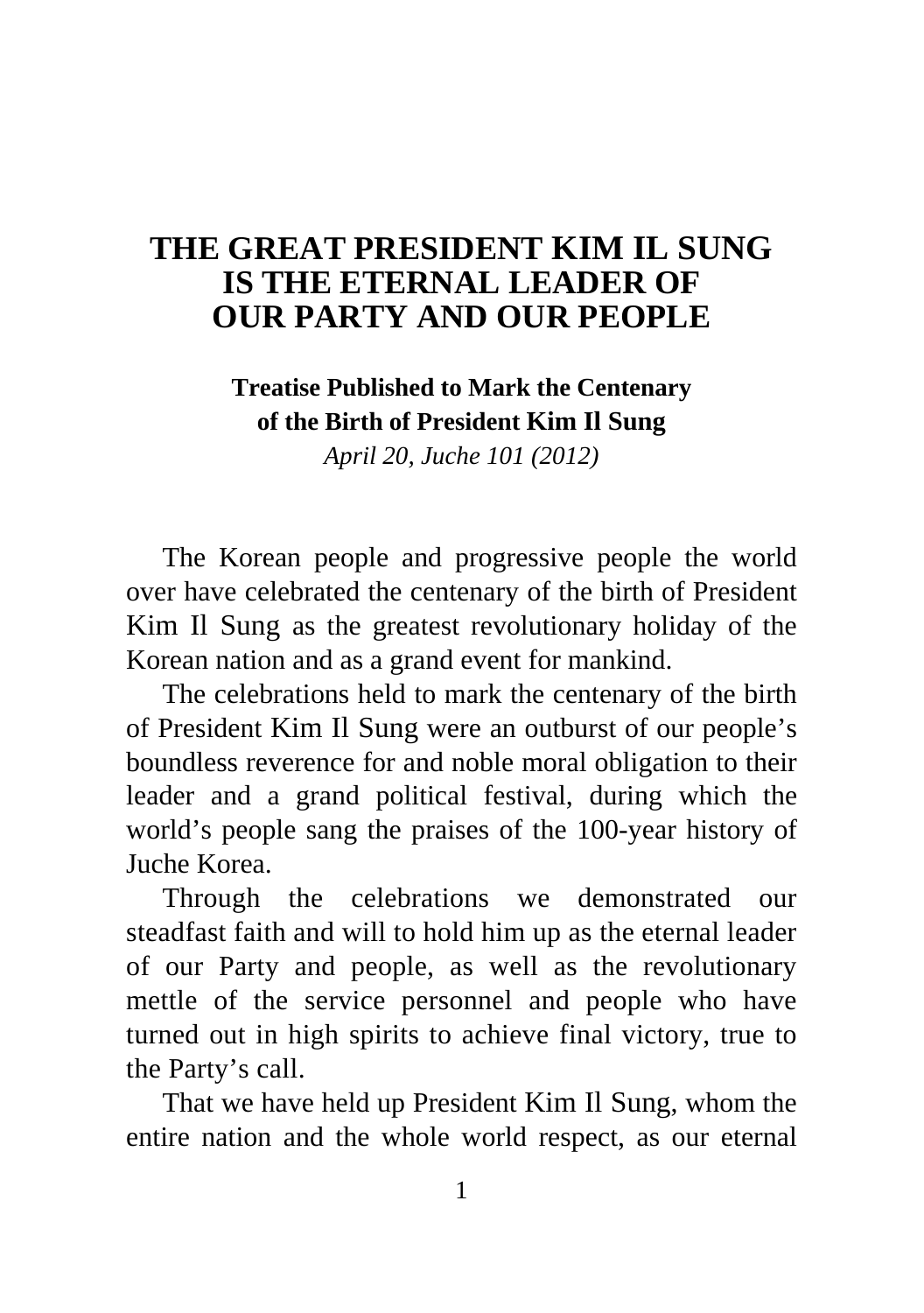# THE GREAT PRESIDENT KIM IL SUNG IS THE ETERNAL LEADER OF OUR PARTY AND OUR PEOPLE

**Treatise Published to Mark the Centenary of the Birth of President Kim Il Sung**

*April 20, Juche 101 (2012)*

The Korean people and progressive people the world over have celebrated the centenary of the birth of President Kim Il Sung as the greatest revolutionary holiday of the Korean nation and as a grand event for mankind.

The celebrations held to mark the centenary of the birth of President Kim Il Sung were an outburst of our people's boundless reverence for and noble moral obligation to their leader and a grand political festival, during which the world's people sang the praises of the 100-year history of Juche Korea.

Through the celebrations we demonstrated our steadfast faith and will to hold him up as the eternal leader of our Party and people, as well as the revolutionary mettle of the service personnel and people who have turned out in high spirits to achieve final victory, true to the Party's call.

That we have held up President Kim Il Sung, whom the entire nation and the whole world respect, as our eternal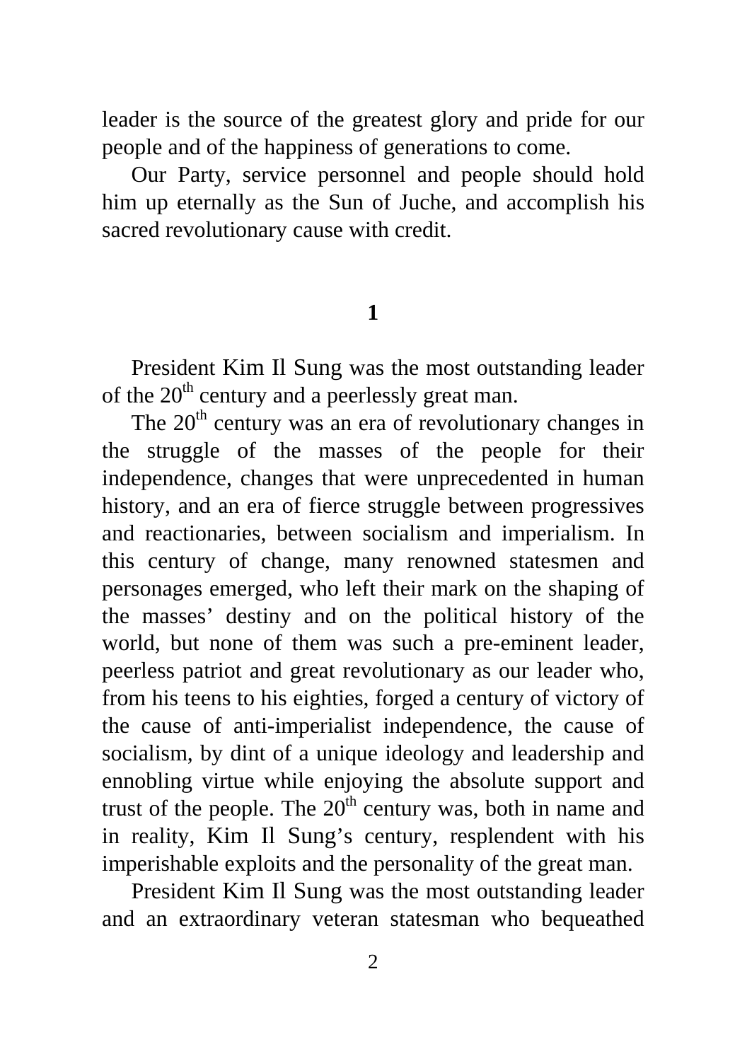leader is the source of the greatest glory and pride for our people and of the happiness of generations to come.

Our Party, service personnel and people should hold him up eternally as the Sun of Juche, and accomplish his sacred revolutionary cause with credit.

## 1

President Kim Il Sung was the most outstanding leader of the 20th century and a peerlessly great man.

The 20th century was an era of revolutionary changes in the struggle of the masses of the people for their independence, changes that were unprecedented in human history, and an era of fierce struggle between progressives and reactionaries, between socialism and imperialism. In this century of change, many renowned statesmen and personages emerged, who left their mark on the shaping of the masses' destiny and on the political history of the world, but none of them was such a pre-eminent leader, peerless patriot and great revolutionary as our leader who, from his teens to his eighties, forged a century of victory of the cause of anti-imperialist independence, the cause of socialism, by dint of a unique ideology and leadership and ennobling virtue while enjoying the absolute support and trust of the people. The 20th century was, both in name and in reality, Kim Il Sung's century, resplendent with his imperishable exploits and the personality of the great man.

President Kim Il Sung was the most outstanding leader and an extraordinary veteran statesman who bequeathed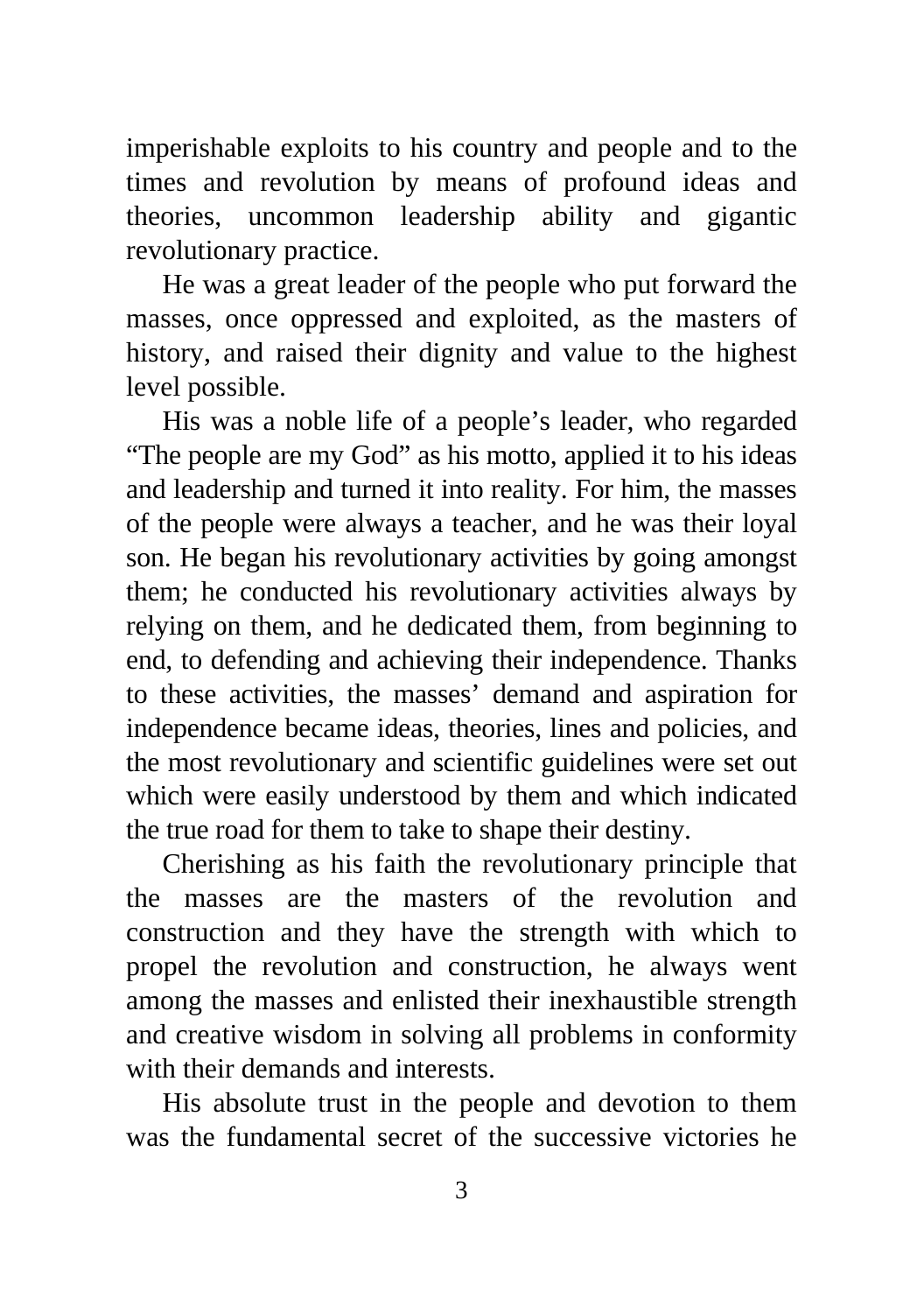imperishable exploits to his country and people and to the times and revolution by means of profound ideas and theories, uncommon leadership ability and gigantic revolutionary practice.

He was a great leader of the people who put forward the masses, once oppressed and exploited, as the masters of history, and raised their dignity and value to the highest level possible.

His was a noble life of a people's leader, who regarded "The people are my God" as his motto, applied it to his ideas and leadership and turned it into reality. For him, the masses of the people were always a teacher, and he was their loyal son. He began his revolutionary activities by going amongst them; he conducted his revolutionary activities always by relying on them, and he dedicated them, from beginning to end, to defending and achieving their independence. Thanks to these activities, the masses' demand and aspiration for independence became ideas, theories, lines and policies, and the most revolutionary and scientific guidelines were set out which were easily understood by them and which indicated the true road for them to take to shape their destiny.

Cherishing as his faith the revolutionary principle that the masses are the masters of the revolution and construction and they have the strength with which to propel the revolution and construction, he always went among the masses and enlisted their inexhaustible strength and creative wisdom in solving all problems in conformity with their demands and interests.

His absolute trust in the people and devotion to them was the fundamental secret of the successive victories he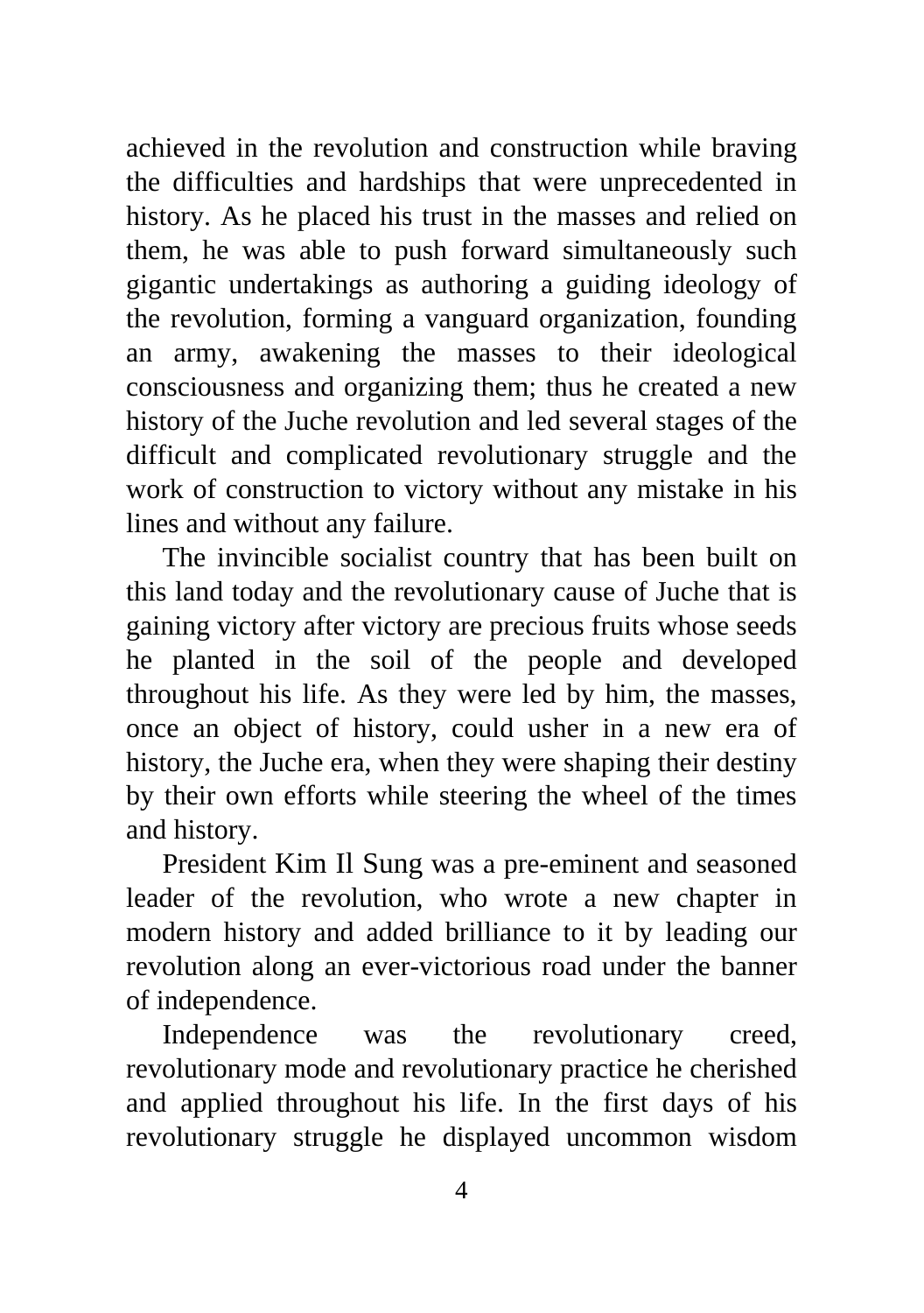achieved in the revolution and construction while braving the difficulties and hardships that were unprecedented in history. As he placed his trust in the masses and relied on them, he was able to push forward simultaneously such gigantic undertakings as authoring a guiding ideology of the revolution, forming a vanguard organization, founding an army, awakening the masses to their ideological consciousness and organizing them; thus he created a new history of the Juche revolution and led several stages of the difficult and complicated revolutionary struggle and the work of construction to victory without any mistake in his lines and without any failure.

The invincible socialist country that has been built on this land today and the revolutionary cause of Juche that is gaining victory after victory are precious fruits whose seeds he planted in the soil of the people and developed throughout his life. As they were led by him, the masses, once an object of history, could usher in a new era of history, the Juche era, when they were shaping their destiny by their own efforts while steering the wheel of the times and history.

President Kim Il Sung was a pre-eminent and seasoned leader of the revolution, who wrote a new chapter in modern history and added brilliance to it by leading our revolution along an ever-victorious road under the banner of independence.

Independence was the revolutionary creed, revolutionary mode and revolutionary practice he cherished and applied throughout his life. In the first days of his revolutionary struggle he displayed uncommon wisdom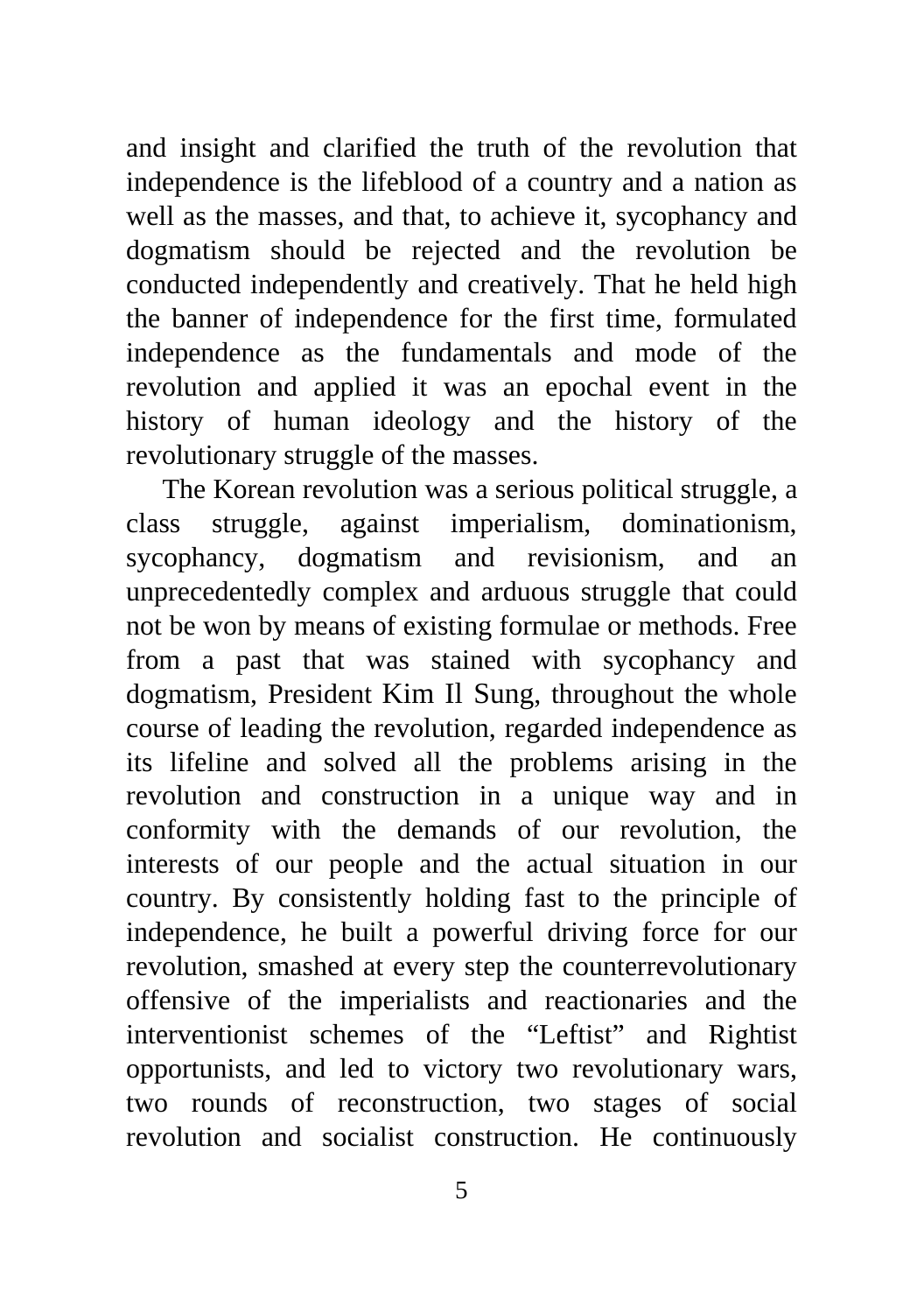and insight and clarified the truth of the revolution that independence is the lifeblood of a country and a nation as well as the masses, and that, to achieve it, sycophancy and dogmatism should be rejected and the revolution be conducted independently and creatively. That he held high the banner of independence for the first time, formulated independence as the fundamentals and mode of the revolution and applied it was an epochal event in the history of human ideology and the history of the revolutionary struggle of the masses.

The Korean revolution was a serious political struggle, a class struggle, against imperialism, dominationism, sycophancy, dogmatism and revisionism, and an unprecedentedly complex and arduous struggle that could not be won by means of existing formulae or methods. Free from a past that was stained with sycophancy and dogmatism, President Kim Il Sung, throughout the whole course of leading the revolution, regarded independence as its lifeline and solved all the problems arising in the revolution and construction in a unique way and in conformity with the demands of our revolution, the interests of our people and the actual situation in our country. By consistently holding fast to the principle of independence, he built a powerful driving force for our revolution, smashed at every step the counterrevolutionary offensive of the imperialists and reactionaries and the interventionist schemes of the “Leftist” and Rightist opportunists, and led to victory two revolutionary wars, two rounds of reconstruction, two stages of social revolution and socialist construction. He continuously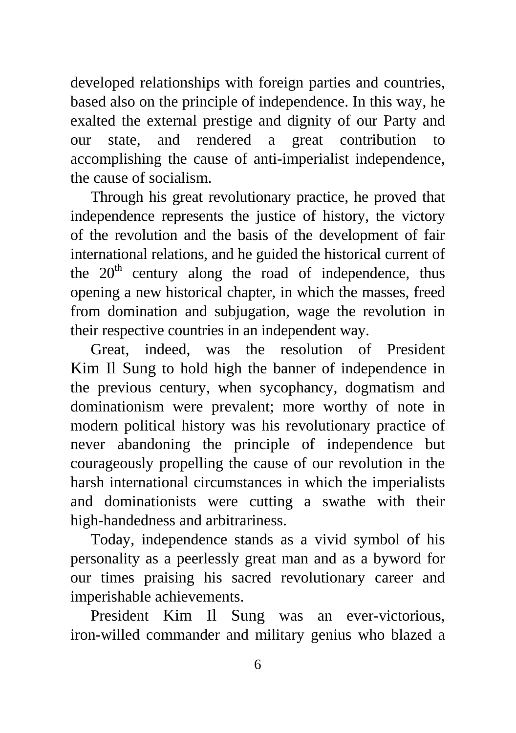developed relationships with foreign parties and countries, based also on the principle of independence. In this way, he exalted the external prestige and dignity of our Party and our state, and rendered a great contribution to accomplishing the cause of anti-imperialist independence, the cause of socialism.

Through his great revolutionary practice, he proved that independence represents the justice of history, the victory of the revolution and the basis of the development of fair international relations, and he guided the historical current of the 20th century along the road of independence, thus opening a new historical chapter, in which the masses, freed from domination and subjugation, wage the revolution in their respective countries in an independent way.

Great, indeed, was the resolution of President Kim Il Sung to hold high the banner of independence in the previous century, when sycophancy, dogmatism and dominationism were prevalent; more worthy of note in modern political history was his revolutionary practice of never abandoning the principle of independence but courageously propelling the cause of our revolution in the harsh international circumstances in which the imperialists and dominationists were cutting a swathe with their high-handedness and arbitrariness.

Today, independence stands as a vivid symbol of his personality as a peerlessly great man and as a byword for our times praising his sacred revolutionary career and imperishable achievements.

President Kim Il Sung was an ever-victorious, iron-willed commander and military genius who blazed a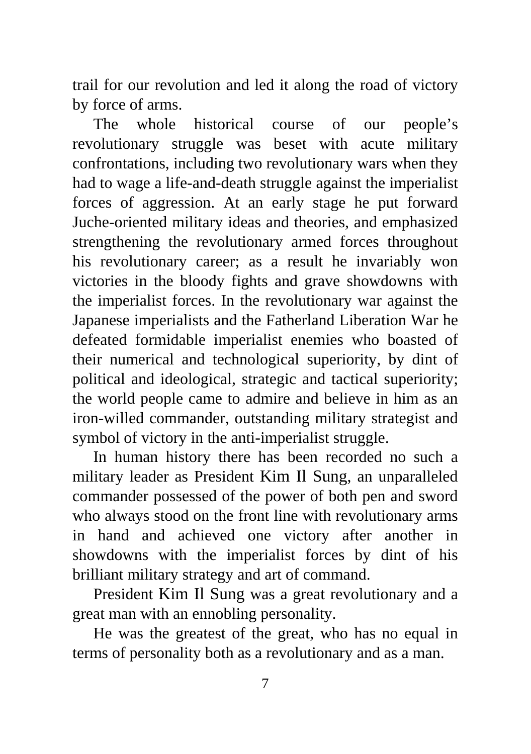trail for our revolution and led it along the road of victory by force of arms.

The whole historical course of our people's revolutionary struggle was beset with acute military confrontations, including two revolutionary wars when they had to wage a life-and-death struggle against the imperialist forces of aggression. At an early stage he put forward Juche-oriented military ideas and theories, and emphasized strengthening the revolutionary armed forces throughout his revolutionary career; as a result he invariably won victories in the bloody fights and grave showdowns with the imperialist forces. In the revolutionary war against the Japanese imperialists and the Fatherland Liberation War he defeated formidable imperialist enemies who boasted of their numerical and technological superiority, by dint of political and ideological, strategic and tactical superiority; the world people came to admire and believe in him as an iron-willed commander, outstanding military strategist and symbol of victory in the anti-imperialist struggle.

In human history there has been recorded no such a military leader as President Kim Il Sung, an unparalleled commander possessed of the power of both pen and sword who always stood on the front line with revolutionary arms in hand and achieved one victory after another in showdowns with the imperialist forces by dint of his brilliant military strategy and art of command.

President Kim Il Sung was a great revolutionary and a great man with an ennobling personality.

He was the greatest of the great, who has no equal in terms of personality both as a revolutionary and as a man.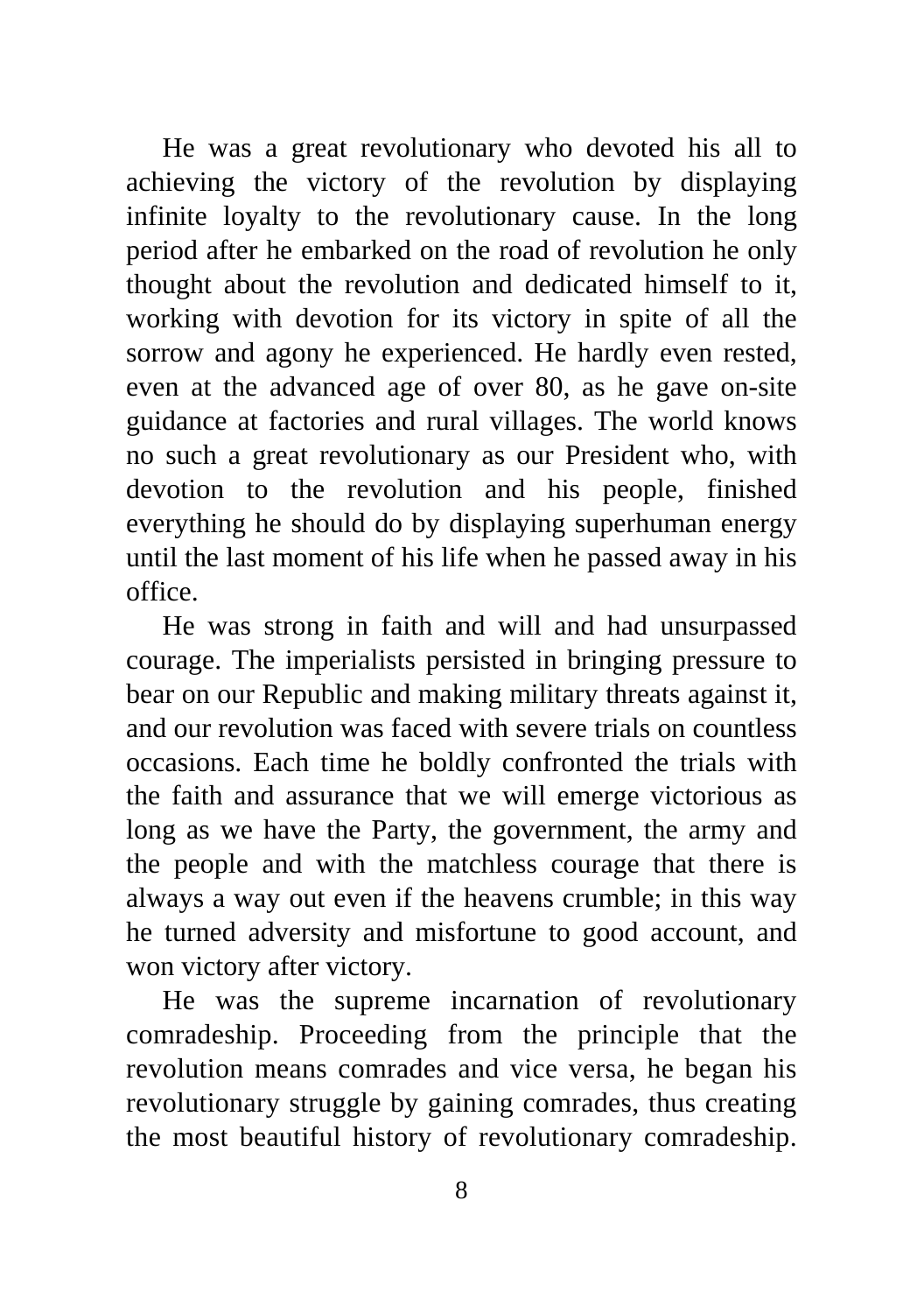He was a great revolutionary who devoted his all to achieving the victory of the revolution by displaying infinite loyalty to the revolutionary cause. In the long period after he embarked on the road of revolution he only thought about the revolution and dedicated himself to it, working with devotion for its victory in spite of all the sorrow and agony he experienced. He hardly even rested, even at the advanced age of over 80, as he gave on-site guidance at factories and rural villages. The world knows no such a great revolutionary as our President who, with devotion to the revolution and his people, finished everything he should do by displaying superhuman energy until the last moment of his life when he passed away in his office.

He was strong in faith and will and had unsurpassed courage. The imperialists persisted in bringing pressure to bear on our Republic and making military threats against it, and our revolution was faced with severe trials on countless occasions. Each time he boldly confronted the trials with the faith and assurance that we will emerge victorious as long as we have the Party, the government, the army and the people and with the matchless courage that there is always a way out even if the heavens crumble; in this way he turned adversity and misfortune to good account, and won victory after victory.

He was the supreme incarnation of revolutionary comradeship. Proceeding from the principle that the revolution means comrades and vice versa, he began his revolutionary struggle by gaining comrades, thus creating the most beautiful history of revolutionary comradeship.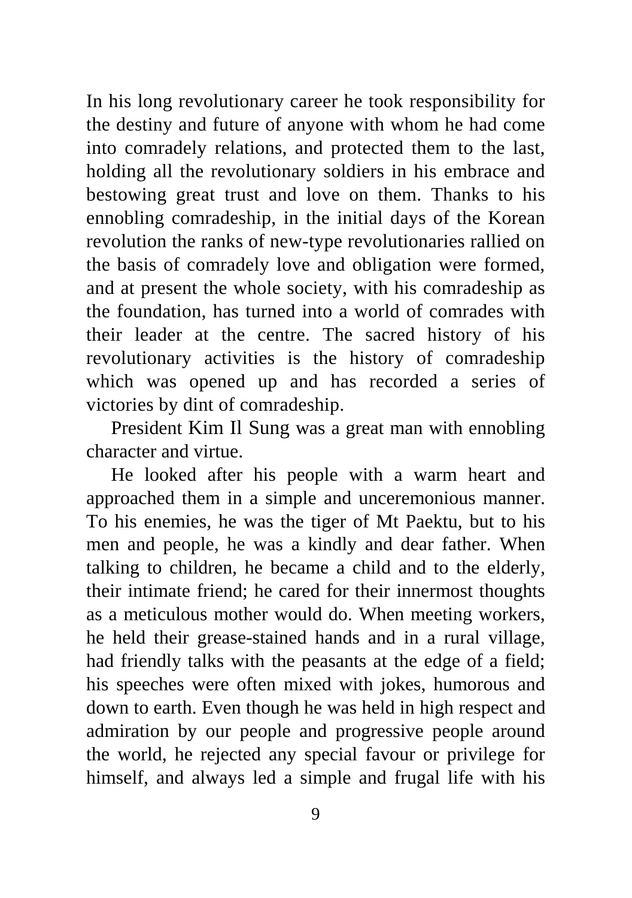In his long revolutionary career he took responsibility for the destiny and future of anyone with whom he had come into comradely relations, and protected them to the last, holding all the revolutionary soldiers in his embrace and bestowing great trust and love on them. Thanks to his ennobling comradeship, in the initial days of the Korean revolution the ranks of new-type revolutionaries rallied on the basis of comradely love and obligation were formed, and at present the whole society, with his comradeship as the foundation, has turned into a world of comrades with their leader at the centre. The sacred history of his revolutionary activities is the history of comradeship which was opened up and has recorded a series of victories by dint of comradeship.

President Kim Il Sung was a great man with ennobling character and virtue.

He looked after his people with a warm heart and approached them in a simple and unceremonious manner. To his enemies, he was the tiger of Mt Paektu, but to his men and people, he was a kindly and dear father. When talking to children, he became a child and to the elderly, their intimate friend; he cared for their innermost thoughts as a meticulous mother would do. When meeting workers, he held their grease-stained hands and in a rural village, had friendly talks with the peasants at the edge of a field; his speeches were often mixed with jokes, humorous and down to earth. Even though he was held in high respect and admiration by our people and progressive people around the world, he rejected any special favour or privilege for himself, and always led a simple and frugal life with his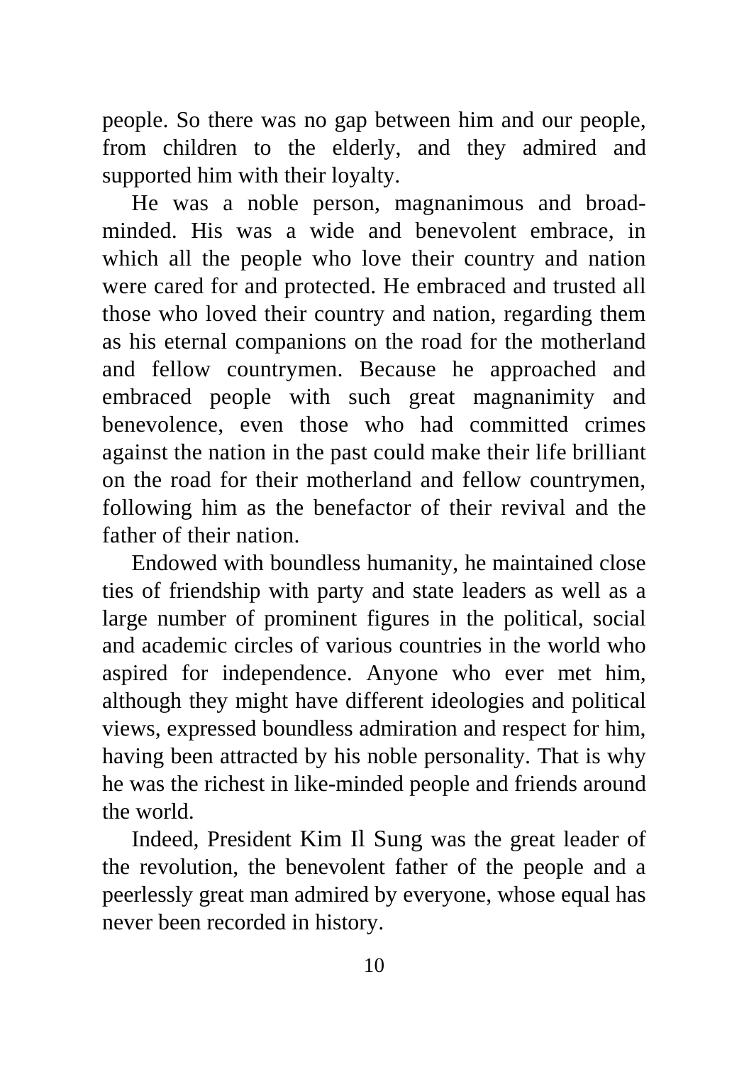people. So there was no gap between him and our people, from children to the elderly, and they admired and supported him with their loyalty.

He was a noble person, magnanimous and broad-minded. His was a wide and benevolent embrace, in which all the people who love their country and nation were cared for and protected. He embraced and trusted all those who loved their country and nation, regarding them as his eternal companions on the road for the motherland and fellow countrymen. Because he approached and embraced people with such great magnanimity and benevolence, even those who had committed crimes against the nation in the past could make their life brilliant on the road for their motherland and fellow countrymen, following him as the benefactor of their revival and the father of their nation.

Endowed with boundless humanity, he maintained close ties of friendship with party and state leaders as well as a large number of prominent figures in the political, social and academic circles of various countries in the world who aspired for independence. Anyone who ever met him, although they might have different ideologies and political views, expressed boundless admiration and respect for him, having been attracted by his noble personality. That is why he was the richest in like-minded people and friends around the world.

Indeed, President Kim Il Sung was the great leader of the revolution, the benevolent father of the people and a peerlessly great man admired by everyone, whose equal has never been recorded in history.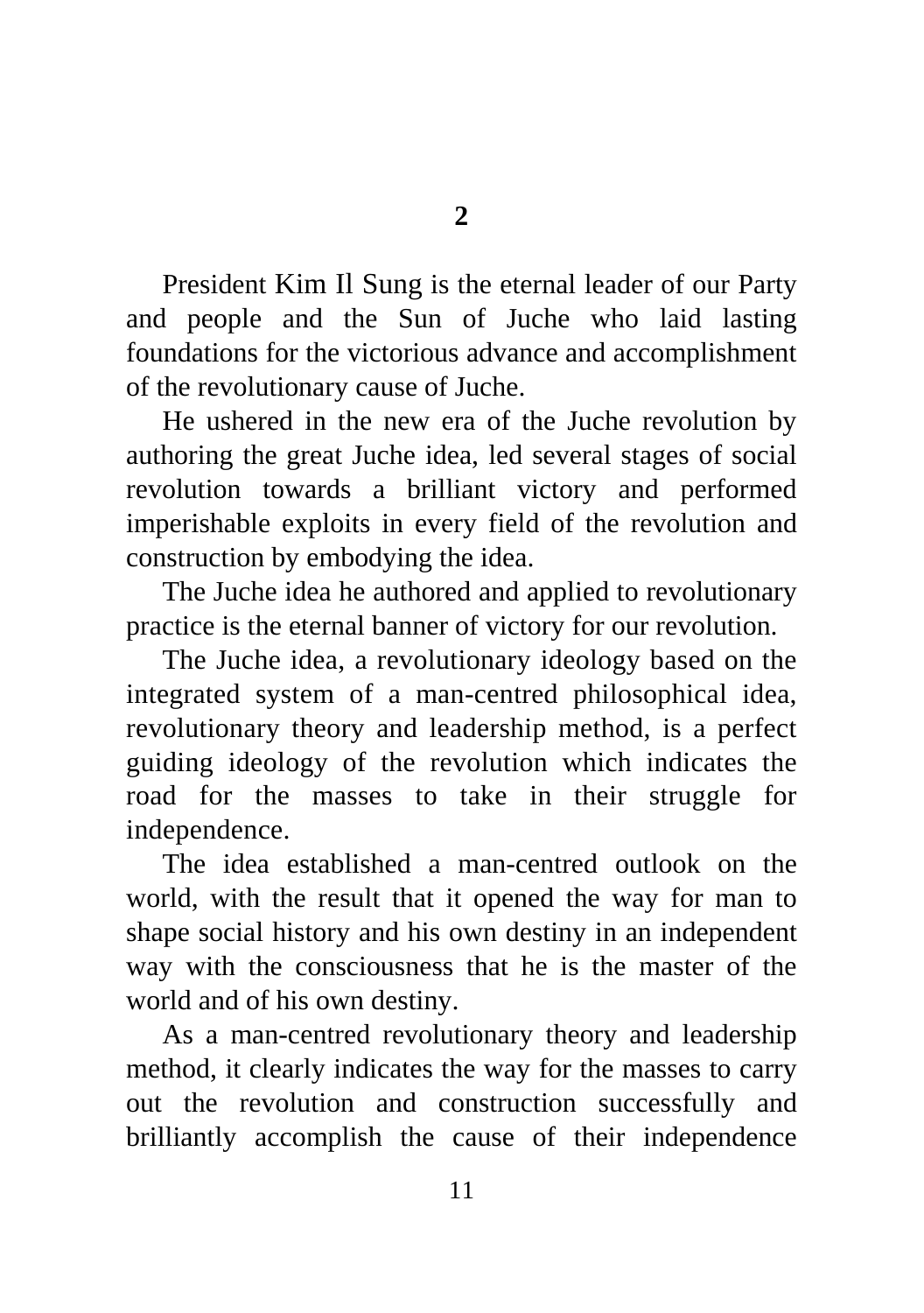## 2

President Kim Il Sung is the eternal leader of our Party and people and the Sun of Juche who laid lasting foundations for the victorious advance and accomplishment of the revolutionary cause of Juche.

He ushered in the new era of the Juche revolution by authoring the great Juche idea, led several stages of social revolution towards a brilliant victory and performed imperishable exploits in every field of the revolution and construction by embodying the idea.

The Juche idea he authored and applied to revolutionary practice is the eternal banner of victory for our revolution.

The Juche idea, a revolutionary ideology based on the integrated system of a man-centred philosophical idea, revolutionary theory and leadership method, is a perfect guiding ideology of the revolution which indicates the road for the masses to take in their struggle for independence.

The idea established a man-centred outlook on the world, with the result that it opened the way for man to shape social history and his own destiny in an independent way with the consciousness that he is the master of the world and of his own destiny.

As a man-centred revolutionary theory and leadership method, it clearly indicates the way for the masses to carry out the revolution and construction successfully and brilliantly accomplish the cause of their independence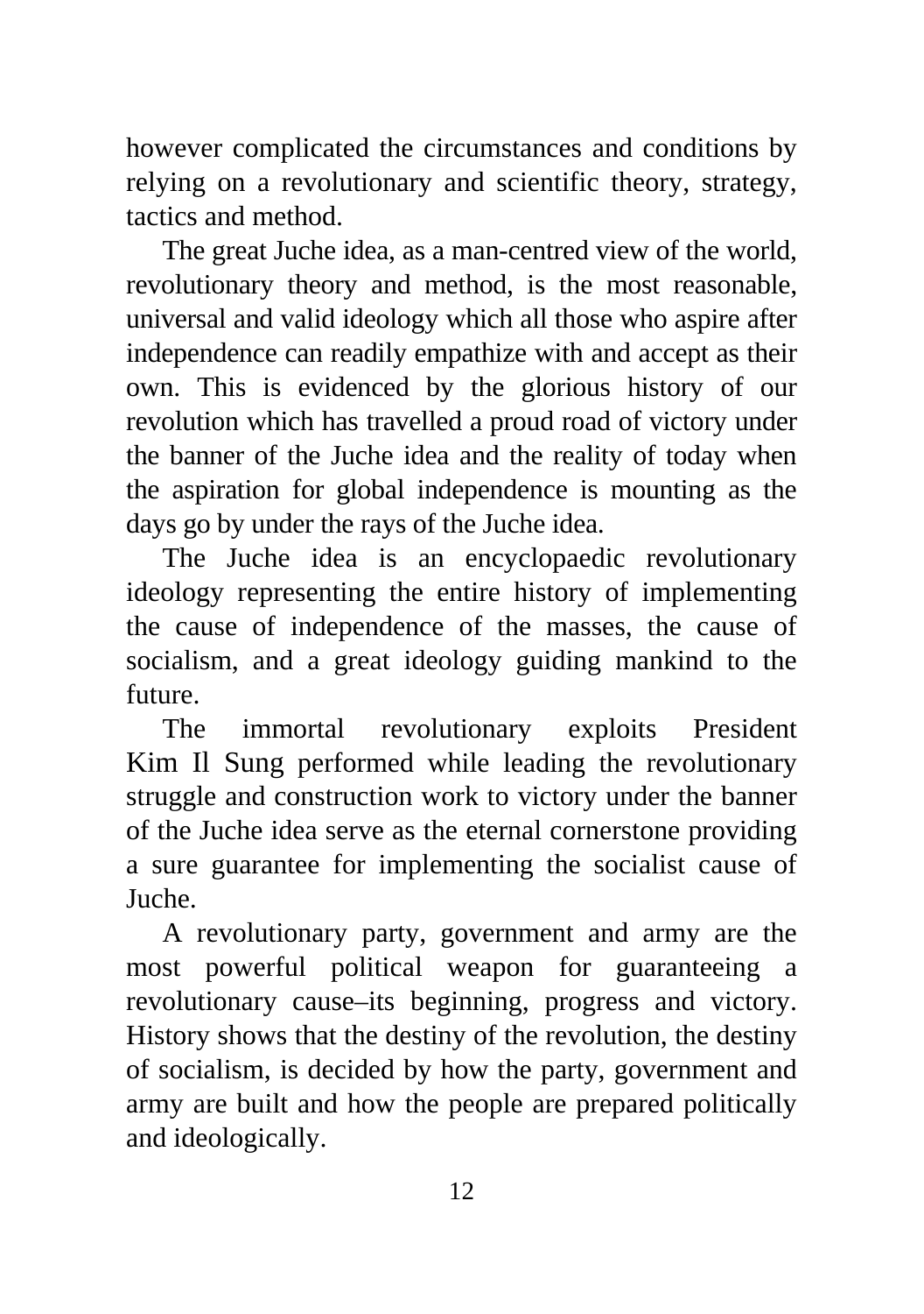however complicated the circumstances and conditions by relying on a revolutionary and scientific theory, strategy, tactics and method.

The great Juche idea, as a man-centred view of the world, revolutionary theory and method, is the most reasonable, universal and valid ideology which all those who aspire after independence can readily empathize with and accept as their own. This is evidenced by the glorious history of our revolution which has travelled a proud road of victory under the banner of the Juche idea and the reality of today when the aspiration for global independence is mounting as the days go by under the rays of the Juche idea.

The Juche idea is an encyclopaedic revolutionary ideology representing the entire history of implementing the cause of independence of the masses, the cause of socialism, and a great ideology guiding mankind to the future.

The immortal revolutionary exploits President Kim Il Sung performed while leading the revolutionary struggle and construction work to victory under the banner of the Juche idea serve as the eternal cornerstone providing a sure guarantee for implementing the socialist cause of Juche.

A revolutionary party, government and army are the most powerful political weapon for guaranteeing a revolutionary cause–its beginning, progress and victory. History shows that the destiny of the revolution, the destiny of socialism, is decided by how the party, government and army are built and how the people are prepared politically and ideologically.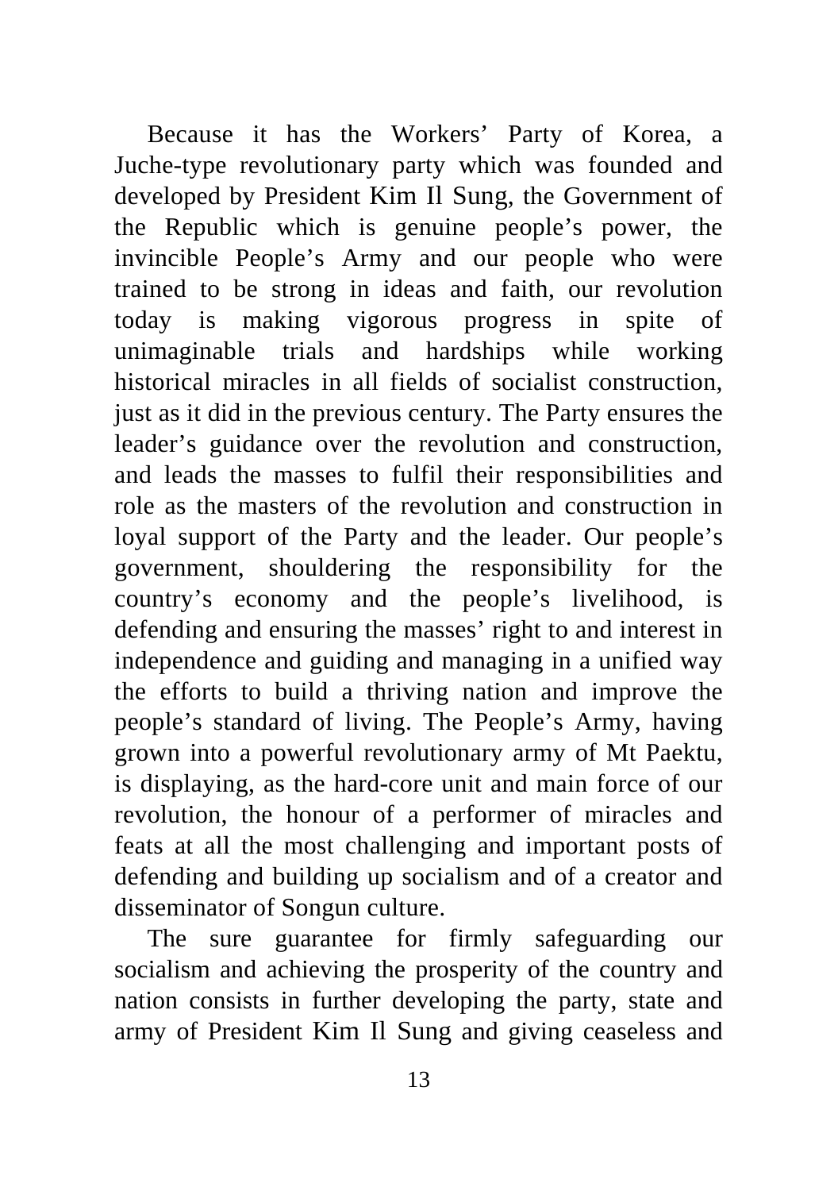Because it has the Workers' Party of Korea, a Juche-type revolutionary party which was founded and developed by President Kim Il Sung, the Government of the Republic which is genuine people's power, the invincible People's Army and our people who were trained to be strong in ideas and faith, our revolution today is making vigorous progress in spite of unimaginable trials and hardships while working historical miracles in all fields of socialist construction, just as it did in the previous century. The Party ensures the leader's guidance over the revolution and construction, and leads the masses to fulfil their responsibilities and role as the masters of the revolution and construction in loyal support of the Party and the leader. Our people's government, shouldering the responsibility for the country's economy and the people's livelihood, is defending and ensuring the masses' right to and interest in independence and guiding and managing in a unified way the efforts to build a thriving nation and improve the people's standard of living. The People's Army, having grown into a powerful revolutionary army of Mt Paektu, is displaying, as the hard-core unit and main force of our revolution, the honour of a performer of miracles and feats at all the most challenging and important posts of defending and building up socialism and of a creator and disseminator of Songun culture.

The sure guarantee for firmly safeguarding our socialism and achieving the prosperity of the country and nation consists in further developing the party, state and army of President Kim Il Sung and giving ceaseless and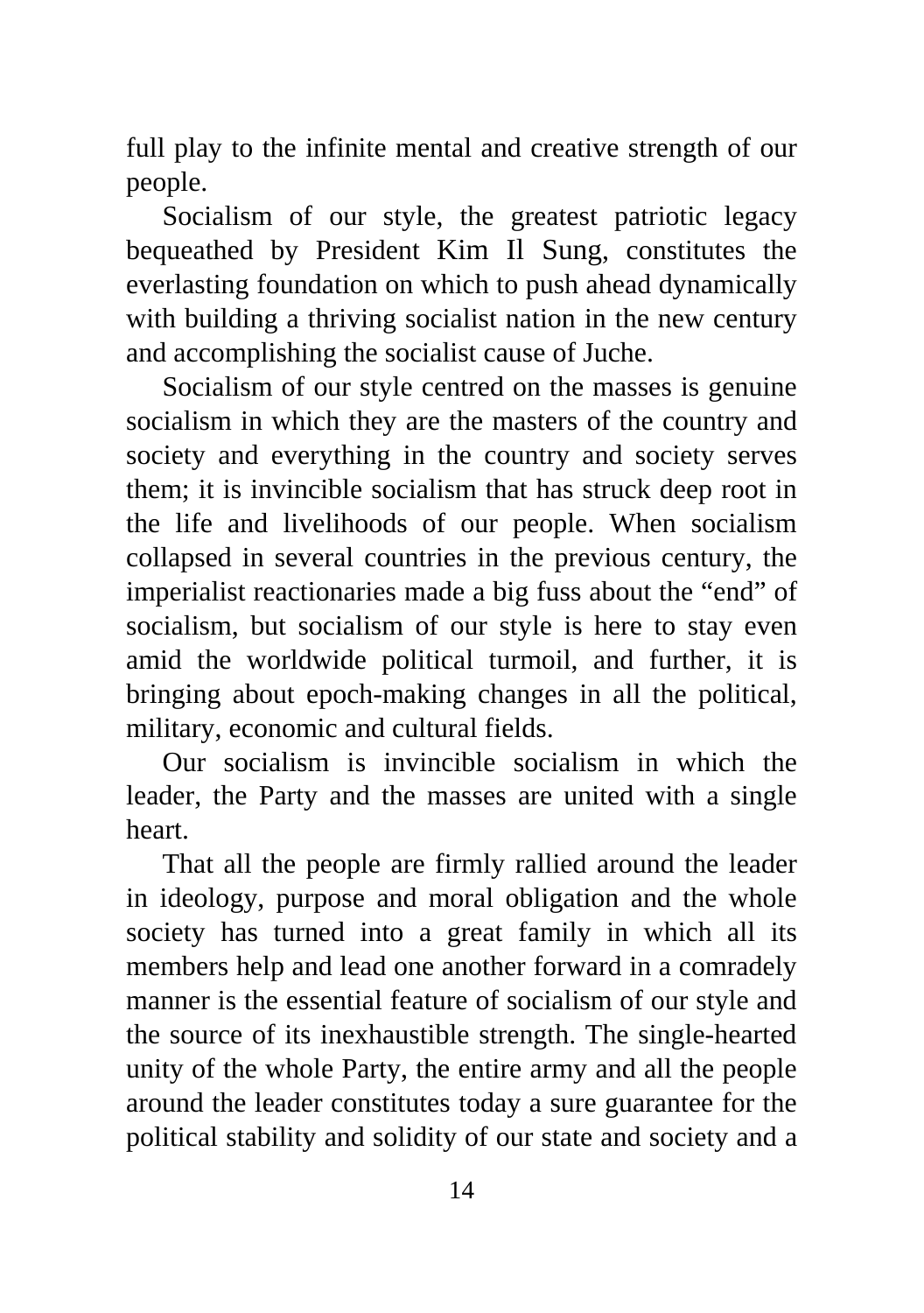full play to the infinite mental and creative strength of our people.

Socialism of our style, the greatest patriotic legacy bequeathed by President Kim Il Sung, constitutes the everlasting foundation on which to push ahead dynamically with building a thriving socialist nation in the new century and accomplishing the socialist cause of Juche.

Socialism of our style centred on the masses is genuine socialism in which they are the masters of the country and society and everything in the country and society serves them; it is invincible socialism that has struck deep root in the life and livelihoods of our people. When socialism collapsed in several countries in the previous century, the imperialist reactionaries made a big fuss about the "end" of socialism, but socialism of our style is here to stay even amid the worldwide political turmoil, and further, it is bringing about epoch-making changes in all the political, military, economic and cultural fields.

Our socialism is invincible socialism in which the leader, the Party and the masses are united with a single heart.

That all the people are firmly rallied around the leader in ideology, purpose and moral obligation and the whole society has turned into a great family in which all its members help and lead one another forward in a comradely manner is the essential feature of socialism of our style and the source of its inexhaustible strength. The single-hearted unity of the whole Party, the entire army and all the people around the leader constitutes today a sure guarantee for the political stability and solidity of our state and society and a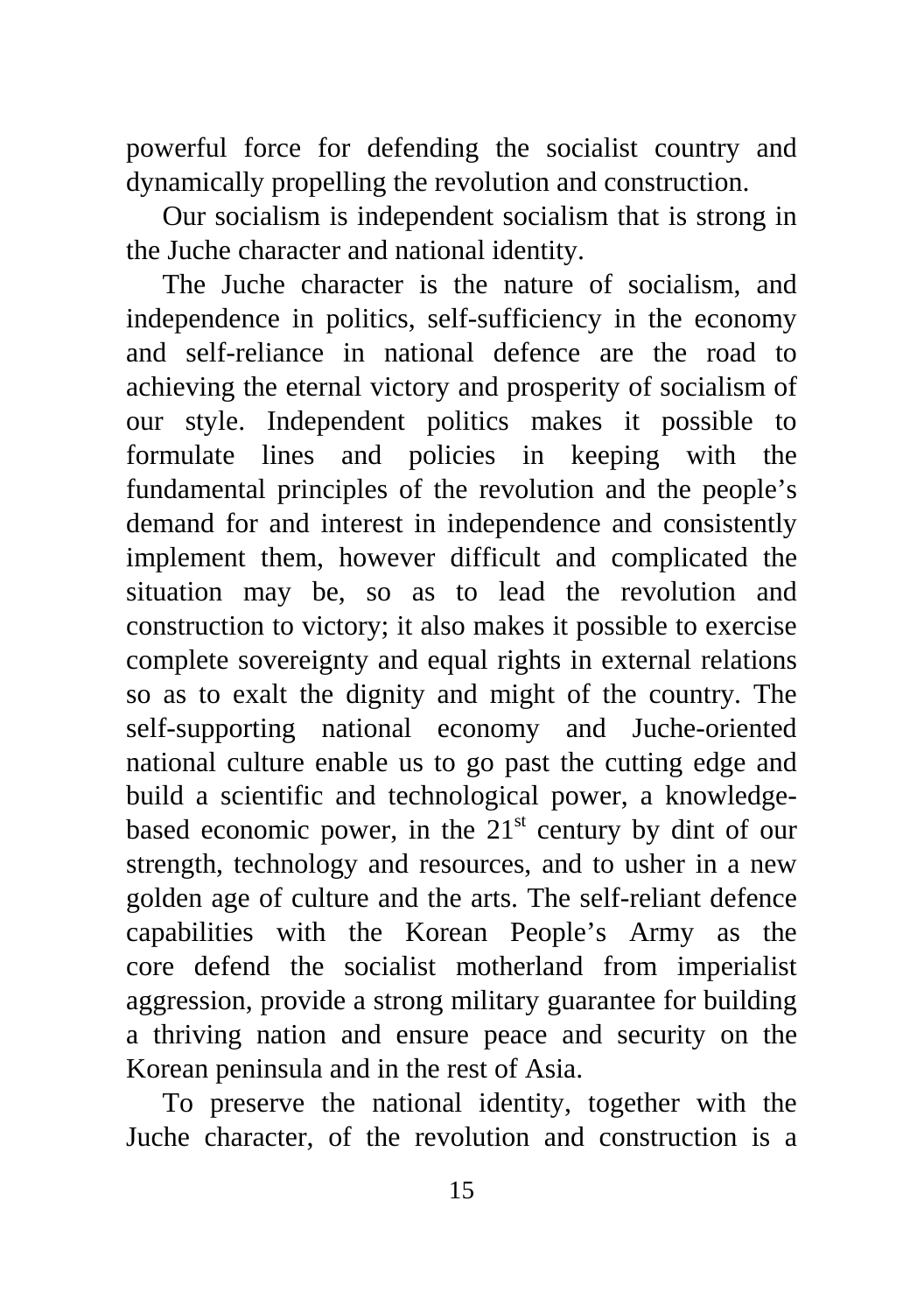powerful force for defending the socialist country and dynamically propelling the revolution and construction.

Our socialism is independent socialism that is strong in the Juche character and national identity.

The Juche character is the nature of socialism, and independence in politics, self-sufficiency in the economy and self-reliance in national defence are the road to achieving the eternal victory and prosperity of socialism of our style. Independent politics makes it possible to formulate lines and policies in keeping with the fundamental principles of the revolution and the people's demand for and interest in independence and consistently implement them, however difficult and complicated the situation may be, so as to lead the revolution and construction to victory; it also makes it possible to exercise complete sovereignty and equal rights in external relations so as to exalt the dignity and might of the country. The self-supporting national economy and Juche-oriented national culture enable us to go past the cutting edge and build a scientific and technological power, a knowledge-based economic power, in the 21st century by dint of our strength, technology and resources, and to usher in a new golden age of culture and the arts. The self-reliant defence capabilities with the Korean People's Army as the core defend the socialist motherland from imperialist aggression, provide a strong military guarantee for building a thriving nation and ensure peace and security on the Korean peninsula and in the rest of Asia.

To preserve the national identity, together with the Juche character, of the revolution and construction is a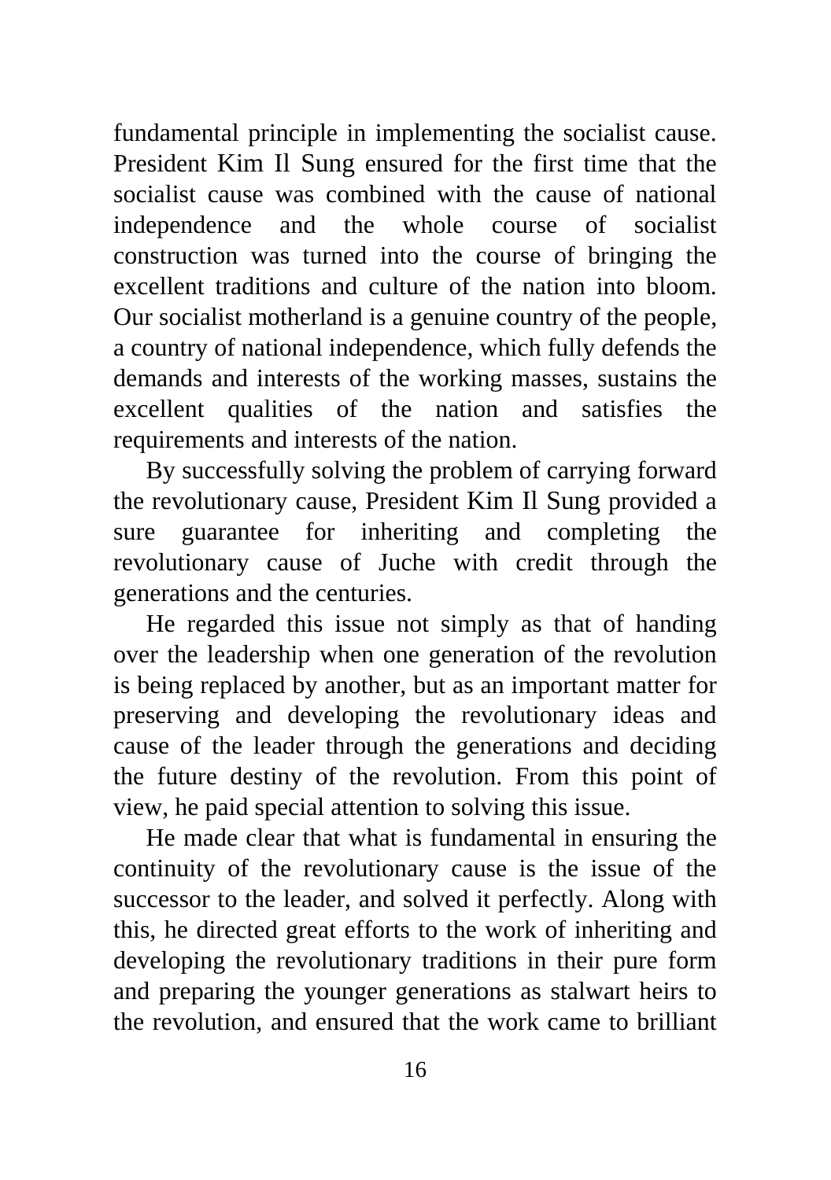fundamental principle in implementing the socialist cause. President Kim Il Sung ensured for the first time that the socialist cause was combined with the cause of national independence and the whole course of socialist construction was turned into the course of bringing the excellent traditions and culture of the nation into bloom. Our socialist motherland is a genuine country of the people, a country of national independence, which fully defends the demands and interests of the working masses, sustains the excellent qualities of the nation and satisfies the requirements and interests of the nation.

By successfully solving the problem of carrying forward the revolutionary cause, President Kim Il Sung provided a sure guarantee for inheriting and completing the revolutionary cause of Juche with credit through the generations and the centuries.

He regarded this issue not simply as that of handing over the leadership when one generation of the revolution is being replaced by another, but as an important matter for preserving and developing the revolutionary ideas and cause of the leader through the generations and deciding the future destiny of the revolution. From this point of view, he paid special attention to solving this issue.

He made clear that what is fundamental in ensuring the continuity of the revolutionary cause is the issue of the successor to the leader, and solved it perfectly. Along with this, he directed great efforts to the work of inheriting and developing the revolutionary traditions in their pure form and preparing the younger generations as stalwart heirs to the revolution, and ensured that the work came to brilliant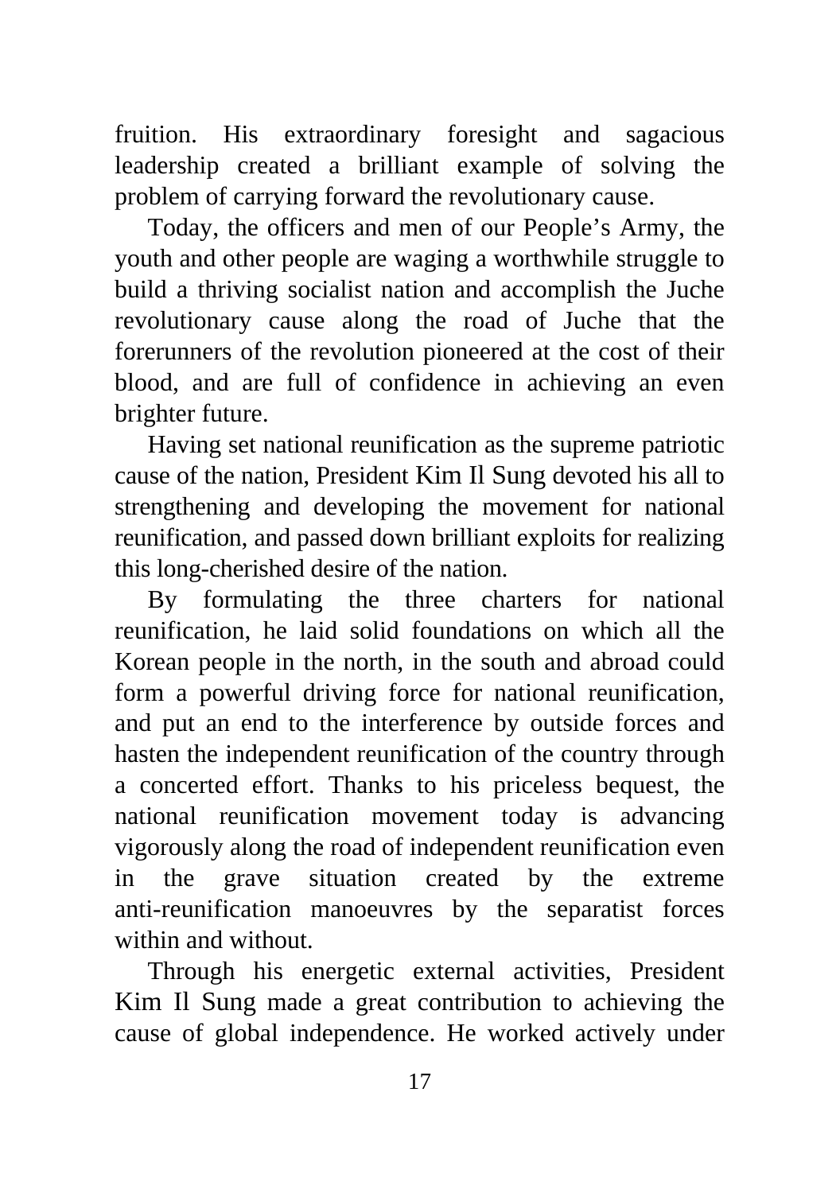fruition. His extraordinary foresight and sagacious leadership created a brilliant example of solving the problem of carrying forward the revolutionary cause.

Today, the officers and men of our People's Army, the youth and other people are waging a worthwhile struggle to build a thriving socialist nation and accomplish the Juche revolutionary cause along the road of Juche that the forerunners of the revolution pioneered at the cost of their blood, and are full of confidence in achieving an even brighter future.

Having set national reunification as the supreme patriotic cause of the nation, President Kim Il Sung devoted his all to strengthening and developing the movement for national reunification, and passed down brilliant exploits for realizing this long-cherished desire of the nation.

By formulating the three charters for national reunification, he laid solid foundations on which all the Korean people in the north, in the south and abroad could form a powerful driving force for national reunification, and put an end to the interference by outside forces and hasten the independent reunification of the country through a concerted effort. Thanks to his priceless bequest, the national reunification movement today is advancing vigorously along the road of independent reunification even in the grave situation created by the extreme anti-reunification manoeuvres by the separatist forces within and without.

Through his energetic external activities, President Kim Il Sung made a great contribution to achieving the cause of global independence. He worked actively under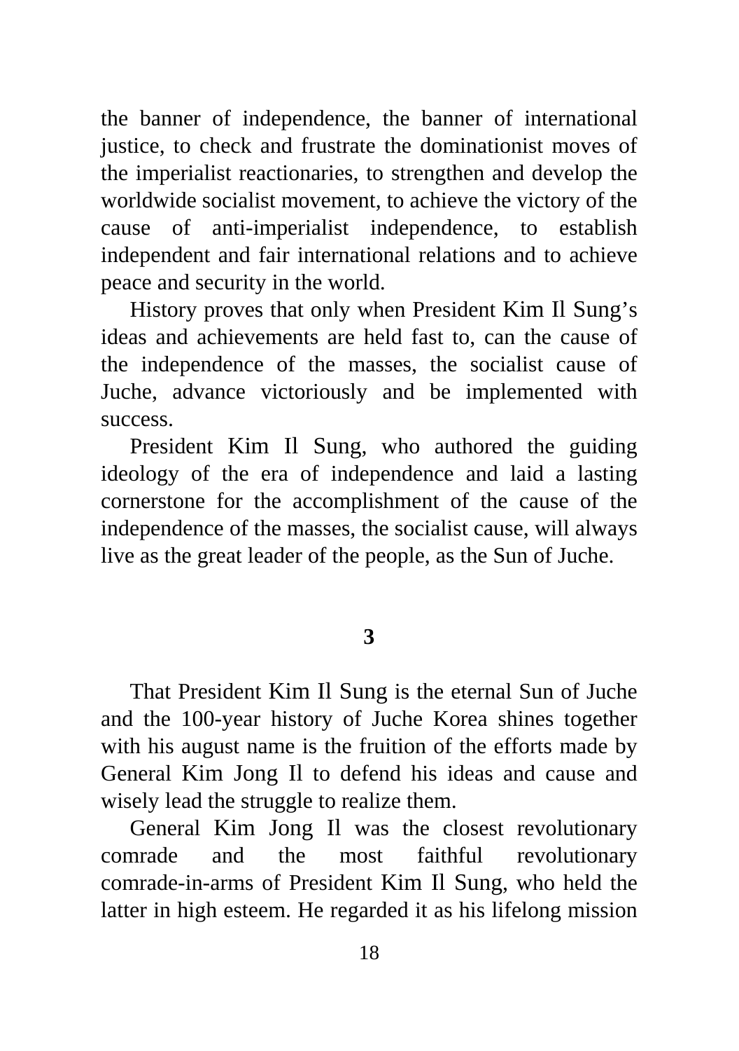the banner of independence, the banner of international justice, to check and frustrate the dominationist moves of the imperialist reactionaries, to strengthen and develop the worldwide socialist movement, to achieve the victory of the cause of anti-imperialist independence, to establish independent and fair international relations and to achieve peace and security in the world.

History proves that only when President Kim Il Sung's ideas and achievements are held fast to, can the cause of the independence of the masses, the socialist cause of Juche, advance victoriously and be implemented with success.

President Kim Il Sung, who authored the guiding ideology of the era of independence and laid a lasting cornerstone for the accomplishment of the cause of the independence of the masses, the socialist cause, will always live as the great leader of the people, as the Sun of Juche.

## 3

That President Kim Il Sung is the eternal Sun of Juche and the 100-year history of Juche Korea shines together with his august name is the fruition of the efforts made by General Kim Jong Il to defend his ideas and cause and wisely lead the struggle to realize them.

General Kim Jong Il was the closest revolutionary comrade and the most faithful revolutionary comrade-in-arms of President Kim Il Sung, who held the latter in high esteem. He regarded it as his lifelong mission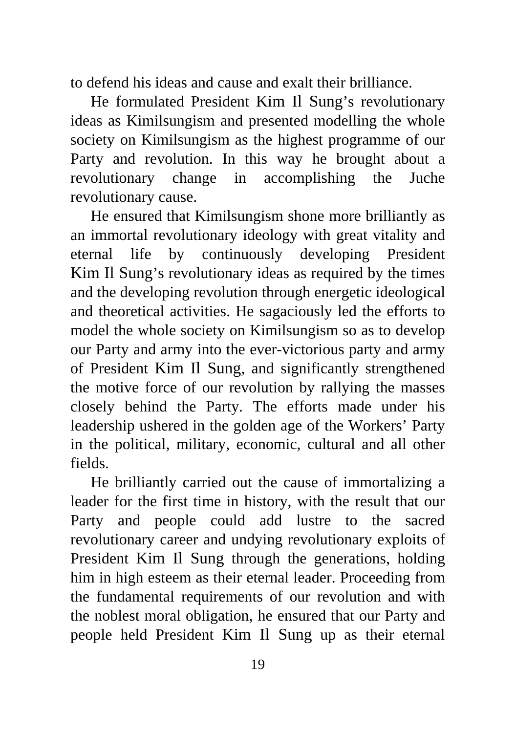to defend his ideas and cause and exalt their brilliance.

He formulated President Kim Il Sung's revolutionary ideas as Kimilsungism and presented modelling the whole society on Kimilsungism as the highest programme of our Party and revolution. In this way he brought about a revolutionary change in accomplishing the Juche revolutionary cause.

He ensured that Kimilsungism shone more brilliantly as an immortal revolutionary ideology with great vitality and eternal life by continuously developing President Kim Il Sung's revolutionary ideas as required by the times and the developing revolution through energetic ideological and theoretical activities. He sagaciously led the efforts to model the whole society on Kimilsungism so as to develop our Party and army into the ever-victorious party and army of President Kim Il Sung, and significantly strengthened the motive force of our revolution by rallying the masses closely behind the Party. The efforts made under his leadership ushered in the golden age of the Workers' Party in the political, military, economic, cultural and all other fields.

He brilliantly carried out the cause of immortalizing a leader for the first time in history, with the result that our Party and people could add lustre to the sacred revolutionary career and undying revolutionary exploits of President Kim Il Sung through the generations, holding him in high esteem as their eternal leader. Proceeding from the fundamental requirements of our revolution and with the noblest moral obligation, he ensured that our Party and people held President Kim Il Sung up as their eternal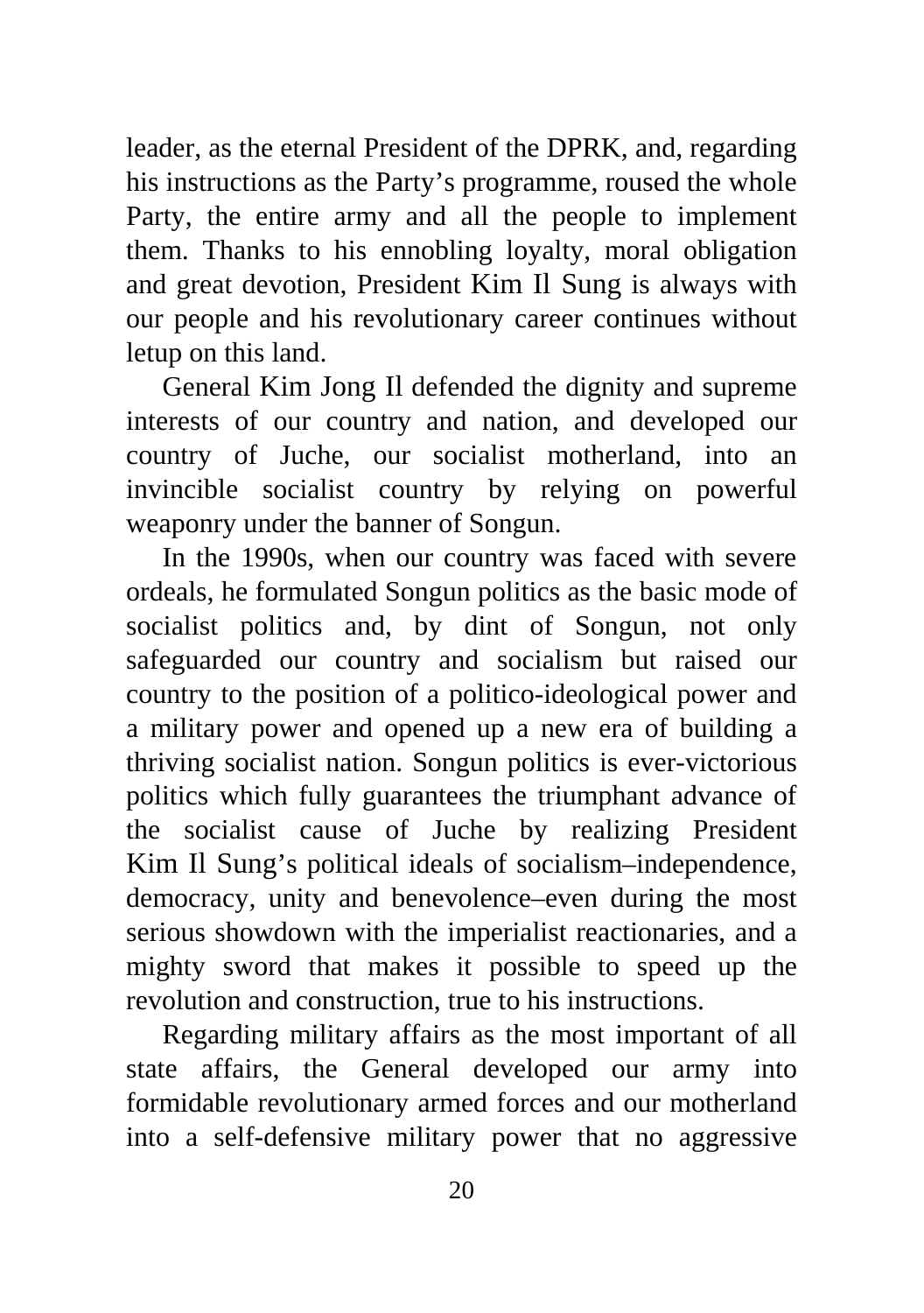leader, as the eternal President of the DPRK, and, regarding his instructions as the Party's programme, roused the whole Party, the entire army and all the people to implement them. Thanks to his ennobling loyalty, moral obligation and great devotion, President Kim Il Sung is always with our people and his revolutionary career continues without letup on this land.

General Kim Jong Il defended the dignity and supreme interests of our country and nation, and developed our country of Juche, our socialist motherland, into an invincible socialist country by relying on powerful weaponry under the banner of Songun.

In the 1990s, when our country was faced with severe ordeals, he formulated Songun politics as the basic mode of socialist politics and, by dint of Songun, not only safeguarded our country and socialism but raised our country to the position of a politico-ideological power and a military power and opened up a new era of building a thriving socialist nation. Songun politics is ever-victorious politics which fully guarantees the triumphant advance of the socialist cause of Juche by realizing President Kim Il Sung's political ideals of socialism–independence, democracy, unity and benevolence–even during the most serious showdown with the imperialist reactionaries, and a mighty sword that makes it possible to speed up the revolution and construction, true to his instructions.

Regarding military affairs as the most important of all state affairs, the General developed our army into formidable revolutionary armed forces and our motherland into a self-defensive military power that no aggressive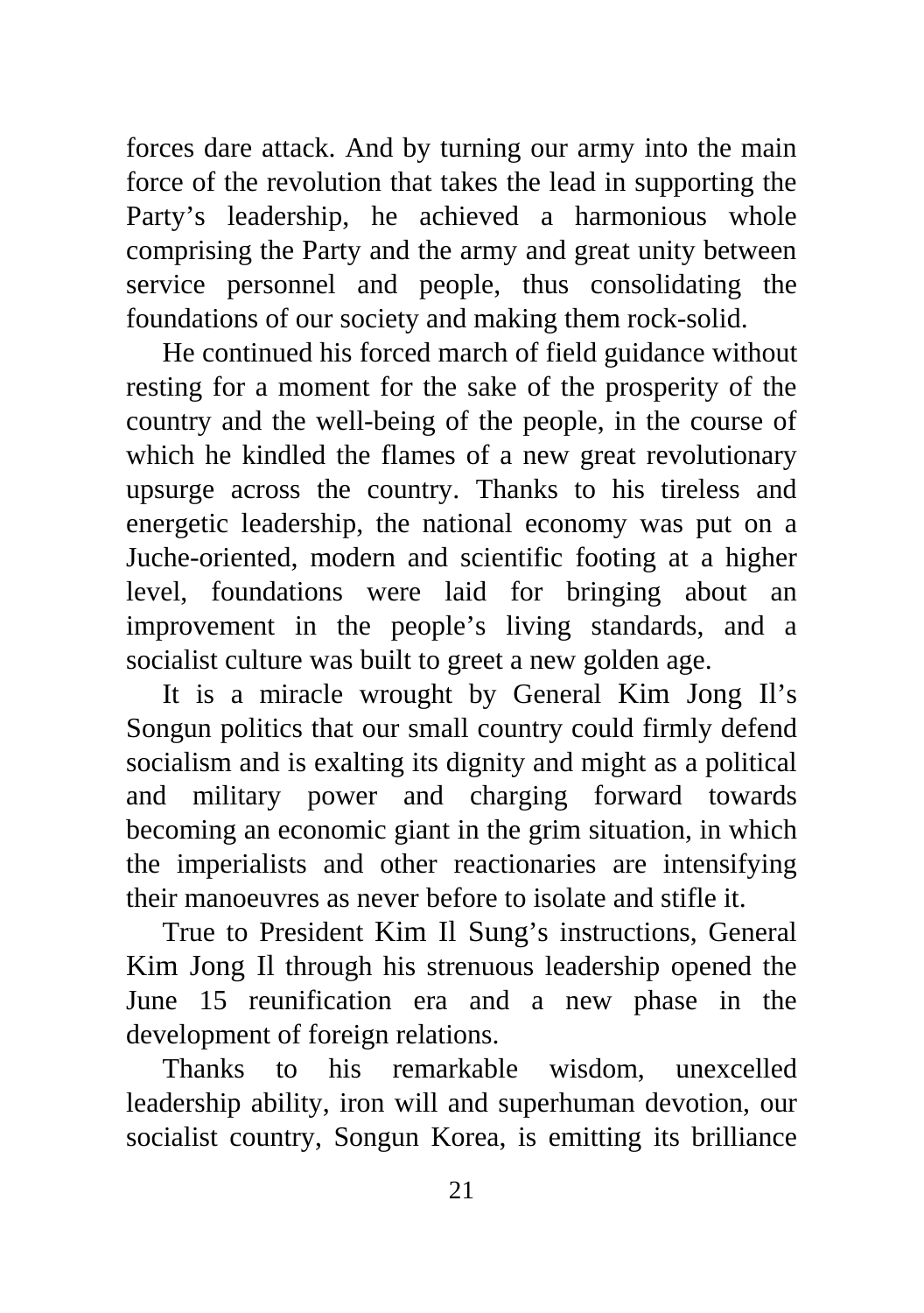forces dare attack. And by turning our army into the main force of the revolution that takes the lead in supporting the Party's leadership, he achieved a harmonious whole comprising the Party and the army and great unity between service personnel and people, thus consolidating the foundations of our society and making them rock-solid.

He continued his forced march of field guidance without resting for a moment for the sake of the prosperity of the country and the well-being of the people, in the course of which he kindled the flames of a new great revolutionary upsurge across the country. Thanks to his tireless and energetic leadership, the national economy was put on a Juche-oriented, modern and scientific footing at a higher level, foundations were laid for bringing about an improvement in the people's living standards, and a socialist culture was built to greet a new golden age.

It is a miracle wrought by General Kim Jong Il's Songun politics that our small country could firmly defend socialism and is exalting its dignity and might as a political and military power and charging forward towards becoming an economic giant in the grim situation, in which the imperialists and other reactionaries are intensifying their manoeuvres as never before to isolate and stifle it.

True to President Kim Il Sung's instructions, General Kim Jong Il through his strenuous leadership opened the June 15 reunification era and a new phase in the development of foreign relations.

Thanks to his remarkable wisdom, unexcelled leadership ability, iron will and superhuman devotion, our socialist country, Songun Korea, is emitting its brilliance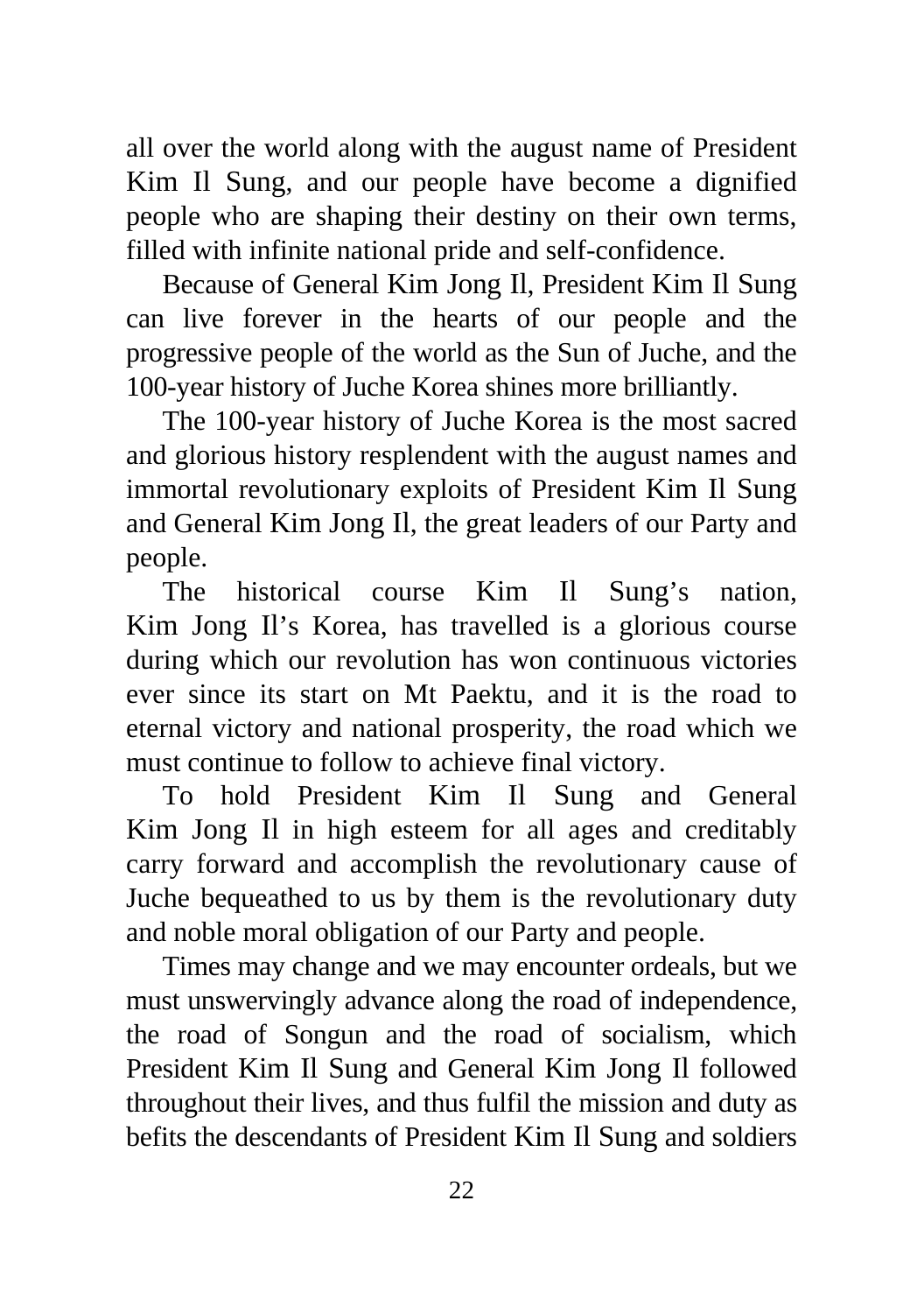all over the world along with the august name of President Kim Il Sung, and our people have become a dignified people who are shaping their destiny on their own terms, filled with infinite national pride and self-confidence.

Because of General Kim Jong Il, President Kim Il Sung can live forever in the hearts of our people and the progressive people of the world as the Sun of Juche, and the 100-year history of Juche Korea shines more brilliantly.

The 100-year history of Juche Korea is the most sacred and glorious history resplendent with the august names and immortal revolutionary exploits of President Kim Il Sung and General Kim Jong Il, the great leaders of our Party and people.

The historical course Kim Il Sung's nation, Kim Jong Il's Korea, has travelled is a glorious course during which our revolution has won continuous victories ever since its start on Mt Paektu, and it is the road to eternal victory and national prosperity, the road which we must continue to follow to achieve final victory.

To hold President Kim Il Sung and General Kim Jong Il in high esteem for all ages and creditably carry forward and accomplish the revolutionary cause of Juche bequeathed to us by them is the revolutionary duty and noble moral obligation of our Party and people.

Times may change and we may encounter ordeals, but we must unswervingly advance along the road of independence, the road of Songun and the road of socialism, which President Kim Il Sung and General Kim Jong Il followed throughout their lives, and thus fulfil the mission and duty as befits the descendants of President Kim Il Sung and soldiers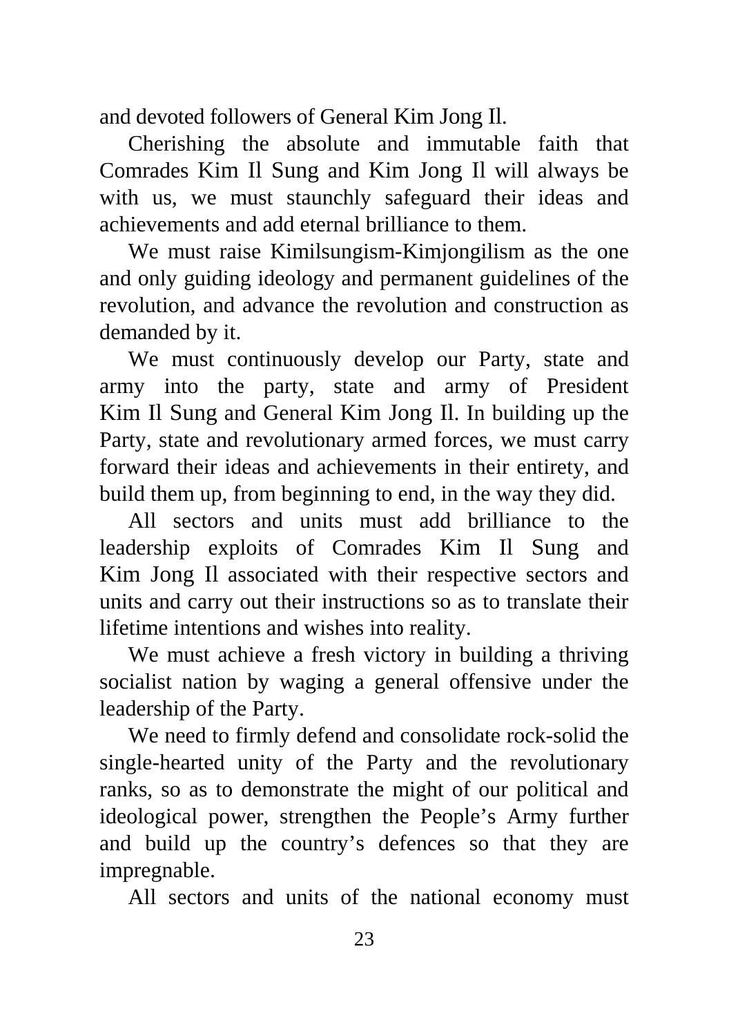and devoted followers of General Kim Jong Il.

Cherishing the absolute and immutable faith that Comrades Kim Il Sung and Kim Jong Il will always be with us, we must staunchly safeguard their ideas and achievements and add eternal brilliance to them.

We must raise Kimilsungism-Kimjongilism as the one and only guiding ideology and permanent guidelines of the revolution, and advance the revolution and construction as demanded by it.

We must continuously develop our Party, state and army into the party, state and army of President Kim Il Sung and General Kim Jong Il. In building up the Party, state and revolutionary armed forces, we must carry forward their ideas and achievements in their entirety, and build them up, from beginning to end, in the way they did.

All sectors and units must add brilliance to the leadership exploits of Comrades Kim Il Sung and Kim Jong Il associated with their respective sectors and units and carry out their instructions so as to translate their lifetime intentions and wishes into reality.

We must achieve a fresh victory in building a thriving socialist nation by waging a general offensive under the leadership of the Party.

We need to firmly defend and consolidate rock-solid the single-hearted unity of the Party and the revolutionary ranks, so as to demonstrate the might of our political and ideological power, strengthen the People's Army further and build up the country's defences so that they are impregnable.

All sectors and units of the national economy must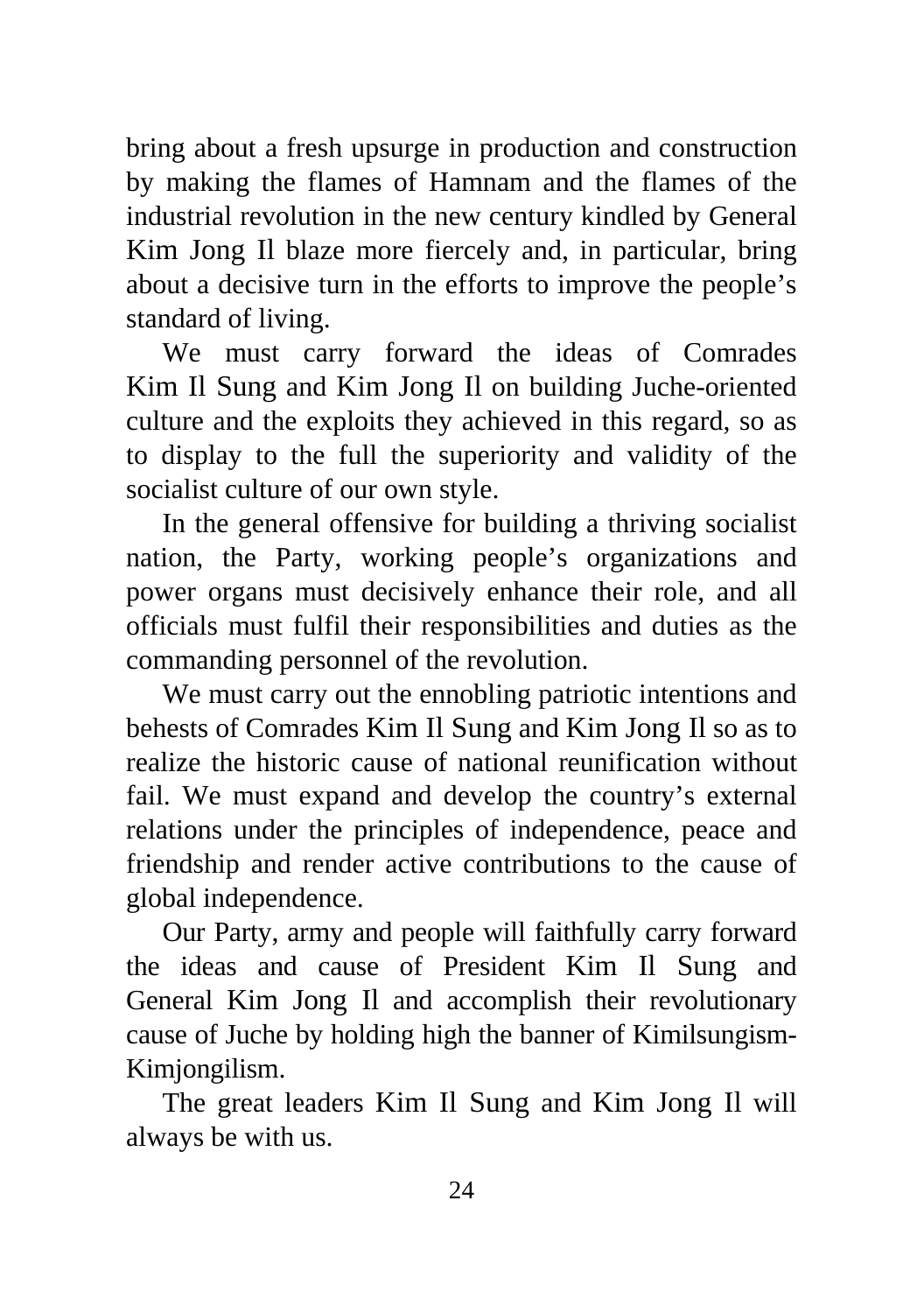bring about a fresh upsurge in production and construction by making the flames of Hamnam and the flames of the industrial revolution in the new century kindled by General Kim Jong Il blaze more fiercely and, in particular, bring about a decisive turn in the efforts to improve the people's standard of living.

We must carry forward the ideas of Comrades Kim Il Sung and Kim Jong Il on building Juche-oriented culture and the exploits they achieved in this regard, so as to display to the full the superiority and validity of the socialist culture of our own style.

In the general offensive for building a thriving socialist nation, the Party, working people's organizations and power organs must decisively enhance their role, and all officials must fulfil their responsibilities and duties as the commanding personnel of the revolution.

We must carry out the ennobling patriotic intentions and behests of Comrades Kim Il Sung and Kim Jong Il so as to realize the historic cause of national reunification without fail. We must expand and develop the country's external relations under the principles of independence, peace and friendship and render active contributions to the cause of global independence.

Our Party, army and people will faithfully carry forward the ideas and cause of President Kim Il Sung and General Kim Jong Il and accomplish their revolutionary cause of Juche by holding high the banner of Kimilsungism-Kimjongilism.

The great leaders Kim Il Sung and Kim Jong Il will always be with us.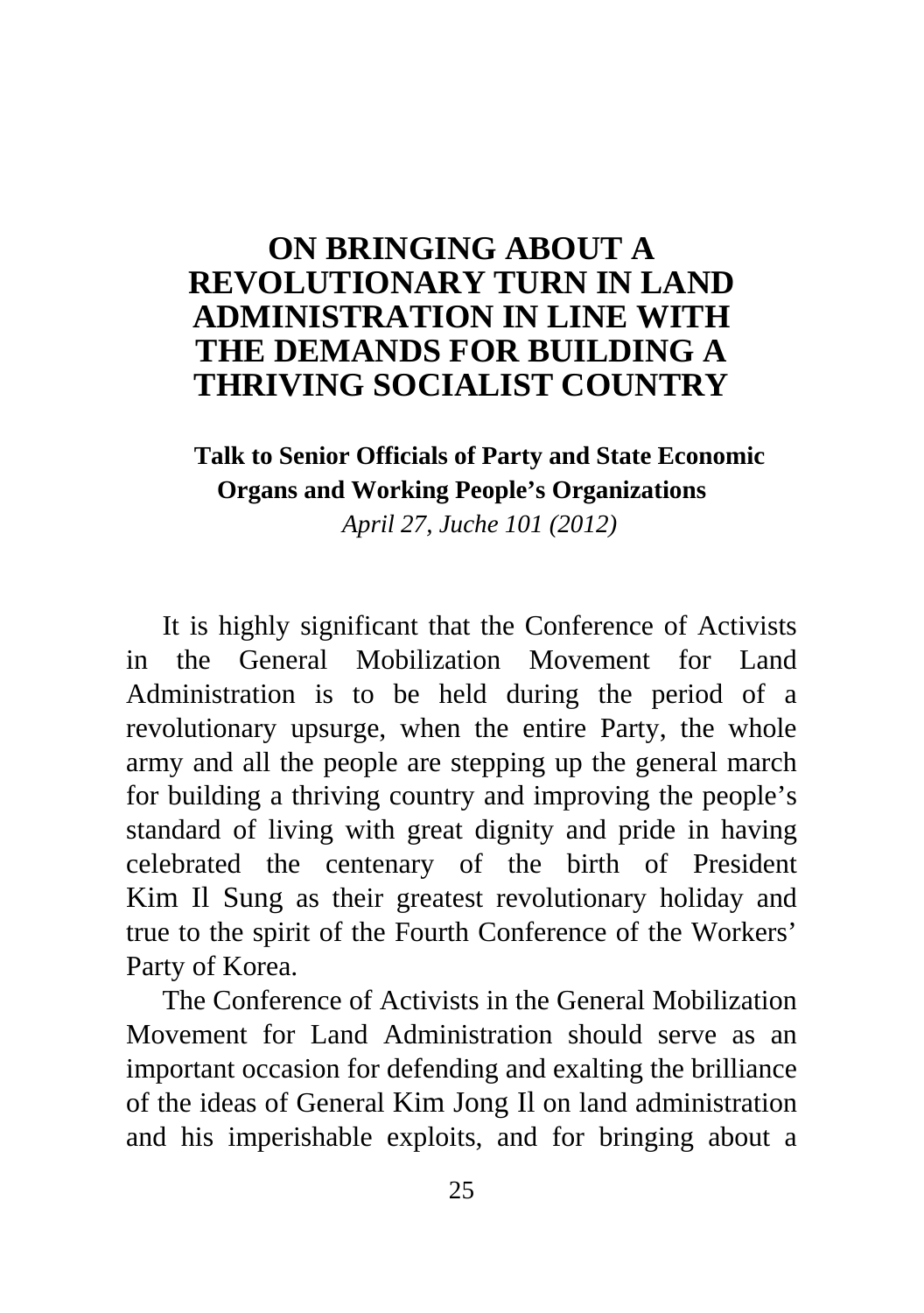# ON BRINGING ABOUT A REVOLUTIONARY TURN IN LAND ADMINISTRATION IN LINE WITH THE DEMANDS FOR BUILDING A THRIVING SOCIALIST COUNTRY

**Talk to Senior Officials of Party and State Economic Organs and Working People's Organizations**

*April 27, Juche 101 (2012)*

It is highly significant that the Conference of Activists in the General Mobilization Movement for Land Administration is to be held during the period of a revolutionary upsurge, when the entire Party, the whole army and all the people are stepping up the general march for building a thriving country and improving the people's standard of living with great dignity and pride in having celebrated the centenary of the birth of President Kim Il Sung as their greatest revolutionary holiday and true to the spirit of the Fourth Conference of the Workers' Party of Korea.

The Conference of Activists in the General Mobilization Movement for Land Administration should serve as an important occasion for defending and exalting the brilliance of the ideas of General Kim Jong Il on land administration and his imperishable exploits, and for bringing about a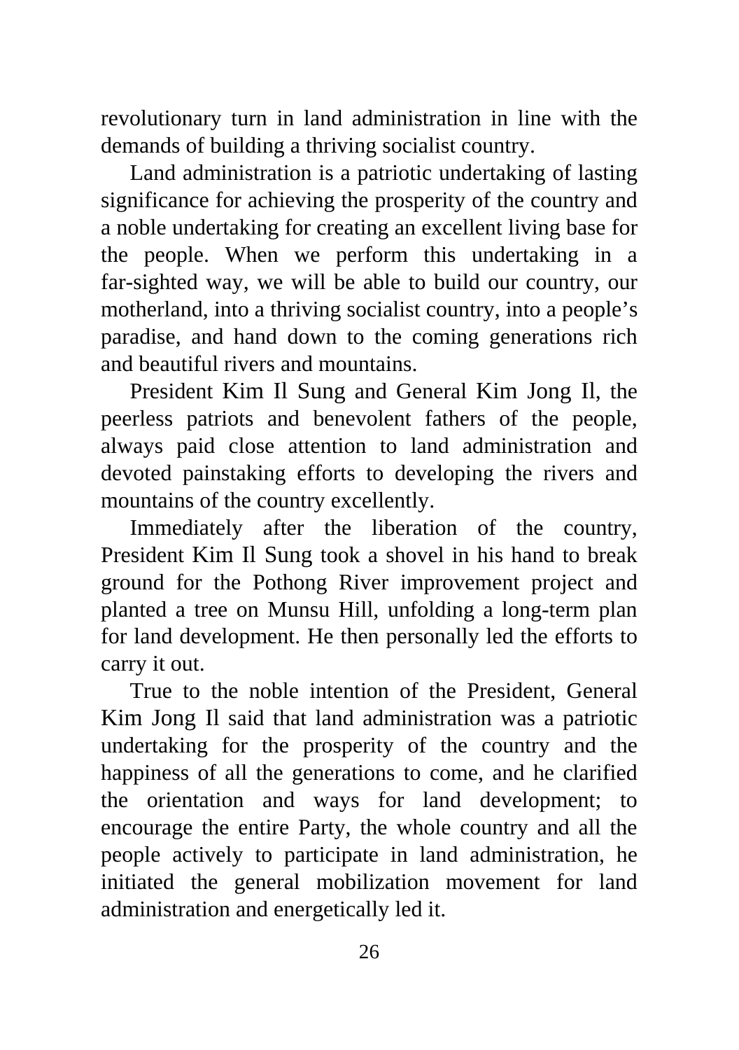revolutionary turn in land administration in line with the demands of building a thriving socialist country.

Land administration is a patriotic undertaking of lasting significance for achieving the prosperity of the country and a noble undertaking for creating an excellent living base for the people. When we perform this undertaking in a far-sighted way, we will be able to build our country, our motherland, into a thriving socialist country, into a people's paradise, and hand down to the coming generations rich and beautiful rivers and mountains.

President Kim Il Sung and General Kim Jong Il, the peerless patriots and benevolent fathers of the people, always paid close attention to land administration and devoted painstaking efforts to developing the rivers and mountains of the country excellently.

Immediately after the liberation of the country, President Kim Il Sung took a shovel in his hand to break ground for the Pothong River improvement project and planted a tree on Munsu Hill, unfolding a long-term plan for land development. He then personally led the efforts to carry it out.

True to the noble intention of the President, General Kim Jong Il said that land administration was a patriotic undertaking for the prosperity of the country and the happiness of all the generations to come, and he clarified the orientation and ways for land development; to encourage the entire Party, the whole country and all the people actively to participate in land administration, he initiated the general mobilization movement for land administration and energetically led it.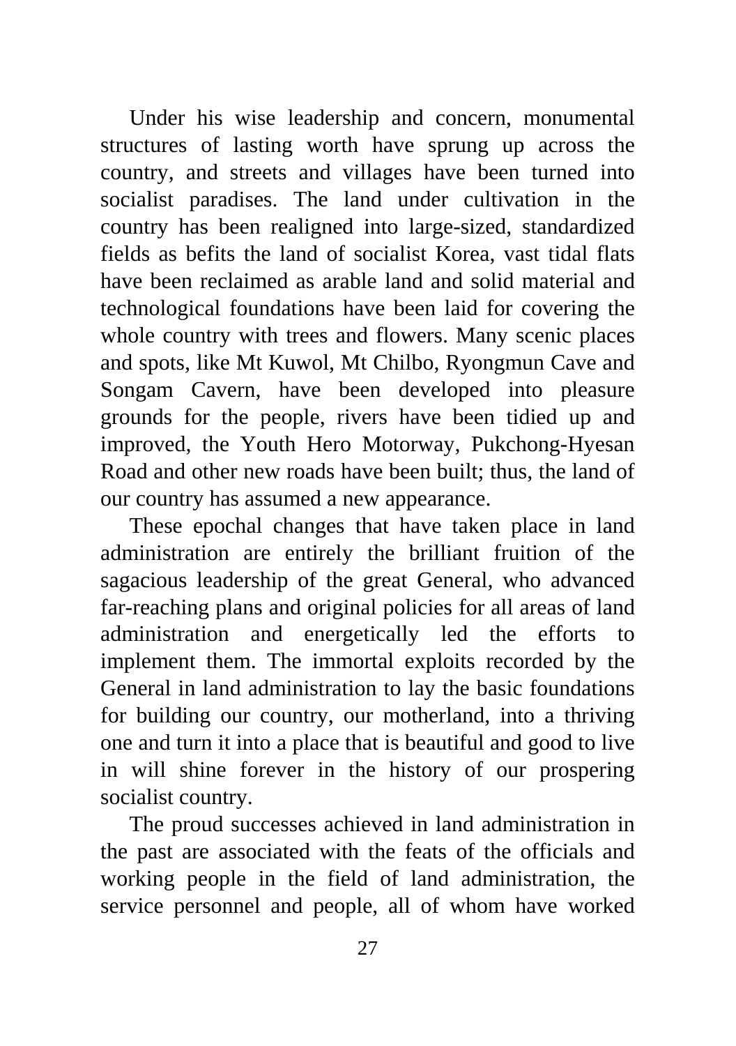Under his wise leadership and concern, monumental structures of lasting worth have sprung up across the country, and streets and villages have been turned into socialist paradises. The land under cultivation in the country has been realigned into large-sized, standardized fields as befits the land of socialist Korea, vast tidal flats have been reclaimed as arable land and solid material and technological foundations have been laid for covering the whole country with trees and flowers. Many scenic places and spots, like Mt Kuwol, Mt Chilbo, Ryongmun Cave and Songam Cavern, have been developed into pleasure grounds for the people, rivers have been tidied up and improved, the Youth Hero Motorway, Pukchong-Hyesan Road and other new roads have been built; thus, the land of our country has assumed a new appearance.

These epochal changes that have taken place in land administration are entirely the brilliant fruition of the sagacious leadership of the great General, who advanced far-reaching plans and original policies for all areas of land administration and energetically led the efforts to implement them. The immortal exploits recorded by the General in land administration to lay the basic foundations for building our country, our motherland, into a thriving one and turn it into a place that is beautiful and good to live in will shine forever in the history of our prospering socialist country.

The proud successes achieved in land administration in the past are associated with the feats of the officials and working people in the field of land administration, the service personnel and people, all of whom have worked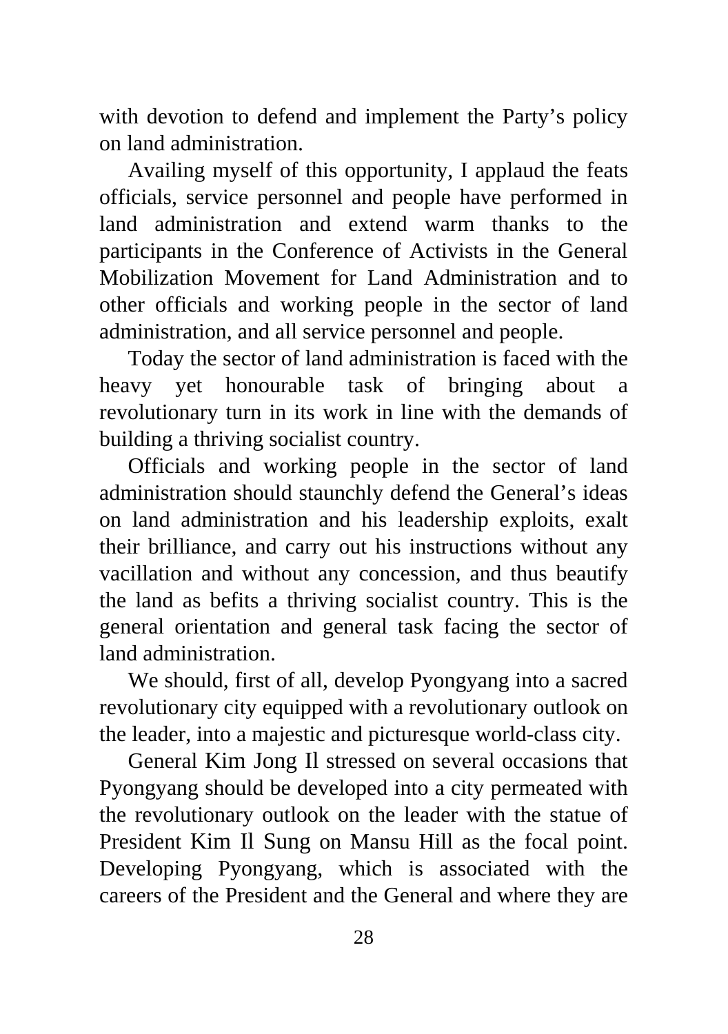with devotion to defend and implement the Party's policy on land administration.

Availing myself of this opportunity, I applaud the feats officials, service personnel and people have performed in land administration and extend warm thanks to the participants in the Conference of Activists in the General Mobilization Movement for Land Administration and to other officials and working people in the sector of land administration, and all service personnel and people.

Today the sector of land administration is faced with the heavy yet honourable task of bringing about a revolutionary turn in its work in line with the demands of building a thriving socialist country.

Officials and working people in the sector of land administration should staunchly defend the General's ideas on land administration and his leadership exploits, exalt their brilliance, and carry out his instructions without any vacillation and without any concession, and thus beautify the land as befits a thriving socialist country. This is the general orientation and general task facing the sector of land administration.

We should, first of all, develop Pyongyang into a sacred revolutionary city equipped with a revolutionary outlook on the leader, into a majestic and picturesque world-class city.

General Kim Jong Il stressed on several occasions that Pyongyang should be developed into a city permeated with the revolutionary outlook on the leader with the statue of President Kim Il Sung on Mansu Hill as the focal point. Developing Pyongyang, which is associated with the careers of the President and the General and where they are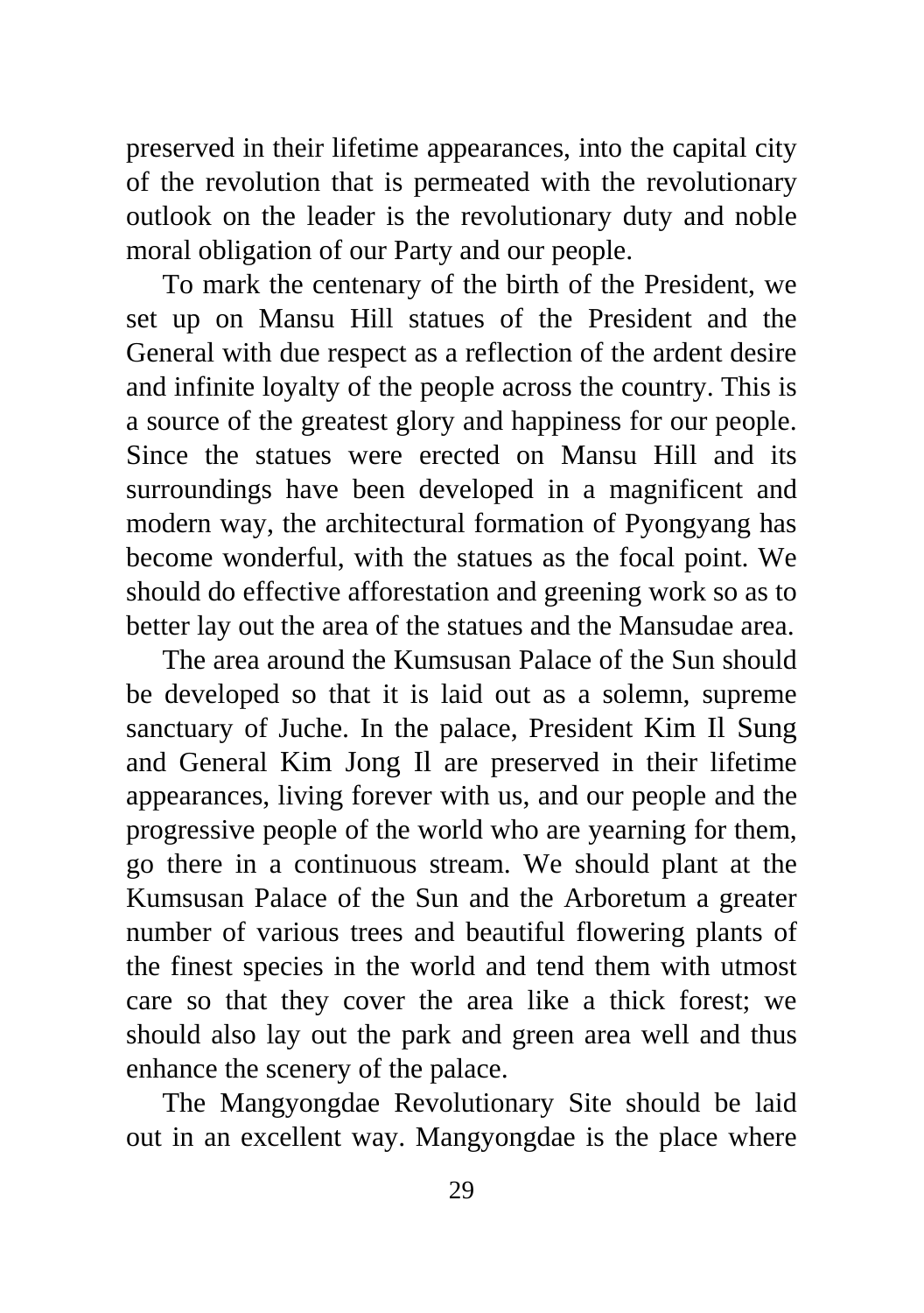preserved in their lifetime appearances, into the capital city of the revolution that is permeated with the revolutionary outlook on the leader is the revolutionary duty and noble moral obligation of our Party and our people.

To mark the centenary of the birth of the President, we set up on Mansu Hill statues of the President and the General with due respect as a reflection of the ardent desire and infinite loyalty of the people across the country. This is a source of the greatest glory and happiness for our people. Since the statues were erected on Mansu Hill and its surroundings have been developed in a magnificent and modern way, the architectural formation of Pyongyang has become wonderful, with the statues as the focal point. We should do effective afforestation and greening work so as to better lay out the area of the statues and the Mansudae area.

The area around the Kumsusan Palace of the Sun should be developed so that it is laid out as a solemn, supreme sanctuary of Juche. In the palace, President Kim Il Sung and General Kim Jong Il are preserved in their lifetime appearances, living forever with us, and our people and the progressive people of the world who are yearning for them, go there in a continuous stream. We should plant at the Kumsusan Palace of the Sun and the Arboretum a greater number of various trees and beautiful flowering plants of the finest species in the world and tend them with utmost care so that they cover the area like a thick forest; we should also lay out the park and green area well and thus enhance the scenery of the palace.

The Mangyongdae Revolutionary Site should be laid out in an excellent way. Mangyongdae is the place where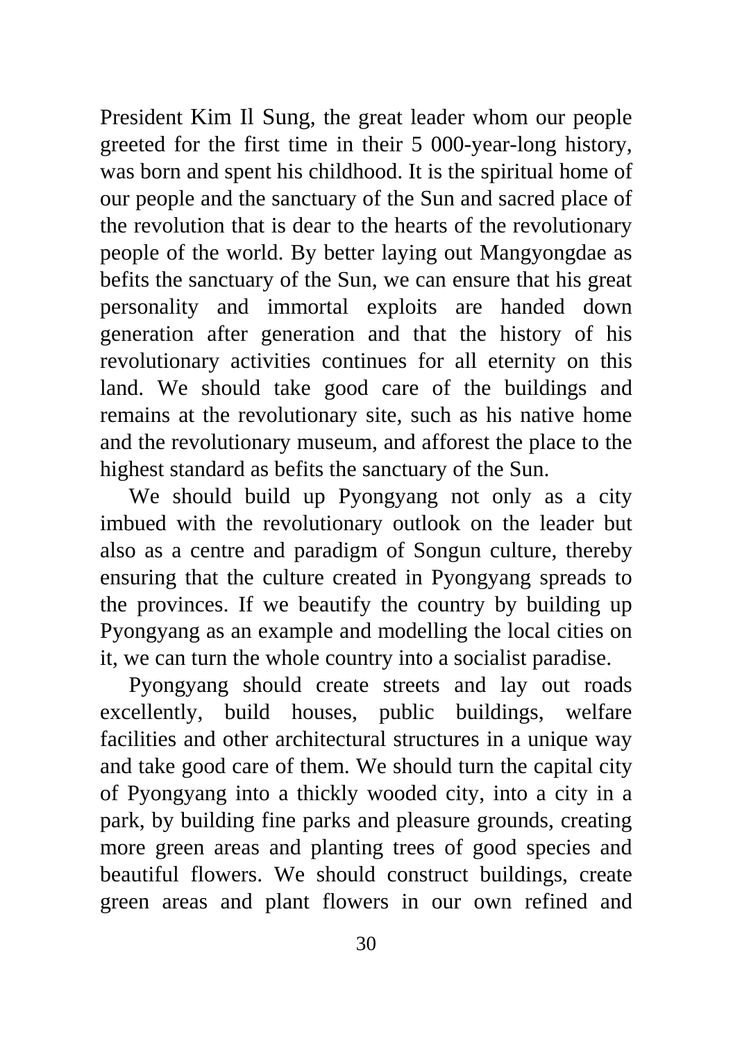President Kim Il Sung, the great leader whom our people greeted for the first time in their 5 000-year-long history, was born and spent his childhood. It is the spiritual home of our people and the sanctuary of the Sun and sacred place of the revolution that is dear to the hearts of the revolutionary people of the world. By better laying out Mangyongdae as befits the sanctuary of the Sun, we can ensure that his great personality and immortal exploits are handed down generation after generation and that the history of his revolutionary activities continues for all eternity on this land. We should take good care of the buildings and remains at the revolutionary site, such as his native home and the revolutionary museum, and afforest the place to the highest standard as befits the sanctuary of the Sun.

We should build up Pyongyang not only as a city imbued with the revolutionary outlook on the leader but also as a centre and paradigm of Songun culture, thereby ensuring that the culture created in Pyongyang spreads to the provinces. If we beautify the country by building up Pyongyang as an example and modelling the local cities on it, we can turn the whole country into a socialist paradise.

Pyongyang should create streets and lay out roads excellently, build houses, public buildings, welfare facilities and other architectural structures in a unique way and take good care of them. We should turn the capital city of Pyongyang into a thickly wooded city, into a city in a park, by building fine parks and pleasure grounds, creating more green areas and planting trees of good species and beautiful flowers. We should construct buildings, create green areas and plant flowers in our own refined and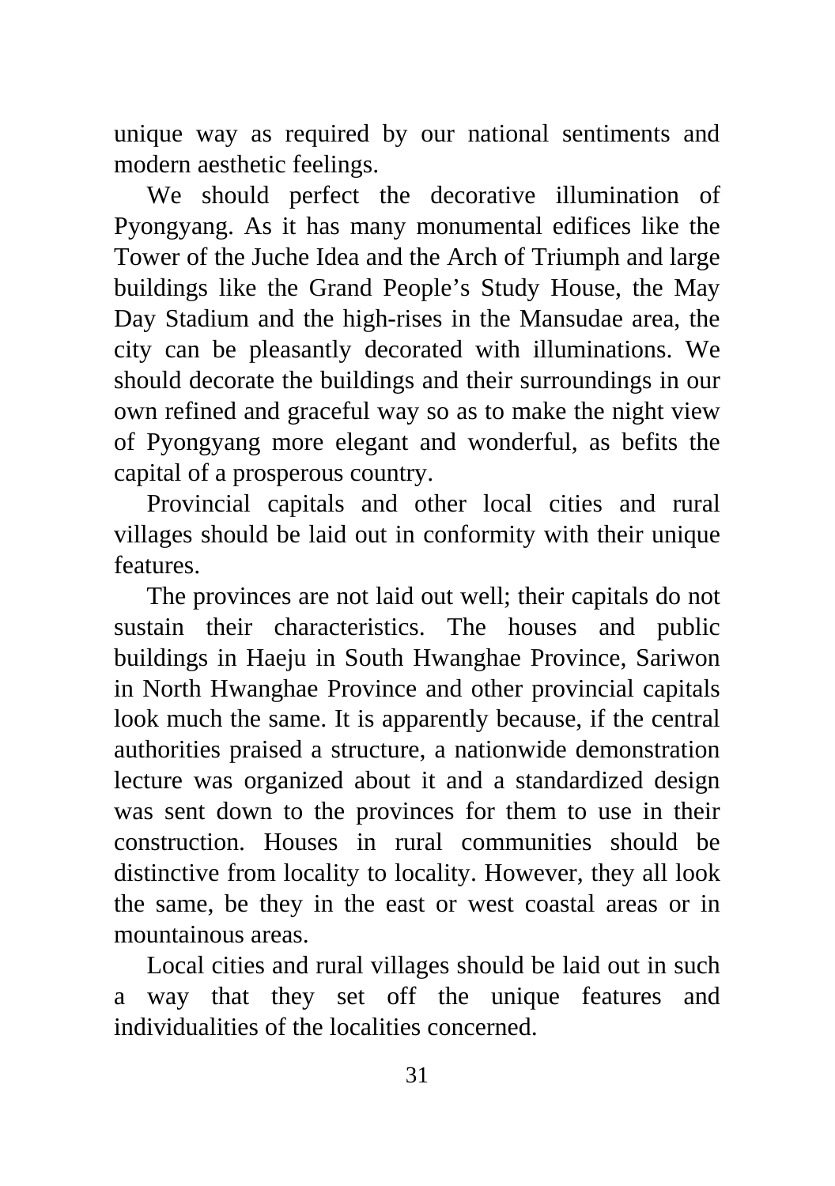unique way as required by our national sentiments and modern aesthetic feelings.

We should perfect the decorative illumination of Pyongyang. As it has many monumental edifices like the Tower of the Juche Idea and the Arch of Triumph and large buildings like the Grand People's Study House, the May Day Stadium and the high-rises in the Mansudae area, the city can be pleasantly decorated with illuminations. We should decorate the buildings and their surroundings in our own refined and graceful way so as to make the night view of Pyongyang more elegant and wonderful, as befits the capital of a prosperous country.

Provincial capitals and other local cities and rural villages should be laid out in conformity with their unique features.

The provinces are not laid out well; their capitals do not sustain their characteristics. The houses and public buildings in Haeju in South Hwanghae Province, Sariwon in North Hwanghae Province and other provincial capitals look much the same. It is apparently because, if the central authorities praised a structure, a nationwide demonstration lecture was organized about it and a standardized design was sent down to the provinces for them to use in their construction. Houses in rural communities should be distinctive from locality to locality. However, they all look the same, be they in the east or west coastal areas or in mountainous areas.

Local cities and rural villages should be laid out in such a way that they set off the unique features and individualities of the localities concerned.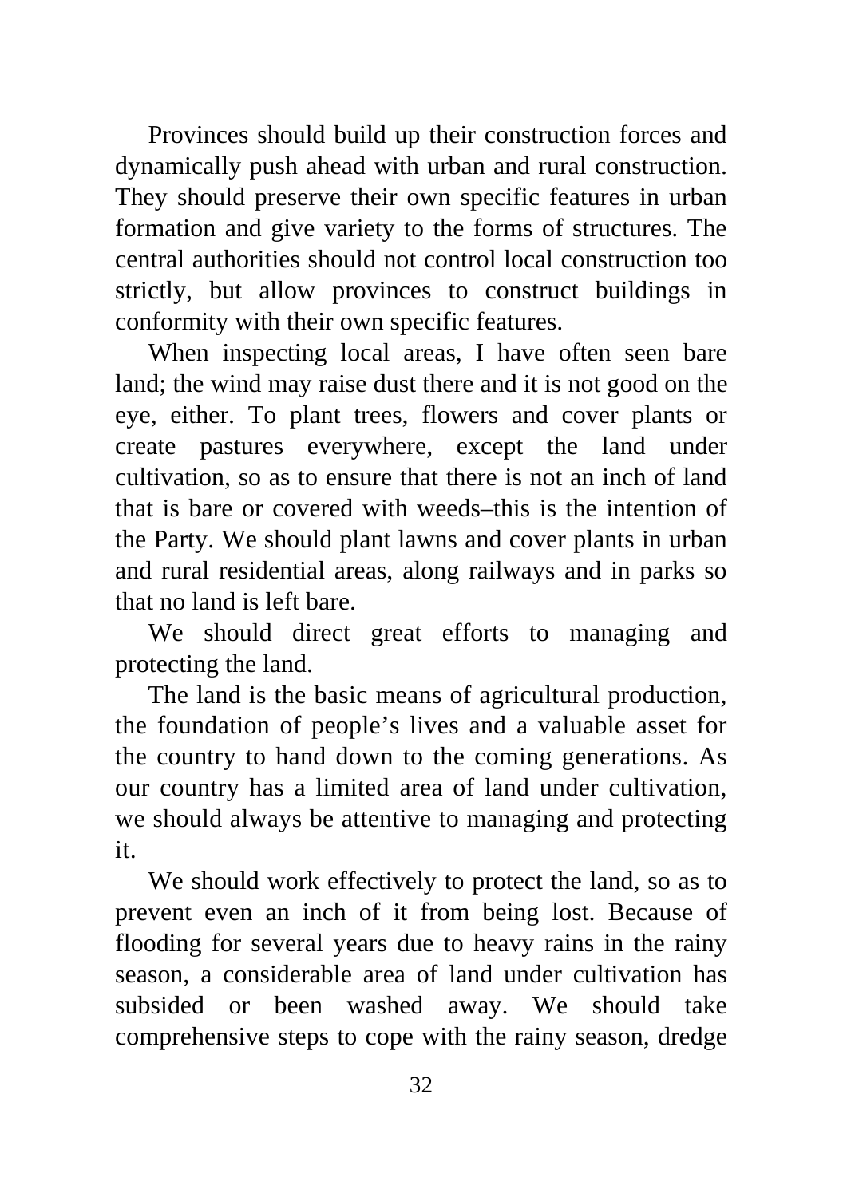Provinces should build up their construction forces and dynamically push ahead with urban and rural construction. They should preserve their own specific features in urban formation and give variety to the forms of structures. The central authorities should not control local construction too strictly, but allow provinces to construct buildings in conformity with their own specific features.

When inspecting local areas, I have often seen bare land; the wind may raise dust there and it is not good on the eye, either. To plant trees, flowers and cover plants or create pastures everywhere, except the land under cultivation, so as to ensure that there is not an inch of land that is bare or covered with weeds–this is the intention of the Party. We should plant lawns and cover plants in urban and rural residential areas, along railways and in parks so that no land is left bare.

We should direct great efforts to managing and protecting the land.

The land is the basic means of agricultural production, the foundation of people's lives and a valuable asset for the country to hand down to the coming generations. As our country has a limited area of land under cultivation, we should always be attentive to managing and protecting it.

We should work effectively to protect the land, so as to prevent even an inch of it from being lost. Because of flooding for several years due to heavy rains in the rainy season, a considerable area of land under cultivation has subsided or been washed away. We should take comprehensive steps to cope with the rainy season, dredge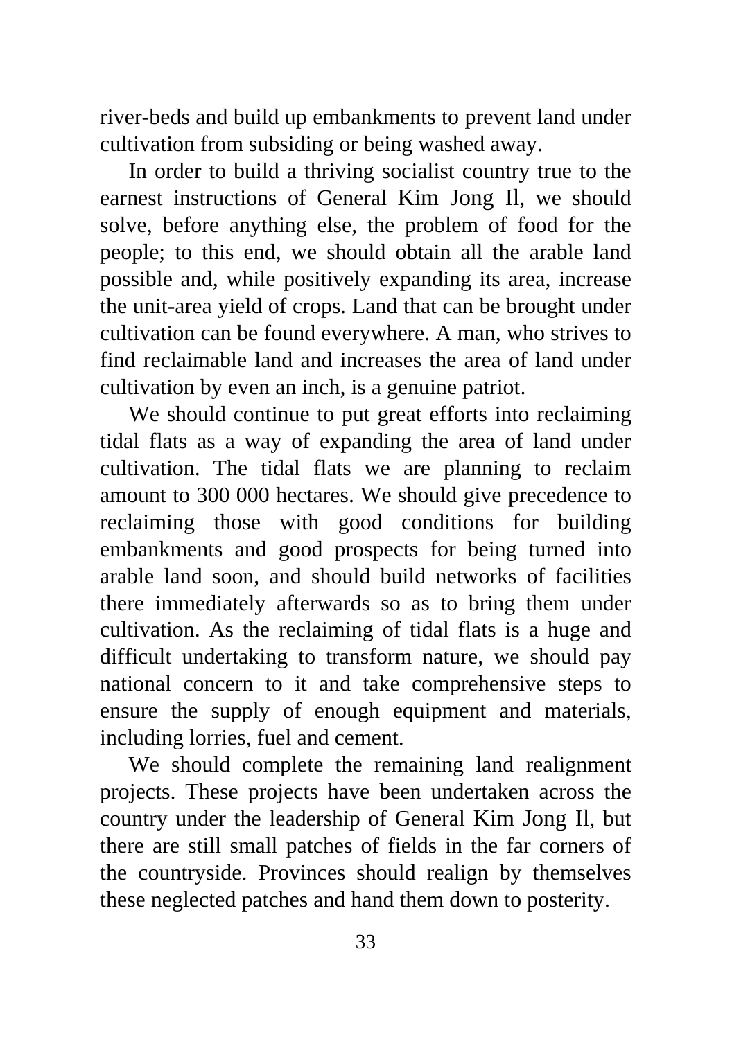river-beds and build up embankments to prevent land under cultivation from subsiding or being washed away.

In order to build a thriving socialist country true to the earnest instructions of General Kim Jong Il, we should solve, before anything else, the problem of food for the people; to this end, we should obtain all the arable land possible and, while positively expanding its area, increase the unit-area yield of crops. Land that can be brought under cultivation can be found everywhere. A man, who strives to find reclaimable land and increases the area of land under cultivation by even an inch, is a genuine patriot.

We should continue to put great efforts into reclaiming tidal flats as a way of expanding the area of land under cultivation. The tidal flats we are planning to reclaim amount to 300 000 hectares. We should give precedence to reclaiming those with good conditions for building embankments and good prospects for being turned into arable land soon, and should build networks of facilities there immediately afterwards so as to bring them under cultivation. As the reclaiming of tidal flats is a huge and difficult undertaking to transform nature, we should pay national concern to it and take comprehensive steps to ensure the supply of enough equipment and materials, including lorries, fuel and cement.

We should complete the remaining land realignment projects. These projects have been undertaken across the country under the leadership of General Kim Jong Il, but there are still small patches of fields in the far corners of the countryside. Provinces should realign by themselves these neglected patches and hand them down to posterity.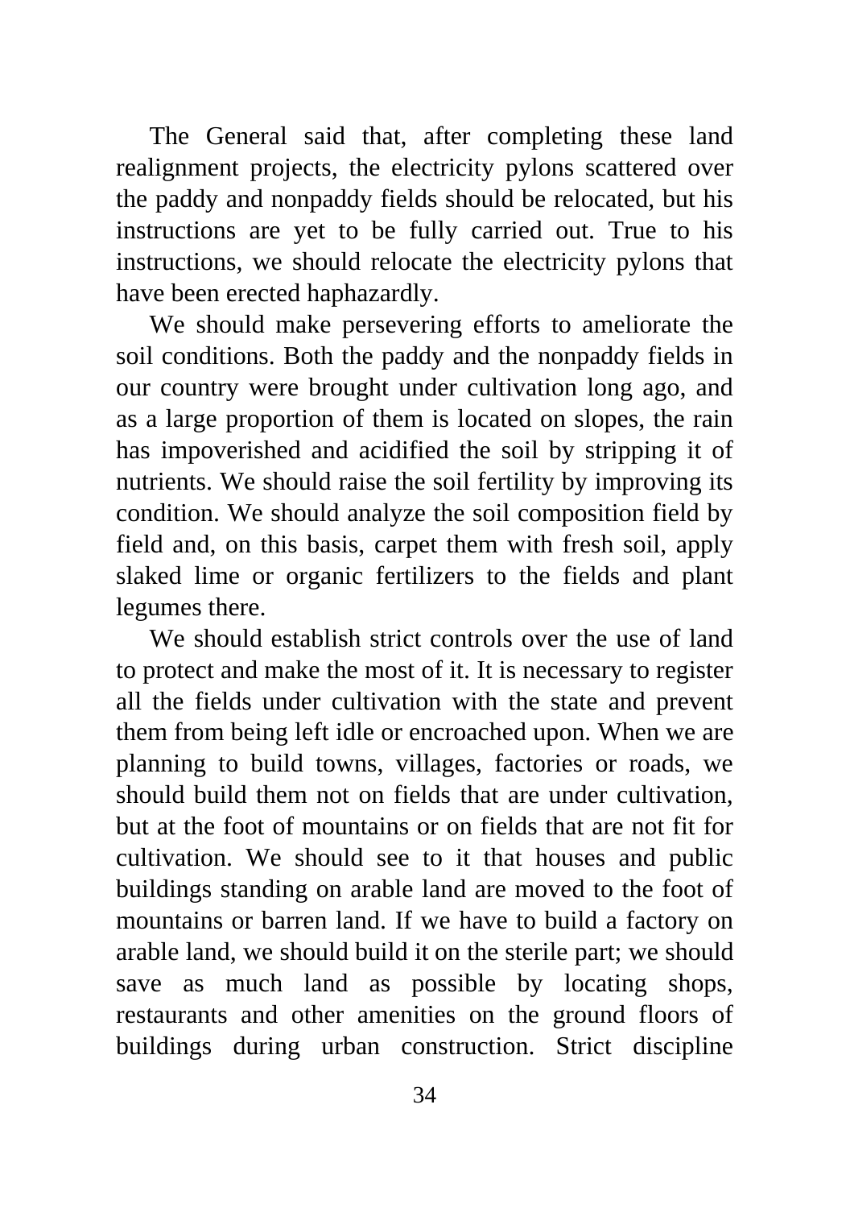The General said that, after completing these land realignment projects, the electricity pylons scattered over the paddy and nonpaddy fields should be relocated, but his instructions are yet to be fully carried out. True to his instructions, we should relocate the electricity pylons that have been erected haphazardly.

We should make persevering efforts to ameliorate the soil conditions. Both the paddy and the nonpaddy fields in our country were brought under cultivation long ago, and as a large proportion of them is located on slopes, the rain has impoverished and acidified the soil by stripping it of nutrients. We should raise the soil fertility by improving its condition. We should analyze the soil composition field by field and, on this basis, carpet them with fresh soil, apply slaked lime or organic fertilizers to the fields and plant legumes there.

We should establish strict controls over the use of land to protect and make the most of it. It is necessary to register all the fields under cultivation with the state and prevent them from being left idle or encroached upon. When we are planning to build towns, villages, factories or roads, we should build them not on fields that are under cultivation, but at the foot of mountains or on fields that are not fit for cultivation. We should see to it that houses and public buildings standing on arable land are moved to the foot of mountains or barren land. If we have to build a factory on arable land, we should build it on the sterile part; we should save as much land as possible by locating shops, restaurants and other amenities on the ground floors of buildings during urban construction. Strict discipline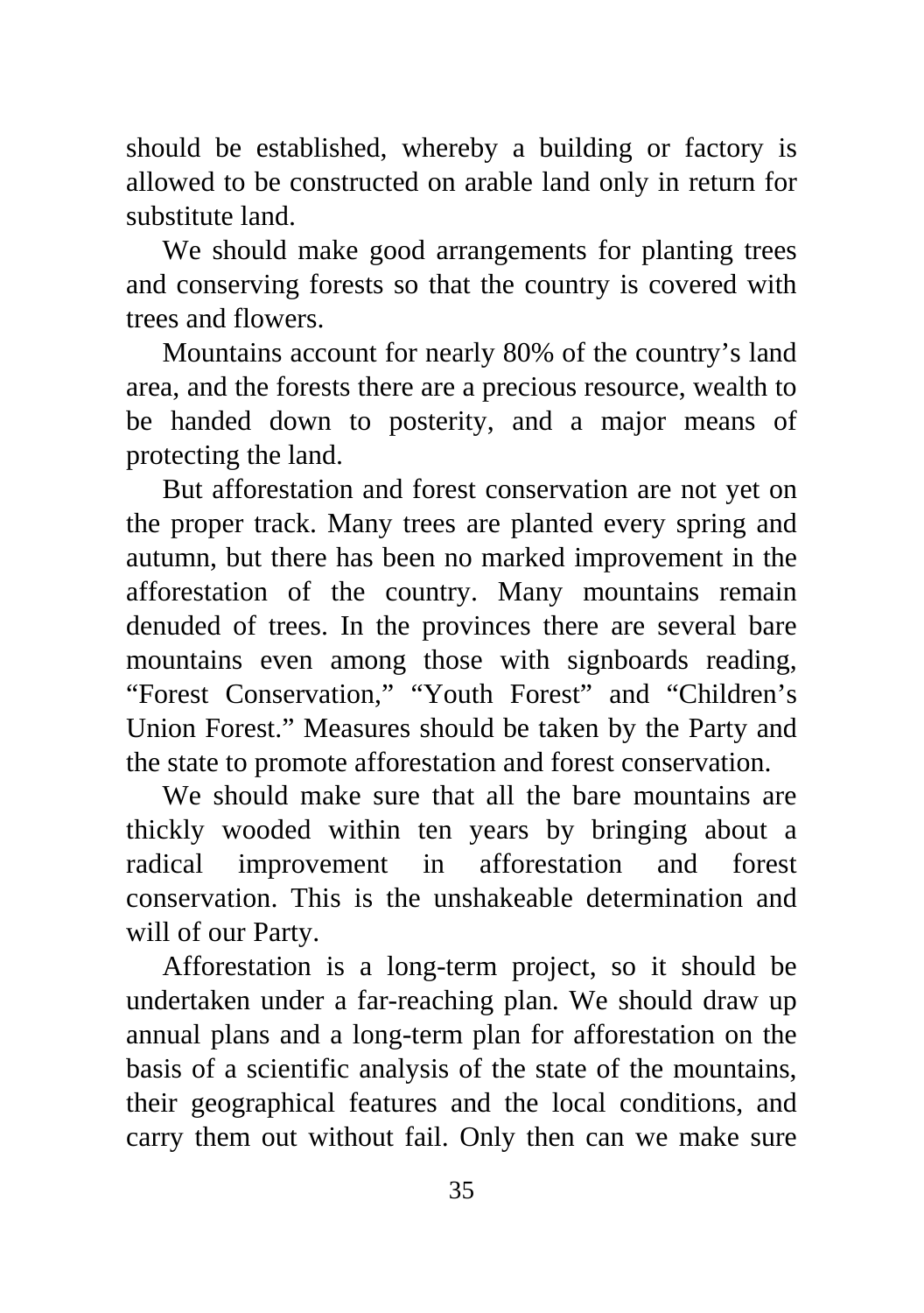should be established, whereby a building or factory is allowed to be constructed on arable land only in return for substitute land.

We should make good arrangements for planting trees and conserving forests so that the country is covered with trees and flowers.

Mountains account for nearly 80% of the country's land area, and the forests there are a precious resource, wealth to be handed down to posterity, and a major means of protecting the land.

But afforestation and forest conservation are not yet on the proper track. Many trees are planted every spring and autumn, but there has been no marked improvement in the afforestation of the country. Many mountains remain denuded of trees. In the provinces there are several bare mountains even among those with signboards reading, "Forest Conservation," "Youth Forest" and "Children's Union Forest." Measures should be taken by the Party and the state to promote afforestation and forest conservation.

We should make sure that all the bare mountains are thickly wooded within ten years by bringing about a radical improvement in afforestation and forest conservation. This is the unshakeable determination and will of our Party.

Afforestation is a long-term project, so it should be undertaken under a far-reaching plan. We should draw up annual plans and a long-term plan for afforestation on the basis of a scientific analysis of the state of the mountains, their geographical features and the local conditions, and carry them out without fail. Only then can we make sure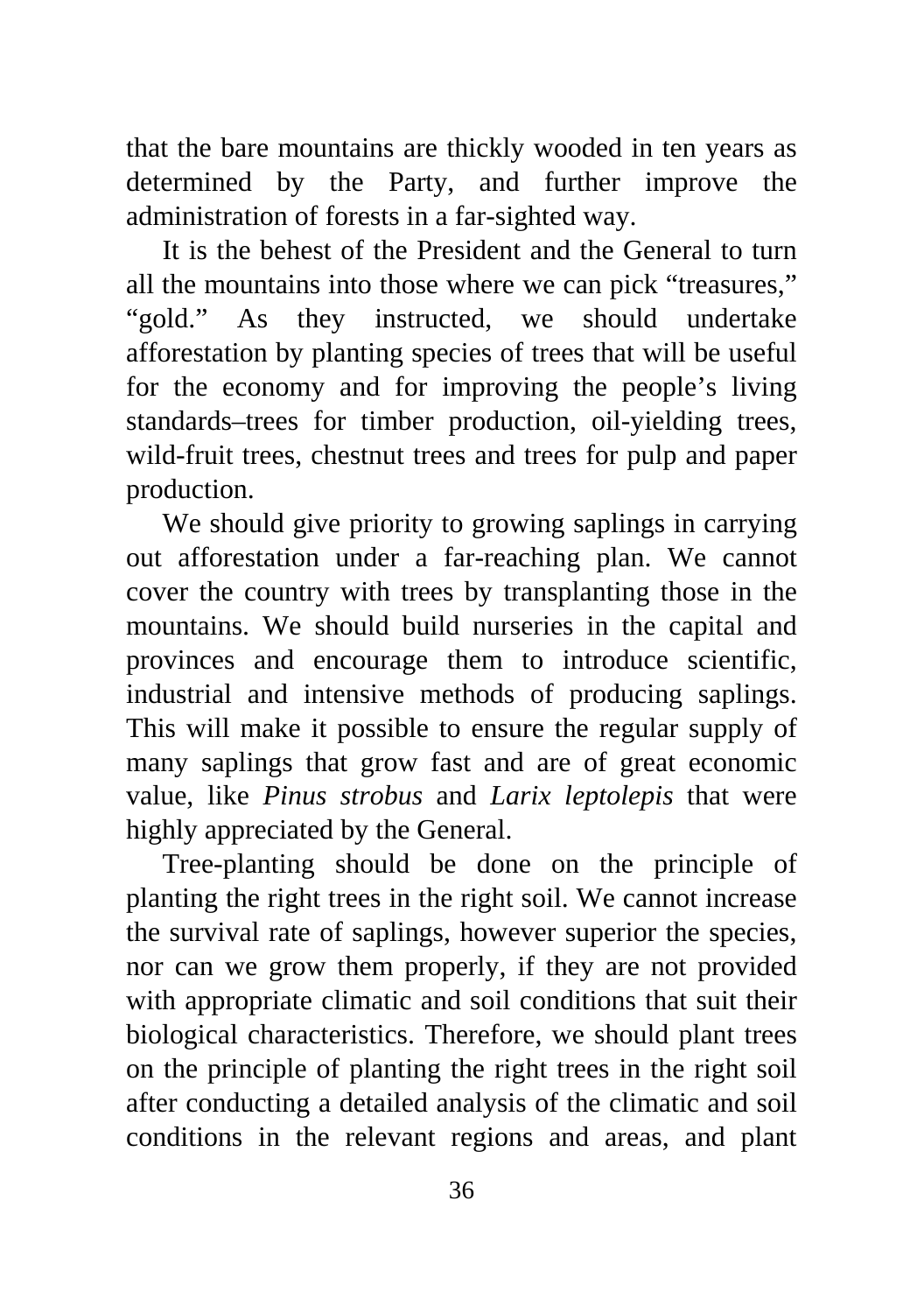that the bare mountains are thickly wooded in ten years as determined by the Party, and further improve the administration of forests in a far-sighted way.

It is the behest of the President and the General to turn all the mountains into those where we can pick "treasures," "gold." As they instructed, we should undertake afforestation by planting species of trees that will be useful for the economy and for improving the people's living standards–trees for timber production, oil-yielding trees, wild-fruit trees, chestnut trees and trees for pulp and paper production.

We should give priority to growing saplings in carrying out afforestation under a far-reaching plan. We cannot cover the country with trees by transplanting those in the mountains. We should build nurseries in the capital and provinces and encourage them to introduce scientific, industrial and intensive methods of producing saplings. This will make it possible to ensure the regular supply of many saplings that grow fast and are of great economic value, like *Pinus strobus* and *Larix leptolepis* that were highly appreciated by the General.

Tree-planting should be done on the principle of planting the right trees in the right soil. We cannot increase the survival rate of saplings, however superior the species, nor can we grow them properly, if they are not provided with appropriate climatic and soil conditions that suit their biological characteristics. Therefore, we should plant trees on the principle of planting the right trees in the right soil after conducting a detailed analysis of the climatic and soil conditions in the relevant regions and areas, and plant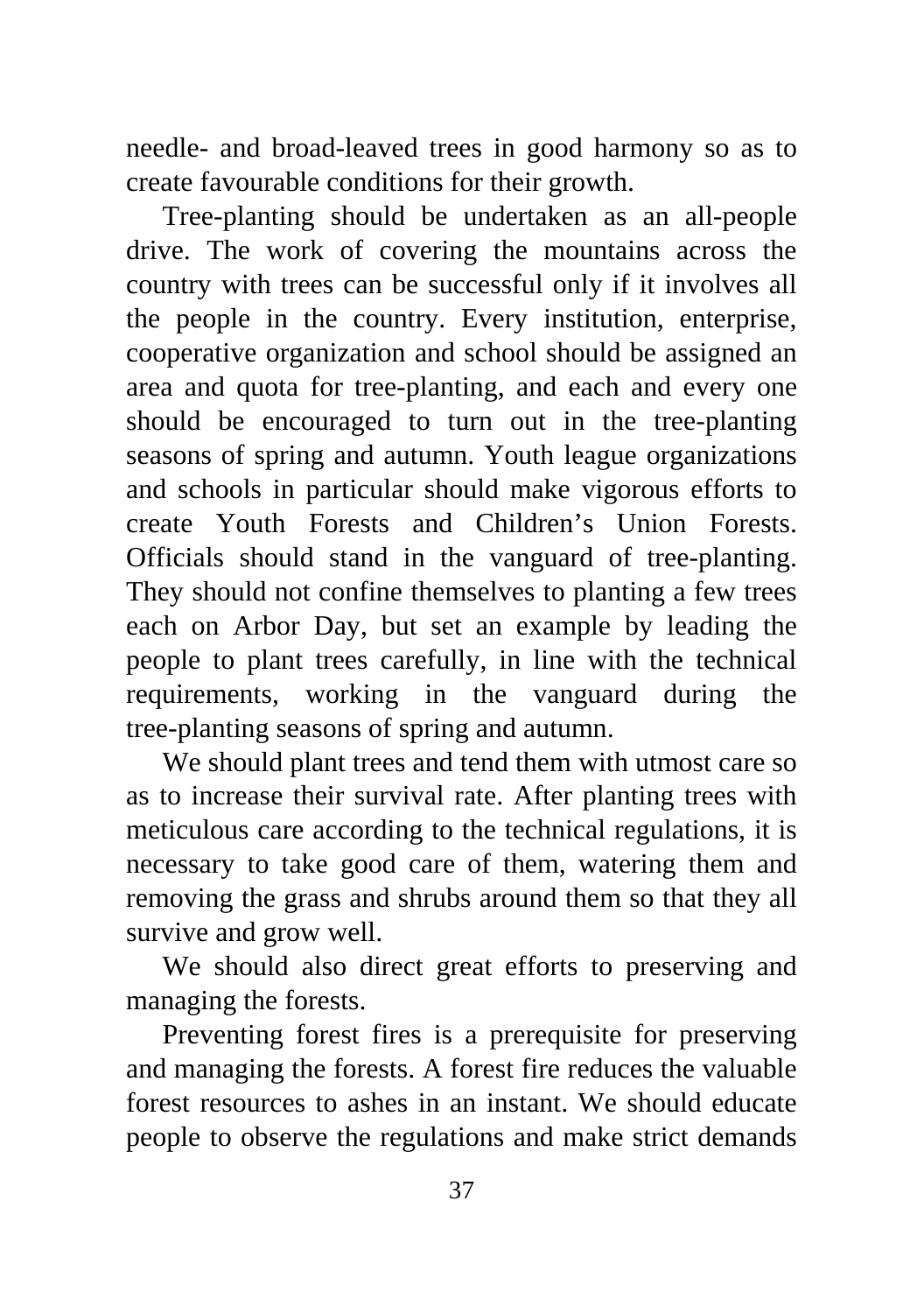needle- and broad-leaved trees in good harmony so as to create favourable conditions for their growth.

Tree-planting should be undertaken as an all-people drive. The work of covering the mountains across the country with trees can be successful only if it involves all the people in the country. Every institution, enterprise, cooperative organization and school should be assigned an area and quota for tree-planting, and each and every one should be encouraged to turn out in the tree-planting seasons of spring and autumn. Youth league organizations and schools in particular should make vigorous efforts to create Youth Forests and Children's Union Forests. Officials should stand in the vanguard of tree-planting. They should not confine themselves to planting a few trees each on Arbor Day, but set an example by leading the people to plant trees carefully, in line with the technical requirements, working in the vanguard during the tree-planting seasons of spring and autumn.

We should plant trees and tend them with utmost care so as to increase their survival rate. After planting trees with meticulous care according to the technical regulations, it is necessary to take good care of them, watering them and removing the grass and shrubs around them so that they all survive and grow well.

We should also direct great efforts to preserving and managing the forests.

Preventing forest fires is a prerequisite for preserving and managing the forests. A forest fire reduces the valuable forest resources to ashes in an instant. We should educate people to observe the regulations and make strict demands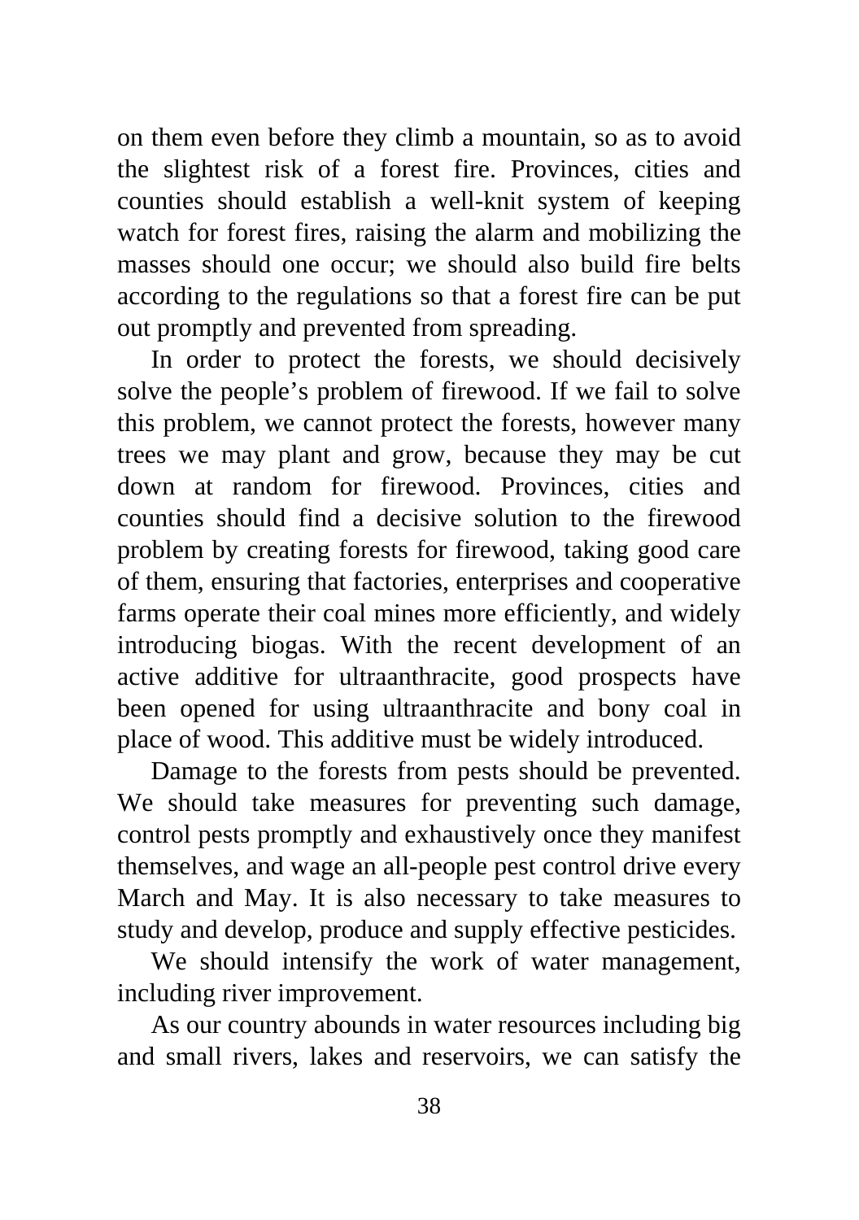on them even before they climb a mountain, so as to avoid the slightest risk of a forest fire. Provinces, cities and counties should establish a well-knit system of keeping watch for forest fires, raising the alarm and mobilizing the masses should one occur; we should also build fire belts according to the regulations so that a forest fire can be put out promptly and prevented from spreading.

In order to protect the forests, we should decisively solve the people's problem of firewood. If we fail to solve this problem, we cannot protect the forests, however many trees we may plant and grow, because they may be cut down at random for firewood. Provinces, cities and counties should find a decisive solution to the firewood problem by creating forests for firewood, taking good care of them, ensuring that factories, enterprises and cooperative farms operate their coal mines more efficiently, and widely introducing biogas. With the recent development of an active additive for ultraanthracite, good prospects have been opened for using ultraanthracite and bony coal in place of wood. This additive must be widely introduced.

Damage to the forests from pests should be prevented. We should take measures for preventing such damage, control pests promptly and exhaustively once they manifest themselves, and wage an all-people pest control drive every March and May. It is also necessary to take measures to study and develop, produce and supply effective pesticides.

We should intensify the work of water management, including river improvement.

As our country abounds in water resources including big and small rivers, lakes and reservoirs, we can satisfy the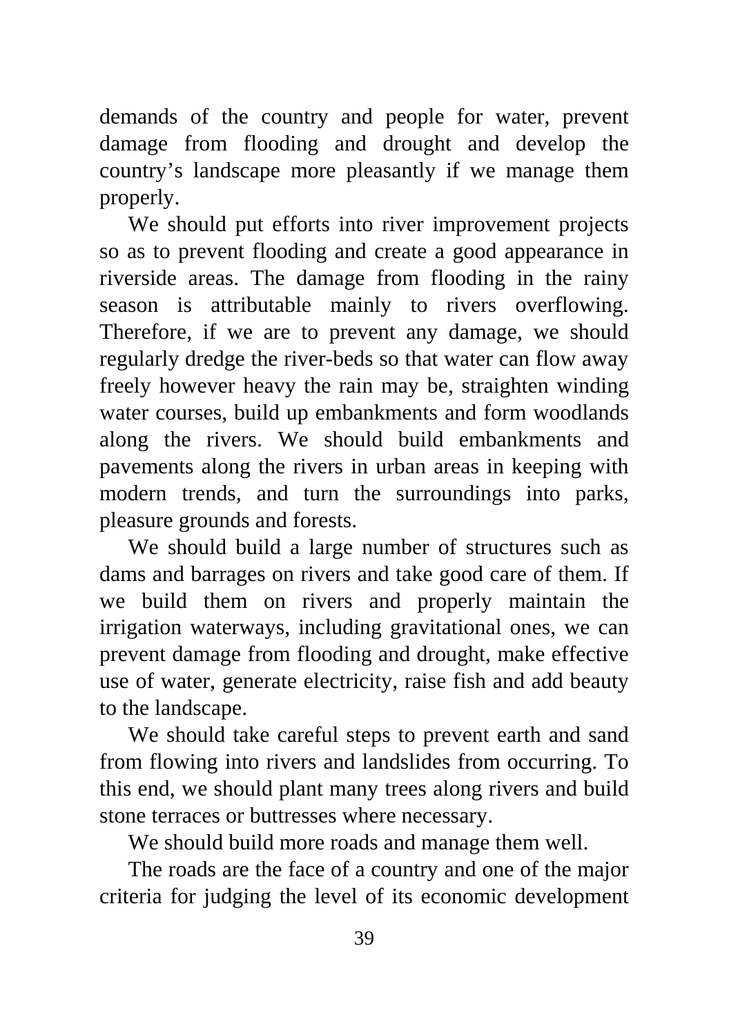demands of the country and people for water, prevent damage from flooding and drought and develop the country's landscape more pleasantly if we manage them properly.

We should put efforts into river improvement projects so as to prevent flooding and create a good appearance in riverside areas. The damage from flooding in the rainy season is attributable mainly to rivers overflowing. Therefore, if we are to prevent any damage, we should regularly dredge the river-beds so that water can flow away freely however heavy the rain may be, straighten winding water courses, build up embankments and form woodlands along the rivers. We should build embankments and pavements along the rivers in urban areas in keeping with modern trends, and turn the surroundings into parks, pleasure grounds and forests.

We should build a large number of structures such as dams and barrages on rivers and take good care of them. If we build them on rivers and properly maintain the irrigation waterways, including gravitational ones, we can prevent damage from flooding and drought, make effective use of water, generate electricity, raise fish and add beauty to the landscape.

We should take careful steps to prevent earth and sand from flowing into rivers and landslides from occurring. To this end, we should plant many trees along rivers and build stone terraces or buttresses where necessary.

We should build more roads and manage them well.

The roads are the face of a country and one of the major criteria for judging the level of its economic development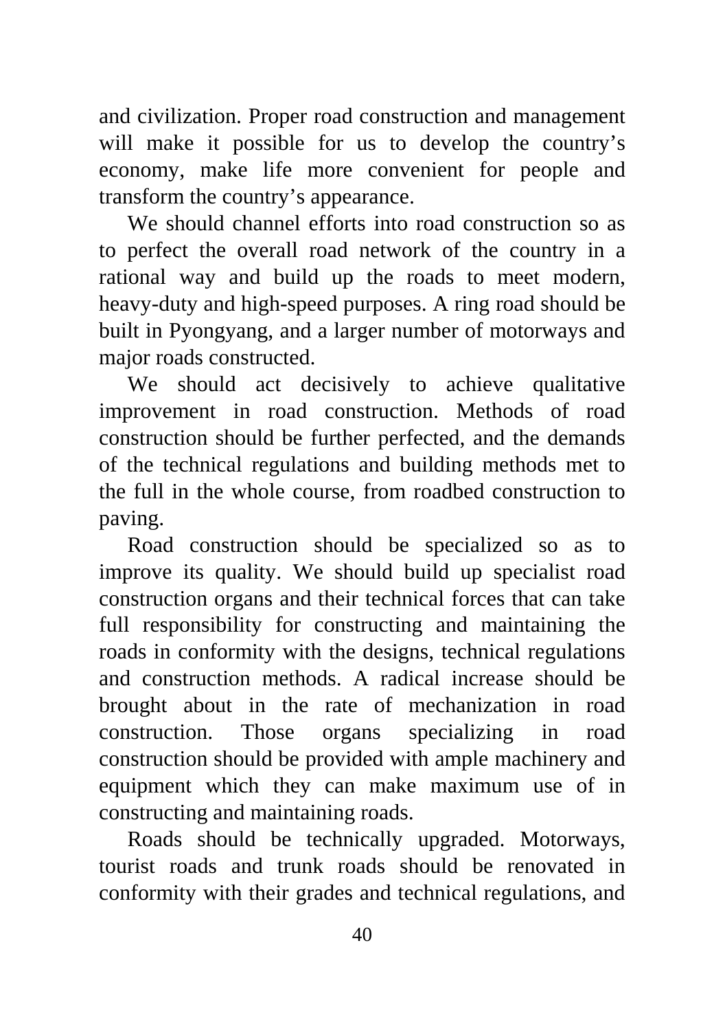and civilization. Proper road construction and management will make it possible for us to develop the country's economy, make life more convenient for people and transform the country's appearance.

We should channel efforts into road construction so as to perfect the overall road network of the country in a rational way and build up the roads to meet modern, heavy-duty and high-speed purposes. A ring road should be built in Pyongyang, and a larger number of motorways and major roads constructed.

We should act decisively to achieve qualitative improvement in road construction. Methods of road construction should be further perfected, and the demands of the technical regulations and building methods met to the full in the whole course, from roadbed construction to paving.

Road construction should be specialized so as to improve its quality. We should build up specialist road construction organs and their technical forces that can take full responsibility for constructing and maintaining the roads in conformity with the designs, technical regulations and construction methods. A radical increase should be brought about in the rate of mechanization in road construction. Those organs specializing in road construction should be provided with ample machinery and equipment which they can make maximum use of in constructing and maintaining roads.

Roads should be technically upgraded. Motorways, tourist roads and trunk roads should be renovated in conformity with their grades and technical regulations, and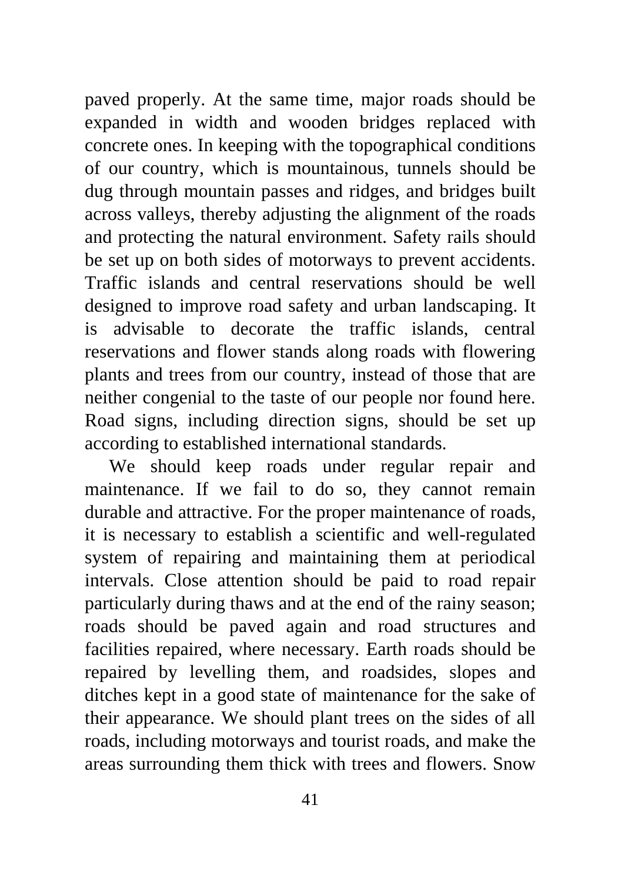paved properly. At the same time, major roads should be expanded in width and wooden bridges replaced with concrete ones. In keeping with the topographical conditions of our country, which is mountainous, tunnels should be dug through mountain passes and ridges, and bridges built across valleys, thereby adjusting the alignment of the roads and protecting the natural environment. Safety rails should be set up on both sides of motorways to prevent accidents. Traffic islands and central reservations should be well designed to improve road safety and urban landscaping. It is advisable to decorate the traffic islands, central reservations and flower stands along roads with flowering plants and trees from our country, instead of those that are neither congenial to the taste of our people nor found here. Road signs, including direction signs, should be set up according to established international standards.

We should keep roads under regular repair and maintenance. If we fail to do so, they cannot remain durable and attractive. For the proper maintenance of roads, it is necessary to establish a scientific and well-regulated system of repairing and maintaining them at periodical intervals. Close attention should be paid to road repair particularly during thaws and at the end of the rainy season; roads should be paved again and road structures and facilities repaired, where necessary. Earth roads should be repaired by levelling them, and roadsides, slopes and ditches kept in a good state of maintenance for the sake of their appearance. We should plant trees on the sides of all roads, including motorways and tourist roads, and make the areas surrounding them thick with trees and flowers. Snow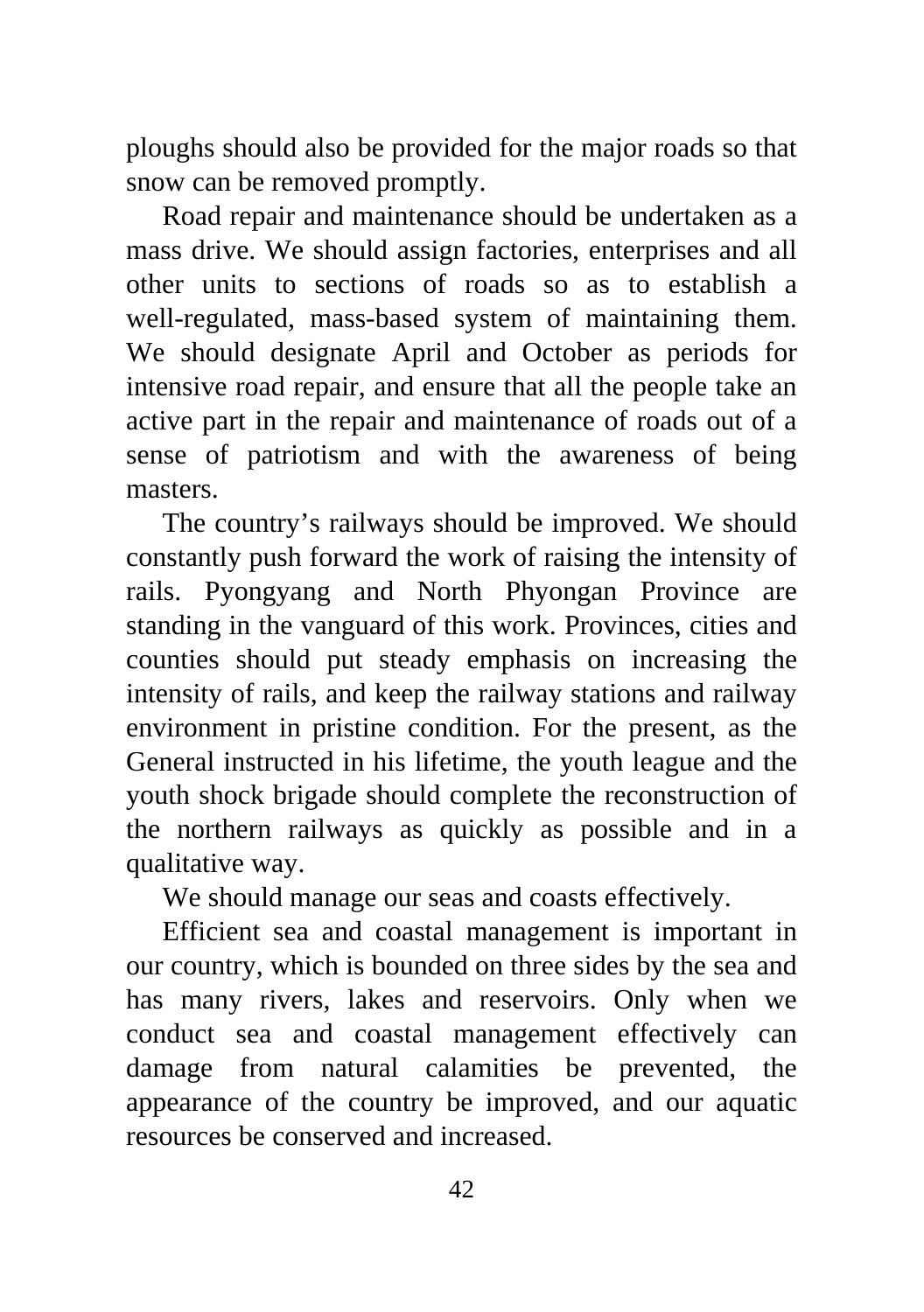ploughs should also be provided for the major roads so that snow can be removed promptly.

Road repair and maintenance should be undertaken as a mass drive. We should assign factories, enterprises and all other units to sections of roads so as to establish a well-regulated, mass-based system of maintaining them. We should designate April and October as periods for intensive road repair, and ensure that all the people take an active part in the repair and maintenance of roads out of a sense of patriotism and with the awareness of being masters.

The country's railways should be improved. We should constantly push forward the work of raising the intensity of rails. Pyongyang and North Phyongan Province are standing in the vanguard of this work. Provinces, cities and counties should put steady emphasis on increasing the intensity of rails, and keep the railway stations and railway environment in pristine condition. For the present, as the General instructed in his lifetime, the youth league and the youth shock brigade should complete the reconstruction of the northern railways as quickly as possible and in a qualitative way.

We should manage our seas and coasts effectively.

Efficient sea and coastal management is important in our country, which is bounded on three sides by the sea and has many rivers, lakes and reservoirs. Only when we conduct sea and coastal management effectively can damage from natural calamities be prevented, the appearance of the country be improved, and our aquatic resources be conserved and increased.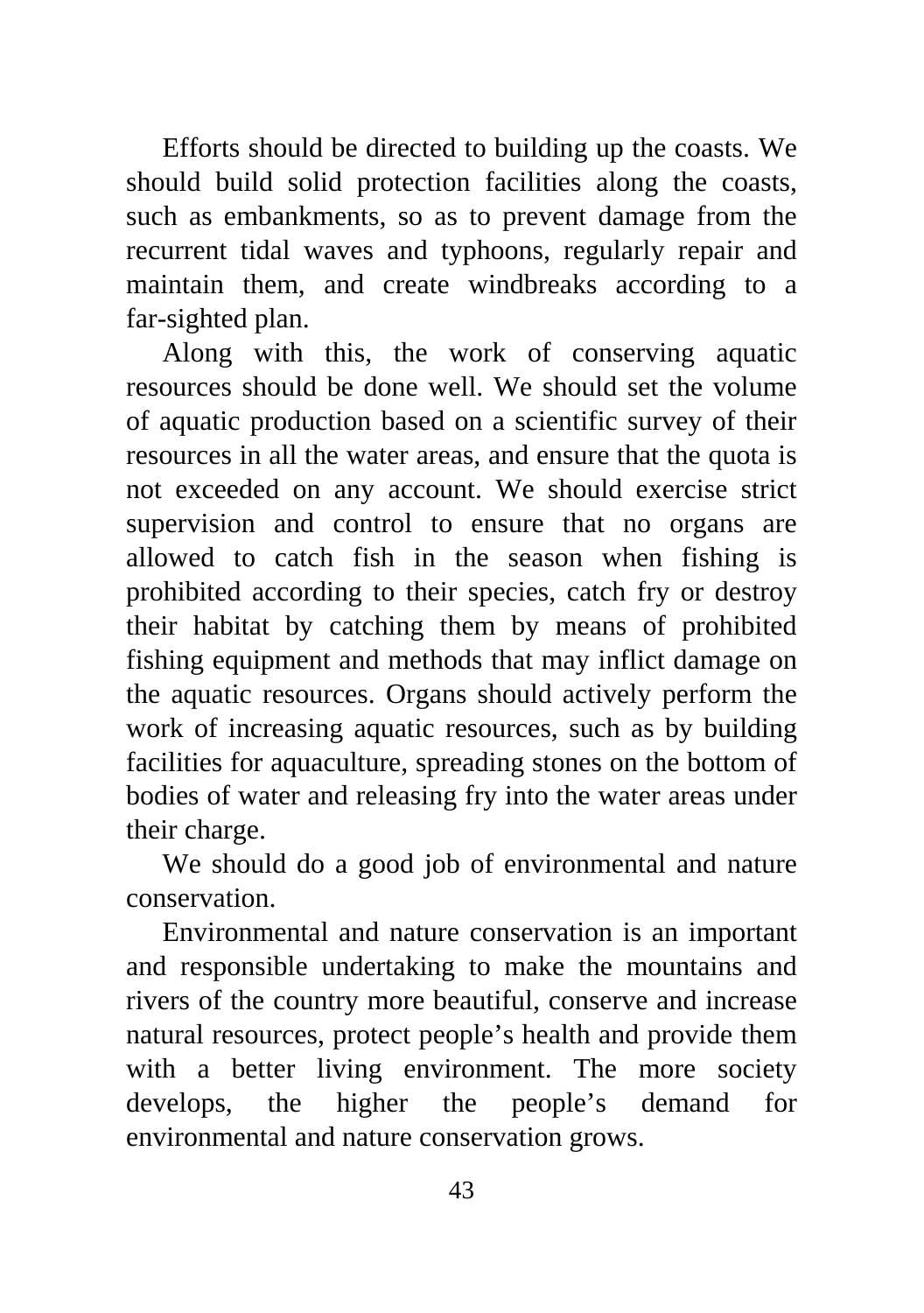Efforts should be directed to building up the coasts. We should build solid protection facilities along the coasts, such as embankments, so as to prevent damage from the recurrent tidal waves and typhoons, regularly repair and maintain them, and create windbreaks according to a far-sighted plan.

Along with this, the work of conserving aquatic resources should be done well. We should set the volume of aquatic production based on a scientific survey of their resources in all the water areas, and ensure that the quota is not exceeded on any account. We should exercise strict supervision and control to ensure that no organs are allowed to catch fish in the season when fishing is prohibited according to their species, catch fry or destroy their habitat by catching them by means of prohibited fishing equipment and methods that may inflict damage on the aquatic resources. Organs should actively perform the work of increasing aquatic resources, such as by building facilities for aquaculture, spreading stones on the bottom of bodies of water and releasing fry into the water areas under their charge.

We should do a good job of environmental and nature conservation.

Environmental and nature conservation is an important and responsible undertaking to make the mountains and rivers of the country more beautiful, conserve and increase natural resources, protect people's health and provide them with a better living environment. The more society develops, the higher the people's demand for environmental and nature conservation grows.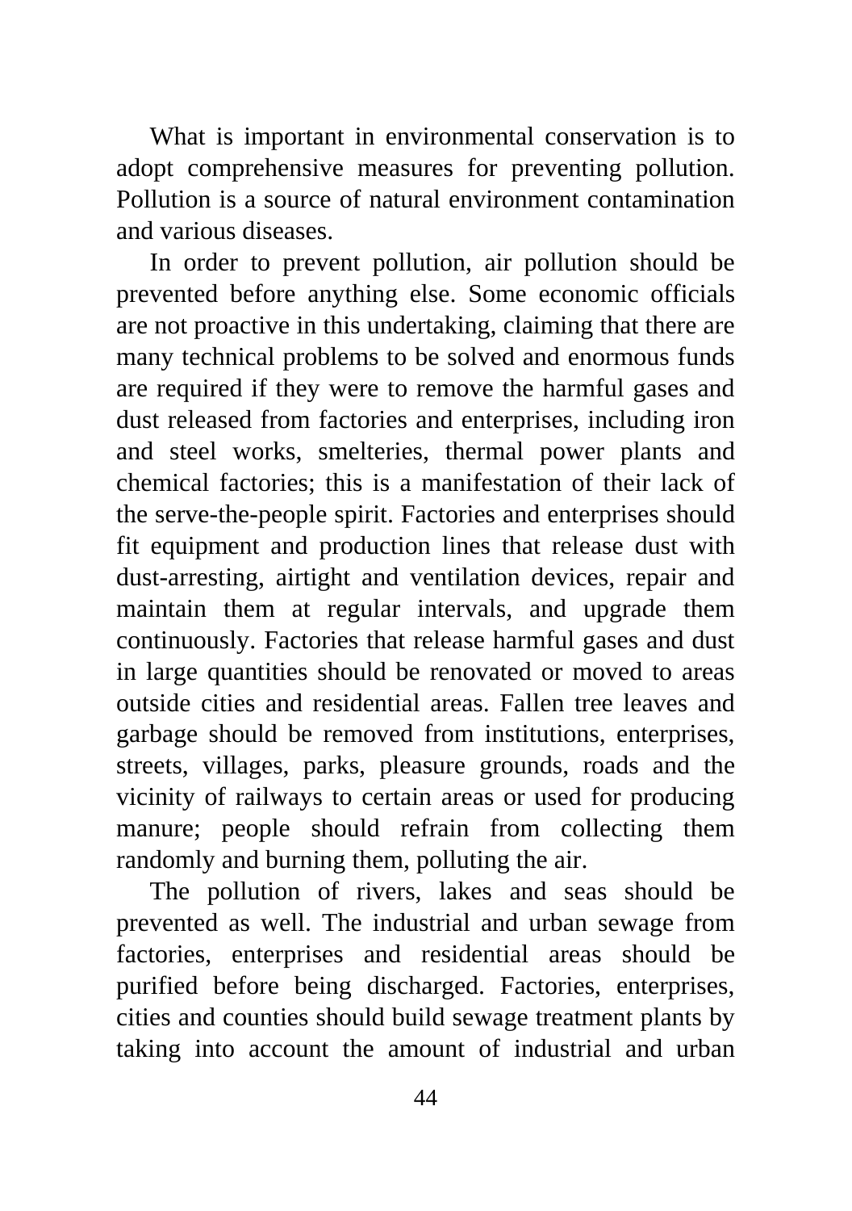What is important in environmental conservation is to adopt comprehensive measures for preventing pollution. Pollution is a source of natural environment contamination and various diseases.

In order to prevent pollution, air pollution should be prevented before anything else. Some economic officials are not proactive in this undertaking, claiming that there are many technical problems to be solved and enormous funds are required if they were to remove the harmful gases and dust released from factories and enterprises, including iron and steel works, smelteries, thermal power plants and chemical factories; this is a manifestation of their lack of the serve-the-people spirit. Factories and enterprises should fit equipment and production lines that release dust with dust-arresting, airtight and ventilation devices, repair and maintain them at regular intervals, and upgrade them continuously. Factories that release harmful gases and dust in large quantities should be renovated or moved to areas outside cities and residential areas. Fallen tree leaves and garbage should be removed from institutions, enterprises, streets, villages, parks, pleasure grounds, roads and the vicinity of railways to certain areas or used for producing manure; people should refrain from collecting them randomly and burning them, polluting the air.

The pollution of rivers, lakes and seas should be prevented as well. The industrial and urban sewage from factories, enterprises and residential areas should be purified before being discharged. Factories, enterprises, cities and counties should build sewage treatment plants by taking into account the amount of industrial and urban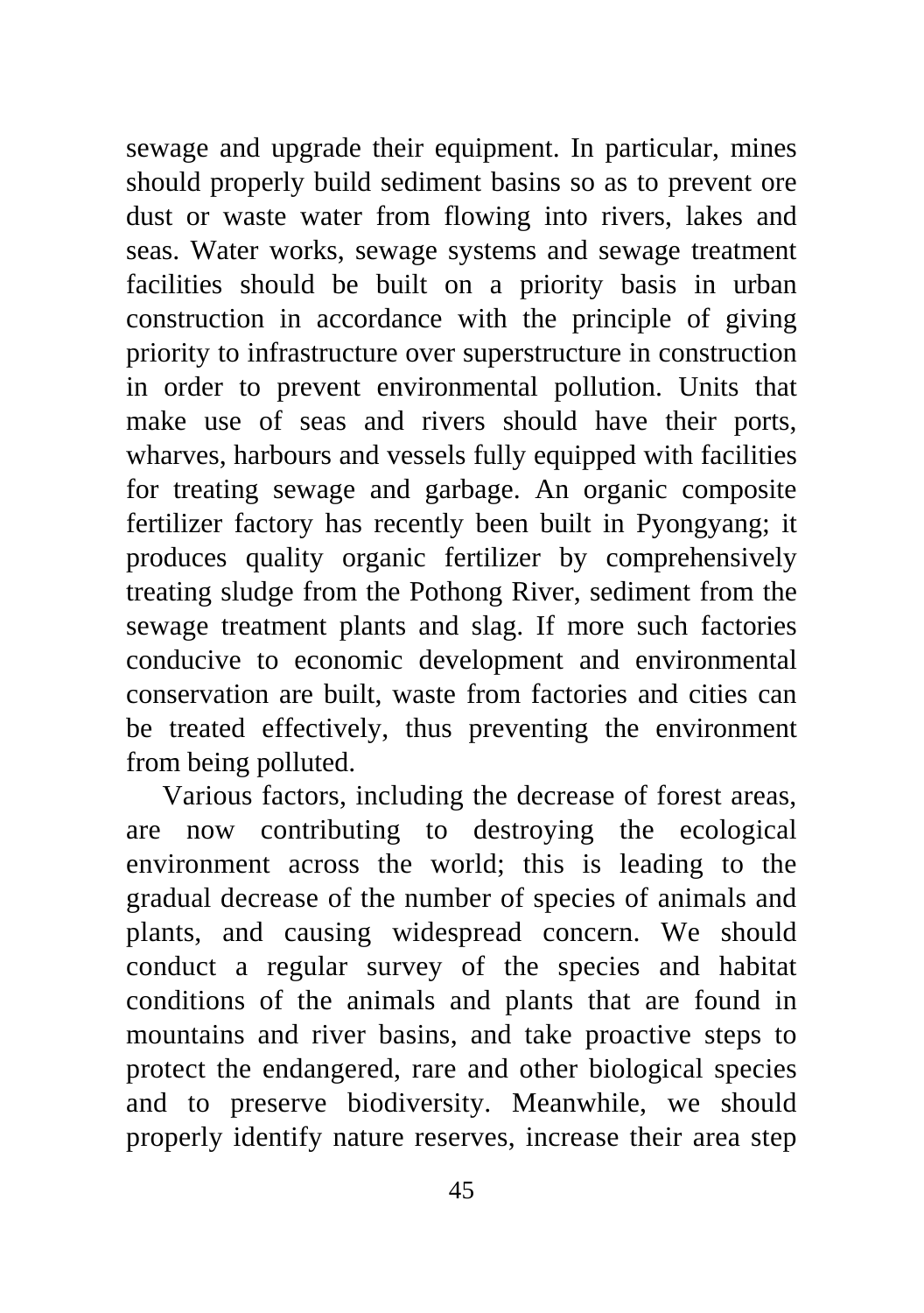sewage and upgrade their equipment. In particular, mines should properly build sediment basins so as to prevent ore dust or waste water from flowing into rivers, lakes and seas. Water works, sewage systems and sewage treatment facilities should be built on a priority basis in urban construction in accordance with the principle of giving priority to infrastructure over superstructure in construction in order to prevent environmental pollution. Units that make use of seas and rivers should have their ports, wharves, harbours and vessels fully equipped with facilities for treating sewage and garbage. An organic composite fertilizer factory has recently been built in Pyongyang; it produces quality organic fertilizer by comprehensively treating sludge from the Pothong River, sediment from the sewage treatment plants and slag. If more such factories conducive to economic development and environmental conservation are built, waste from factories and cities can be treated effectively, thus preventing the environment from being polluted.

Various factors, including the decrease of forest areas, are now contributing to destroying the ecological environment across the world; this is leading to the gradual decrease of the number of species of animals and plants, and causing widespread concern. We should conduct a regular survey of the species and habitat conditions of the animals and plants that are found in mountains and river basins, and take proactive steps to protect the endangered, rare and other biological species and to preserve biodiversity. Meanwhile, we should properly identify nature reserves, increase their area step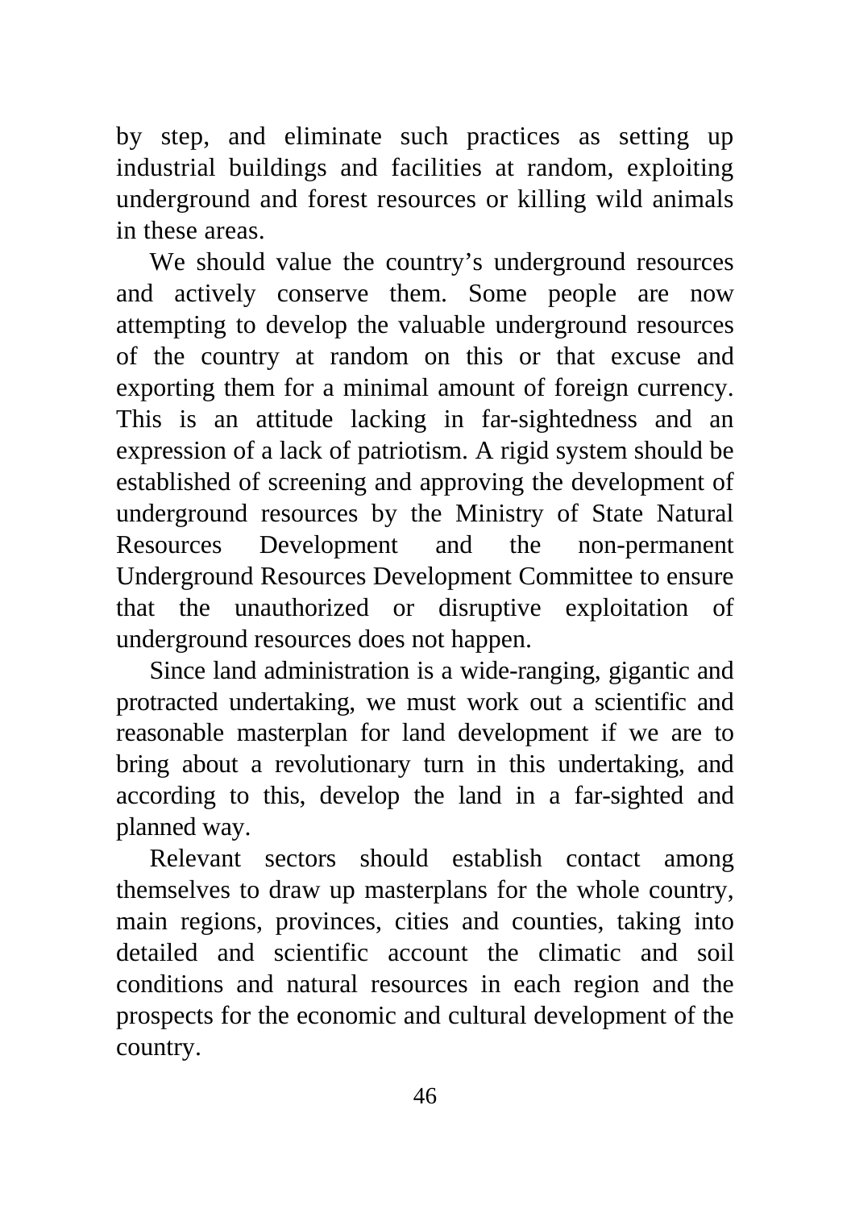by step, and eliminate such practices as setting up industrial buildings and facilities at random, exploiting underground and forest resources or killing wild animals in these areas.

We should value the country's underground resources and actively conserve them. Some people are now attempting to develop the valuable underground resources of the country at random on this or that excuse and exporting them for a minimal amount of foreign currency. This is an attitude lacking in far-sightedness and an expression of a lack of patriotism. A rigid system should be established of screening and approving the development of underground resources by the Ministry of State Natural Resources Development and the non-permanent Underground Resources Development Committee to ensure that the unauthorized or disruptive exploitation of underground resources does not happen.

Since land administration is a wide-ranging, gigantic and protracted undertaking, we must work out a scientific and reasonable masterplan for land development if we are to bring about a revolutionary turn in this undertaking, and according to this, develop the land in a far-sighted and planned way.

Relevant sectors should establish contact among themselves to draw up masterplans for the whole country, main regions, provinces, cities and counties, taking into detailed and scientific account the climatic and soil conditions and natural resources in each region and the prospects for the economic and cultural development of the country.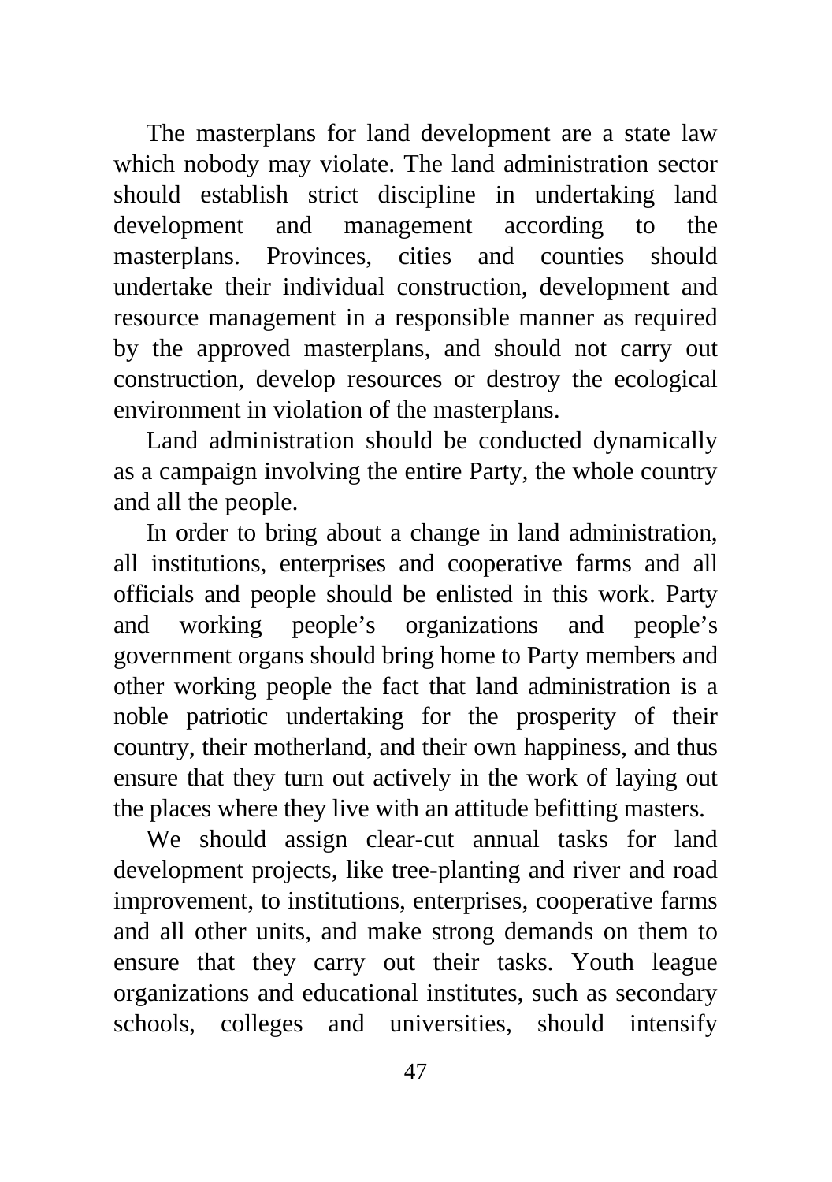The masterplans for land development are a state law which nobody may violate. The land administration sector should establish strict discipline in undertaking land development and management according to the masterplans. Provinces, cities and counties should undertake their individual construction, development and resource management in a responsible manner as required by the approved masterplans, and should not carry out construction, develop resources or destroy the ecological environment in violation of the masterplans.

Land administration should be conducted dynamically as a campaign involving the entire Party, the whole country and all the people.

In order to bring about a change in land administration, all institutions, enterprises and cooperative farms and all officials and people should be enlisted in this work. Party and working people's organizations and people's government organs should bring home to Party members and other working people the fact that land administration is a noble patriotic undertaking for the prosperity of their country, their motherland, and their own happiness, and thus ensure that they turn out actively in the work of laying out the places where they live with an attitude befitting masters.

We should assign clear-cut annual tasks for land development projects, like tree-planting and river and road improvement, to institutions, enterprises, cooperative farms and all other units, and make strong demands on them to ensure that they carry out their tasks. Youth league organizations and educational institutes, such as secondary schools, colleges and universities, should intensify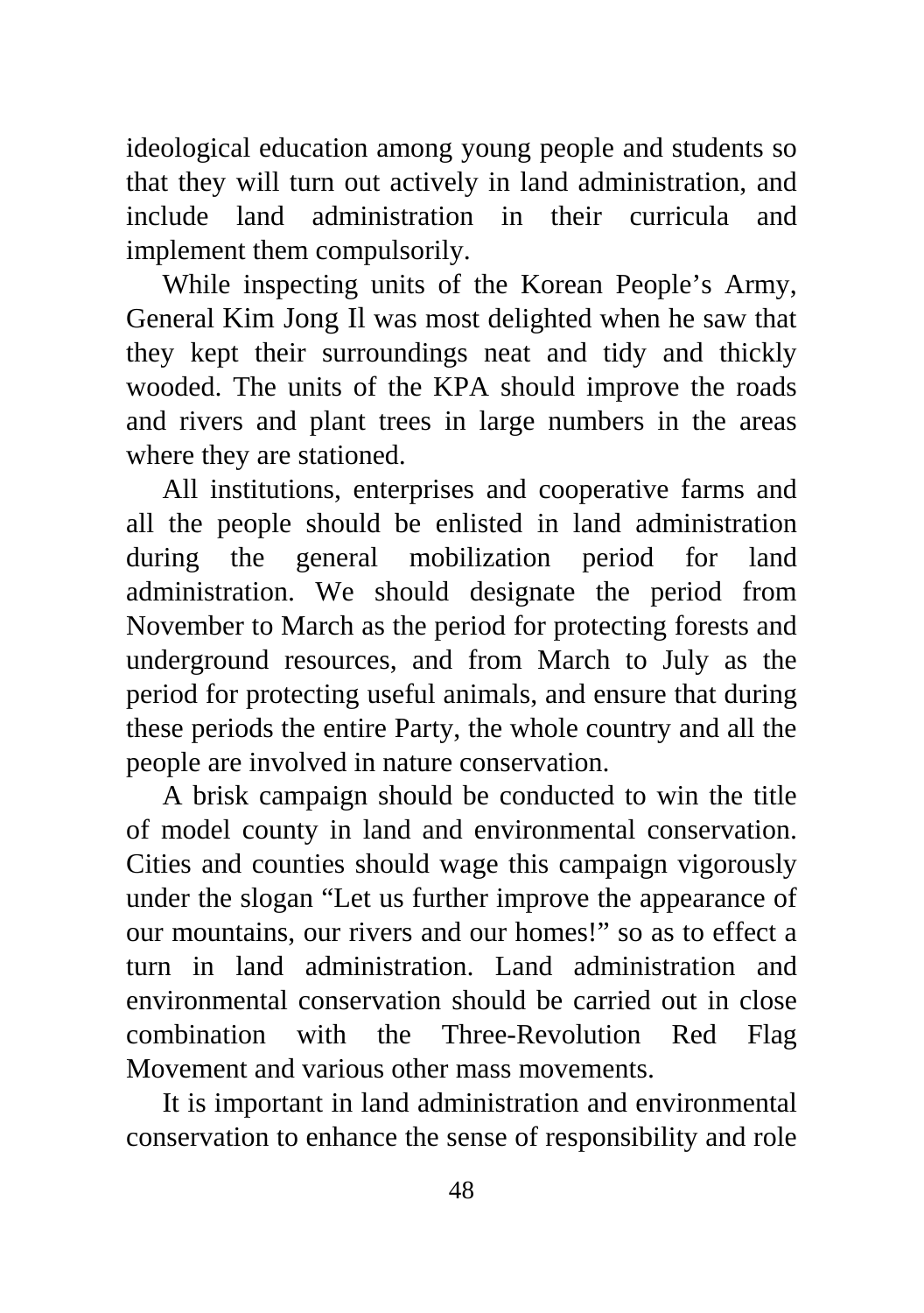ideological education among young people and students so that they will turn out actively in land administration, and include land administration in their curricula and implement them compulsorily.

While inspecting units of the Korean People's Army, General Kim Jong Il was most delighted when he saw that they kept their surroundings neat and tidy and thickly wooded. The units of the KPA should improve the roads and rivers and plant trees in large numbers in the areas where they are stationed.

All institutions, enterprises and cooperative farms and all the people should be enlisted in land administration during the general mobilization period for land administration. We should designate the period from November to March as the period for protecting forests and underground resources, and from March to July as the period for protecting useful animals, and ensure that during these periods the entire Party, the whole country and all the people are involved in nature conservation.

A brisk campaign should be conducted to win the title of model county in land and environmental conservation. Cities and counties should wage this campaign vigorously under the slogan "Let us further improve the appearance of our mountains, our rivers and our homes!" so as to effect a turn in land administration. Land administration and environmental conservation should be carried out in close combination with the Three-Revolution Red Flag Movement and various other mass movements.

It is important in land administration and environmental conservation to enhance the sense of responsibility and role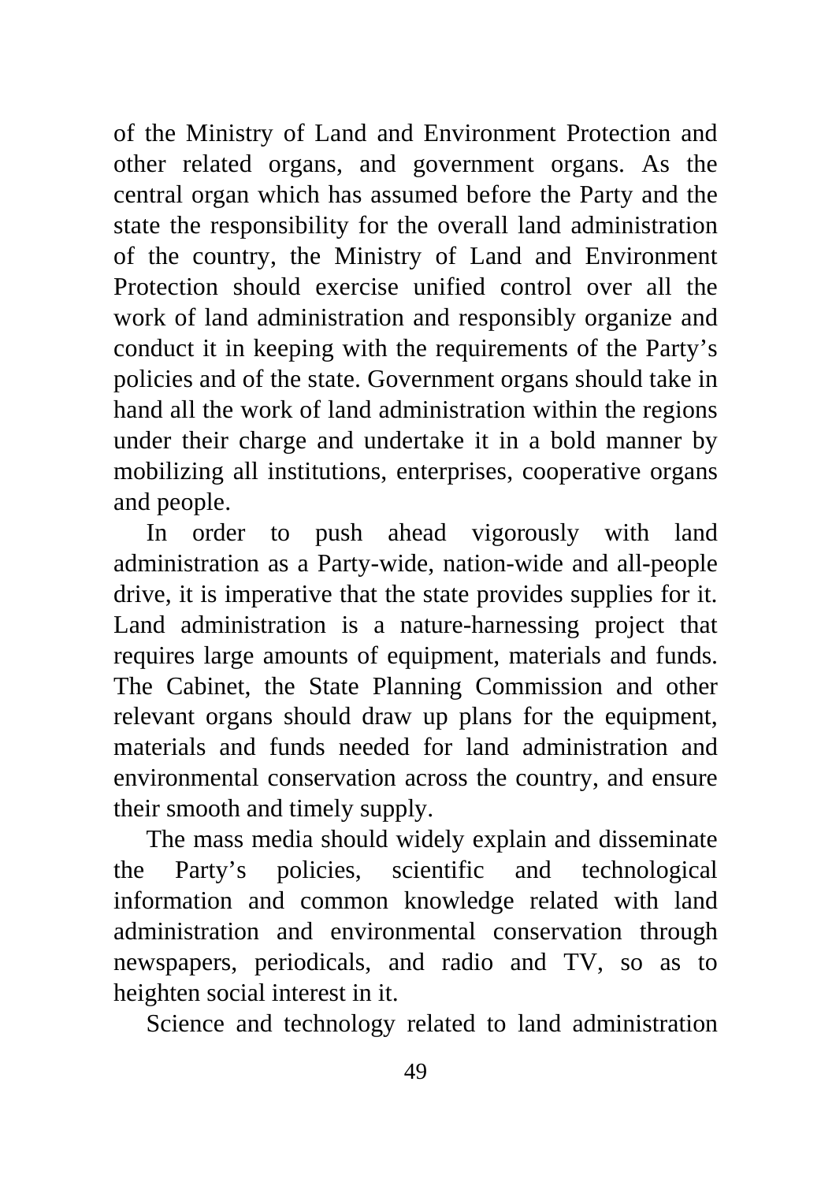of the Ministry of Land and Environment Protection and other related organs, and government organs. As the central organ which has assumed before the Party and the state the responsibility for the overall land administration of the country, the Ministry of Land and Environment Protection should exercise unified control over all the work of land administration and responsibly organize and conduct it in keeping with the requirements of the Party's policies and of the state. Government organs should take in hand all the work of land administration within the regions under their charge and undertake it in a bold manner by mobilizing all institutions, enterprises, cooperative organs and people.

In order to push ahead vigorously with land administration as a Party-wide, nation-wide and all-people drive, it is imperative that the state provides supplies for it. Land administration is a nature-harnessing project that requires large amounts of equipment, materials and funds. The Cabinet, the State Planning Commission and other relevant organs should draw up plans for the equipment, materials and funds needed for land administration and environmental conservation across the country, and ensure their smooth and timely supply.

The mass media should widely explain and disseminate the Party's policies, scientific and technological information and common knowledge related with land administration and environmental conservation through newspapers, periodicals, and radio and TV, so as to heighten social interest in it.

Science and technology related to land administration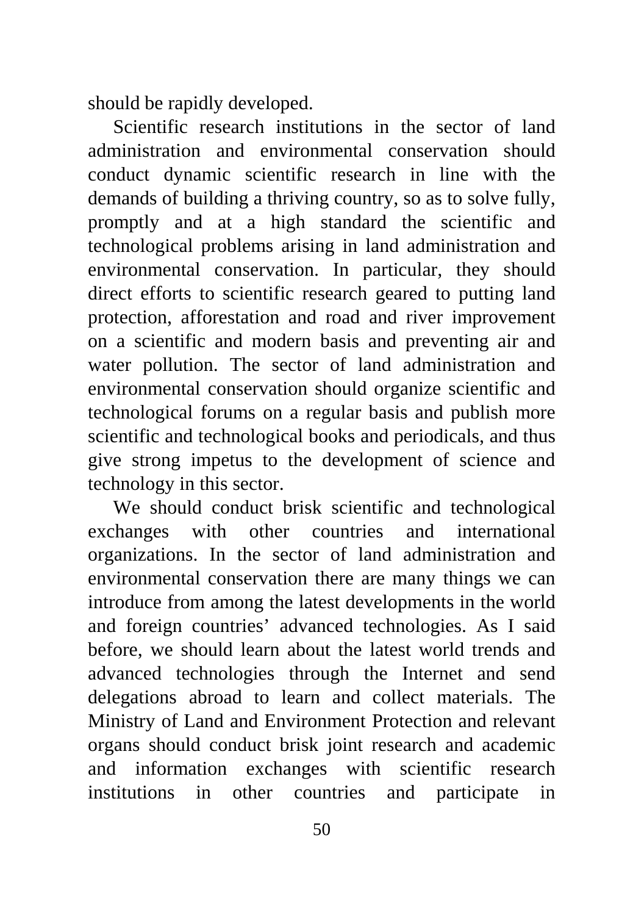should be rapidly developed.

Scientific research institutions in the sector of land administration and environmental conservation should conduct dynamic scientific research in line with the demands of building a thriving country, so as to solve fully, promptly and at a high standard the scientific and technological problems arising in land administration and environmental conservation. In particular, they should direct efforts to scientific research geared to putting land protection, afforestation and road and river improvement on a scientific and modern basis and preventing air and water pollution. The sector of land administration and environmental conservation should organize scientific and technological forums on a regular basis and publish more scientific and technological books and periodicals, and thus give strong impetus to the development of science and technology in this sector.

We should conduct brisk scientific and technological exchanges with other countries and international organizations. In the sector of land administration and environmental conservation there are many things we can introduce from among the latest developments in the world and foreign countries' advanced technologies. As I said before, we should learn about the latest world trends and advanced technologies through the Internet and send delegations abroad to learn and collect materials. The Ministry of Land and Environment Protection and relevant organs should conduct brisk joint research and academic and information exchanges with scientific research institutions in other countries and participate in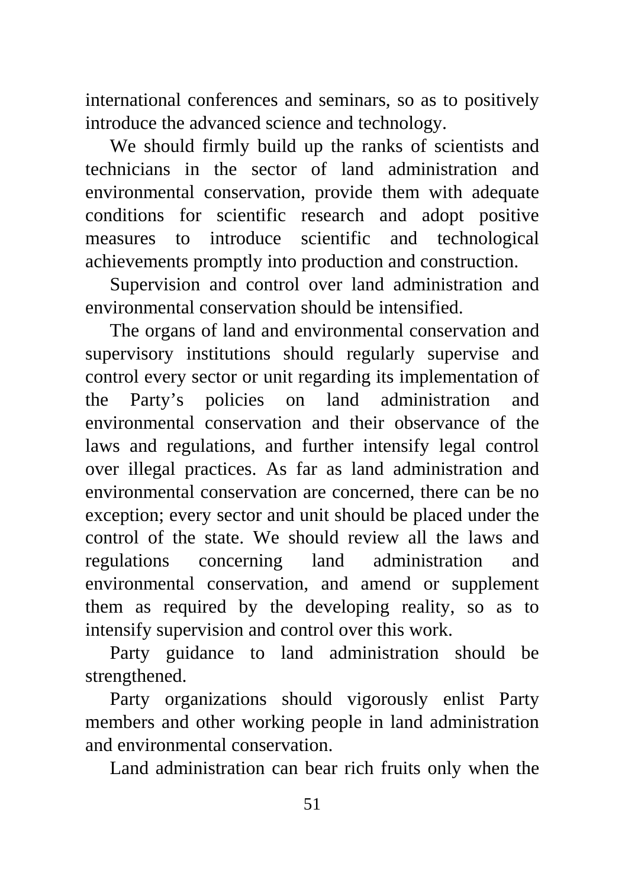international conferences and seminars, so as to positively introduce the advanced science and technology.

We should firmly build up the ranks of scientists and technicians in the sector of land administration and environmental conservation, provide them with adequate conditions for scientific research and adopt positive measures to introduce scientific and technological achievements promptly into production and construction.

Supervision and control over land administration and environmental conservation should be intensified.

The organs of land and environmental conservation and supervisory institutions should regularly supervise and control every sector or unit regarding its implementation of the Party's policies on land administration and environmental conservation and their observance of the laws and regulations, and further intensify legal control over illegal practices. As far as land administration and environmental conservation are concerned, there can be no exception; every sector and unit should be placed under the control of the state. We should review all the laws and regulations concerning land administration and environmental conservation, and amend or supplement them as required by the developing reality, so as to intensify supervision and control over this work.

Party guidance to land administration should be strengthened.

Party organizations should vigorously enlist Party members and other working people in land administration and environmental conservation.

Land administration can bear rich fruits only when the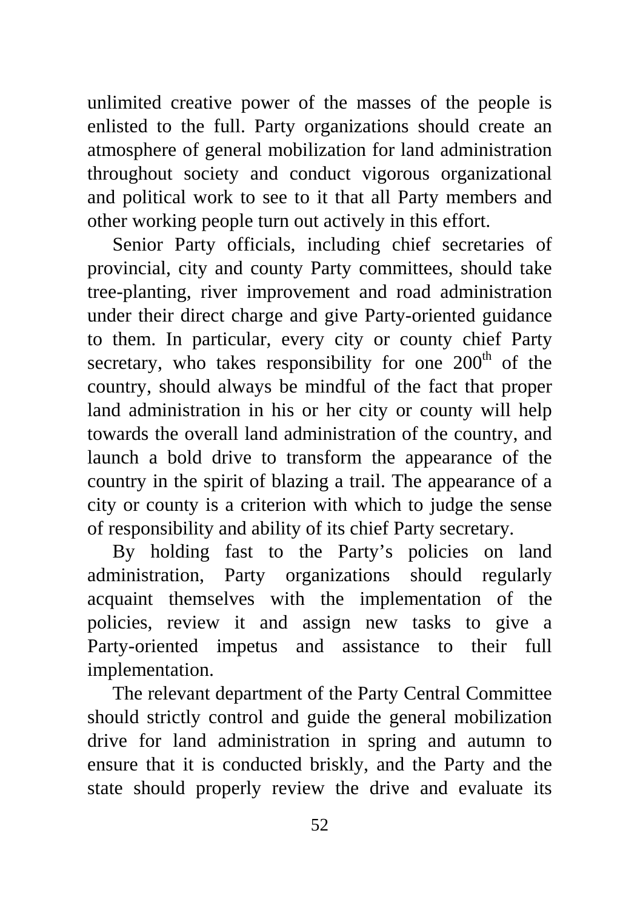unlimited creative power of the masses of the people is enlisted to the full. Party organizations should create an atmosphere of general mobilization for land administration throughout society and conduct vigorous organizational and political work to see to it that all Party members and other working people turn out actively in this effort.

Senior Party officials, including chief secretaries of provincial, city and county Party committees, should take tree-planting, river improvement and road administration under their direct charge and give Party-oriented guidance to them. In particular, every city or county chief Party secretary, who takes responsibility for one 200th of the country, should always be mindful of the fact that proper land administration in his or her city or county will help towards the overall land administration of the country, and launch a bold drive to transform the appearance of the country in the spirit of blazing a trail. The appearance of a city or county is a criterion with which to judge the sense of responsibility and ability of its chief Party secretary.

By holding fast to the Party's policies on land administration, Party organizations should regularly acquaint themselves with the implementation of the policies, review it and assign new tasks to give a Party-oriented impetus and assistance to their full implementation.

The relevant department of the Party Central Committee should strictly control and guide the general mobilization drive for land administration in spring and autumn to ensure that it is conducted briskly, and the Party and the state should properly review the drive and evaluate its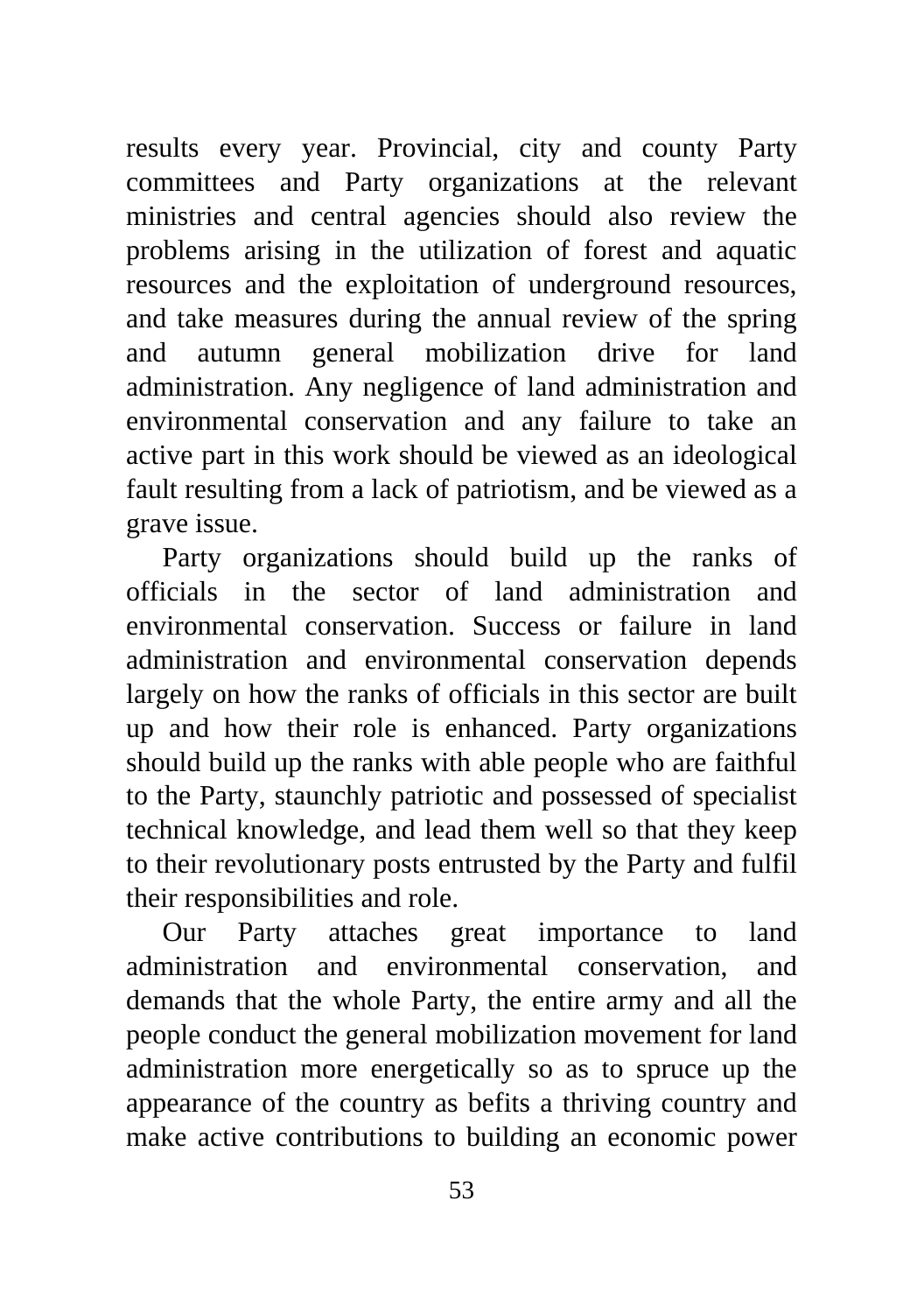results every year. Provincial, city and county Party committees and Party organizations at the relevant ministries and central agencies should also review the problems arising in the utilization of forest and aquatic resources and the exploitation of underground resources, and take measures during the annual review of the spring and autumn general mobilization drive for land administration. Any negligence of land administration and environmental conservation and any failure to take an active part in this work should be viewed as an ideological fault resulting from a lack of patriotism, and be viewed as a grave issue.

Party organizations should build up the ranks of officials in the sector of land administration and environmental conservation. Success or failure in land administration and environmental conservation depends largely on how the ranks of officials in this sector are built up and how their role is enhanced. Party organizations should build up the ranks with able people who are faithful to the Party, staunchly patriotic and possessed of specialist technical knowledge, and lead them well so that they keep to their revolutionary posts entrusted by the Party and fulfil their responsibilities and role.

Our Party attaches great importance to land administration and environmental conservation, and demands that the whole Party, the entire army and all the people conduct the general mobilization movement for land administration more energetically so as to spruce up the appearance of the country as befits a thriving country and make active contributions to building an economic power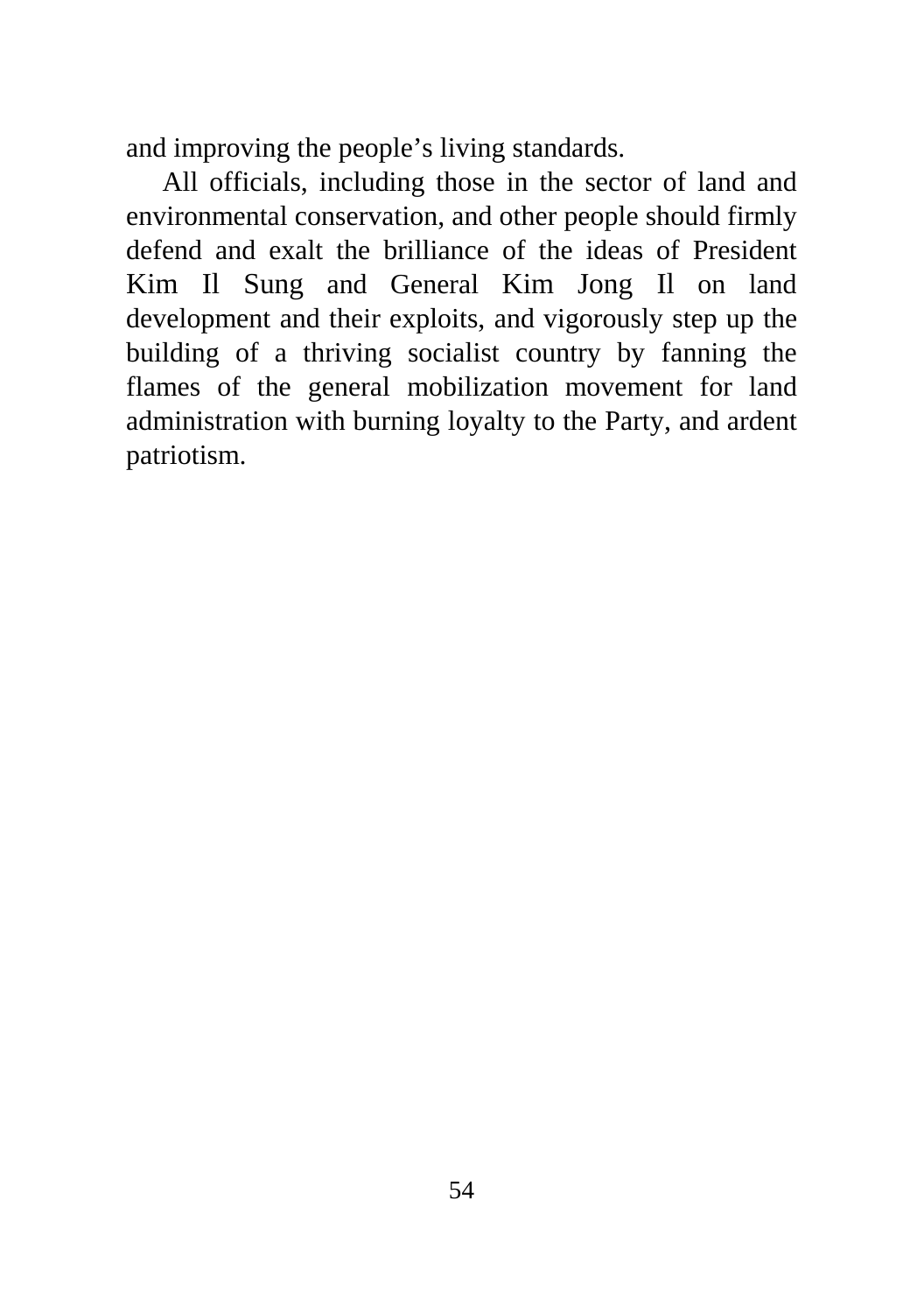and improving the people's living standards.

All officials, including those in the sector of land and environmental conservation, and other people should firmly defend and exalt the brilliance of the ideas of President Kim Il Sung and General Kim Jong Il on land development and their exploits, and vigorously step up the building of a thriving socialist country by fanning the flames of the general mobilization movement for land administration with burning loyalty to the Party, and ardent patriotism.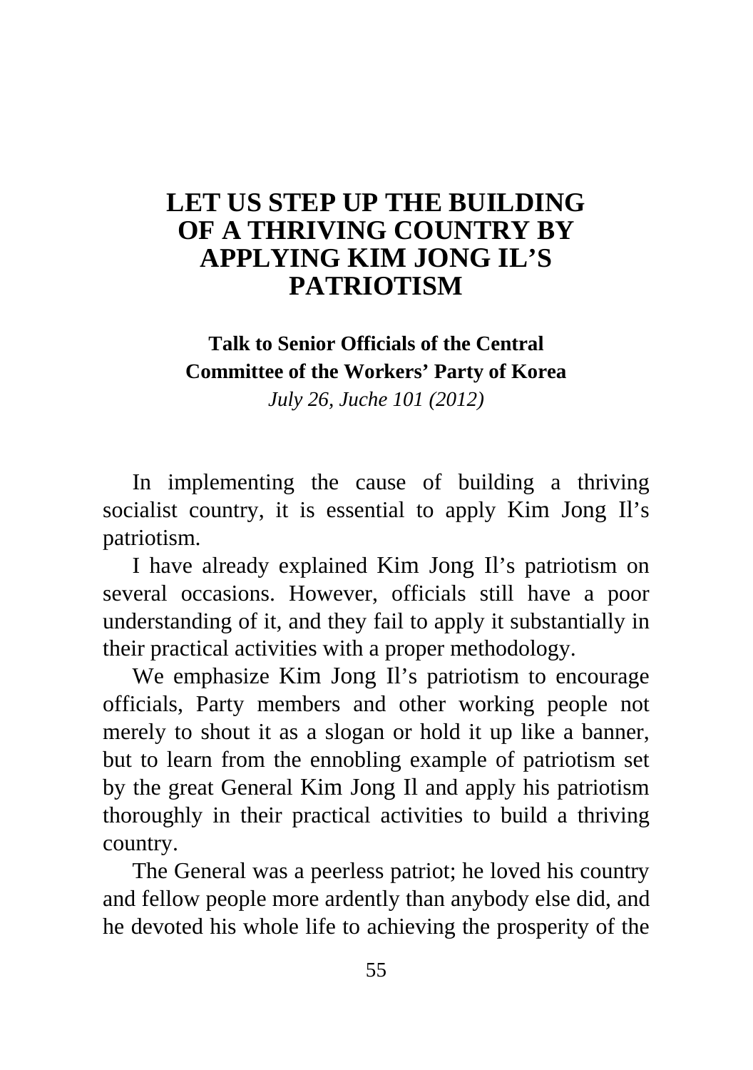# LET US STEP UP THE BUILDING OF A THRIVING COUNTRY BY APPLYING KIM JONG IL'S PATRIOTISM

**Talk to Senior Officials of the Central Committee of the Workers' Party of Korea**

*July 26, Juche 101 (2012)*

In implementing the cause of building a thriving socialist country, it is essential to apply Kim Jong Il's patriotism.

I have already explained Kim Jong Il's patriotism on several occasions. However, officials still have a poor understanding of it, and they fail to apply it substantially in their practical activities with a proper methodology.

We emphasize Kim Jong Il's patriotism to encourage officials, Party members and other working people not merely to shout it as a slogan or hold it up like a banner, but to learn from the ennobling example of patriotism set by the great General Kim Jong Il and apply his patriotism thoroughly in their practical activities to build a thriving country.

The General was a peerless patriot; he loved his country and fellow people more ardently than anybody else did, and he devoted his whole life to achieving the prosperity of the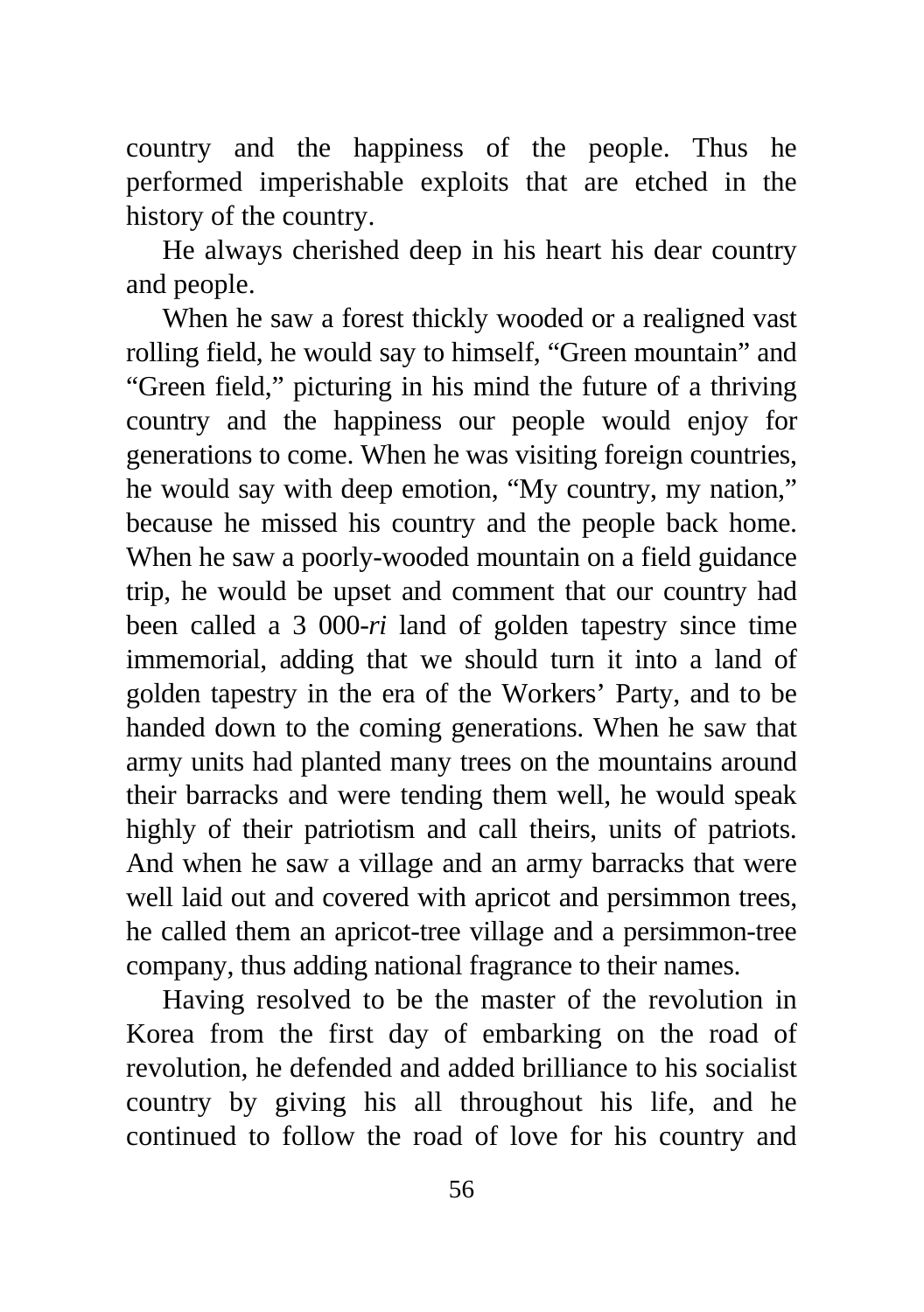country and the happiness of the people. Thus he performed imperishable exploits that are etched in the history of the country.

He always cherished deep in his heart his dear country and people.

When he saw a forest thickly wooded or a realigned vast rolling field, he would say to himself, "Green mountain" and "Green field," picturing in his mind the future of a thriving country and the happiness our people would enjoy for generations to come. When he was visiting foreign countries, he would say with deep emotion, "My country, my nation," because he missed his country and the people back home. When he saw a poorly-wooded mountain on a field guidance trip, he would be upset and comment that our country had been called a 3 000-*ri* land of golden tapestry since time immemorial, adding that we should turn it into a land of golden tapestry in the era of the Workers' Party, and to be handed down to the coming generations. When he saw that army units had planted many trees on the mountains around their barracks and were tending them well, he would speak highly of their patriotism and call theirs, units of patriots. And when he saw a village and an army barracks that were well laid out and covered with apricot and persimmon trees, he called them an apricot-tree village and a persimmon-tree company, thus adding national fragrance to their names.

Having resolved to be the master of the revolution in Korea from the first day of embarking on the road of revolution, he defended and added brilliance to his socialist country by giving his all throughout his life, and he continued to follow the road of love for his country and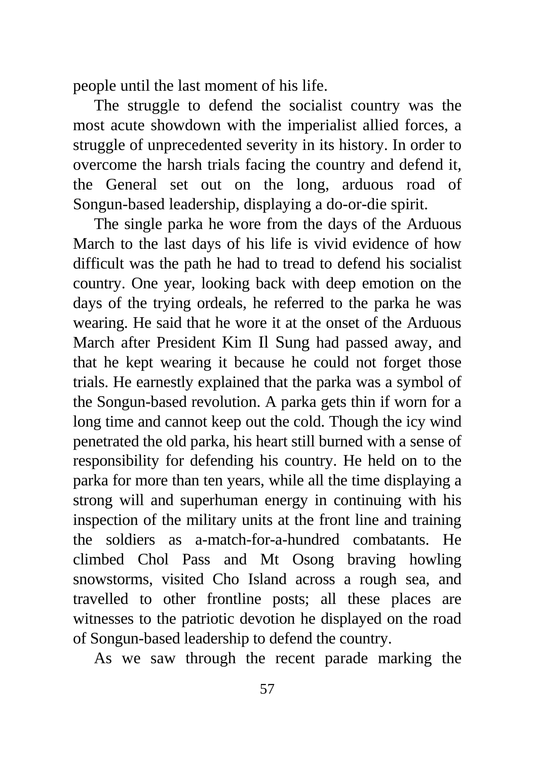people until the last moment of his life.

The struggle to defend the socialist country was the most acute showdown with the imperialist allied forces, a struggle of unprecedented severity in its history. In order to overcome the harsh trials facing the country and defend it, the General set out on the long, arduous road of Songun-based leadership, displaying a do-or-die spirit.

The single parka he wore from the days of the Arduous March to the last days of his life is vivid evidence of how difficult was the path he had to tread to defend his socialist country. One year, looking back with deep emotion on the days of the trying ordeals, he referred to the parka he was wearing. He said that he wore it at the onset of the Arduous March after President Kim Il Sung had passed away, and that he kept wearing it because he could not forget those trials. He earnestly explained that the parka was a symbol of the Songun-based revolution. A parka gets thin if worn for a long time and cannot keep out the cold. Though the icy wind penetrated the old parka, his heart still burned with a sense of responsibility for defending his country. He held on to the parka for more than ten years, while all the time displaying a strong will and superhuman energy in continuing with his inspection of the military units at the front line and training the soldiers as a-match-for-a-hundred combatants. He climbed Chol Pass and Mt Osong braving howling snowstorms, visited Cho Island across a rough sea, and travelled to other frontline posts; all these places are witnesses to the patriotic devotion he displayed on the road of Songun-based leadership to defend the country.

As we saw through the recent parade marking the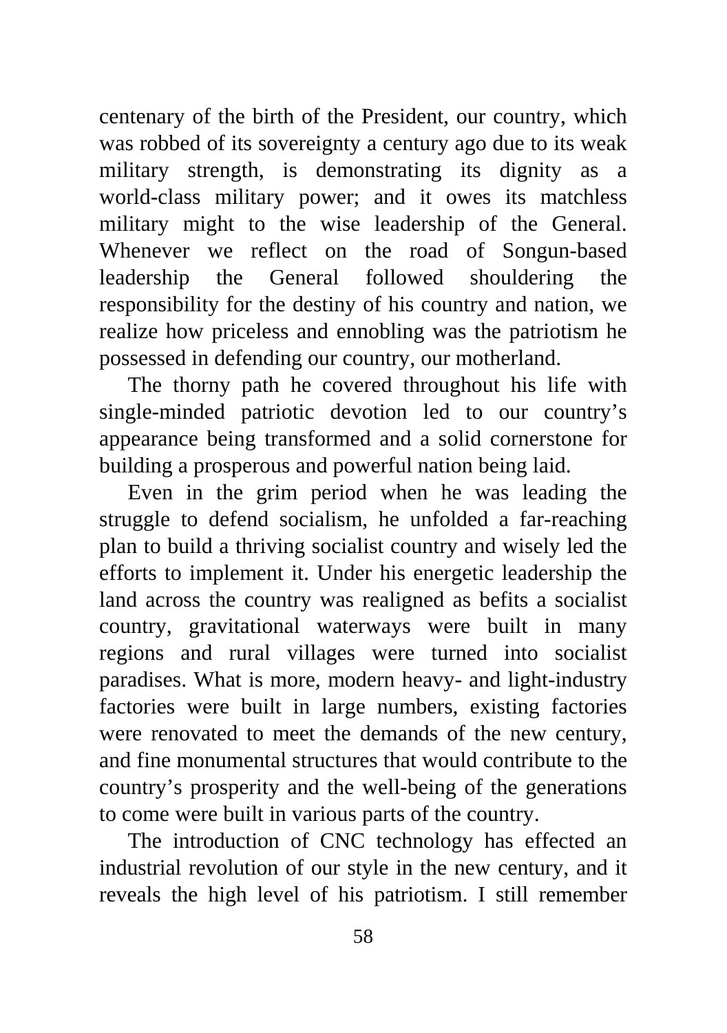centenary of the birth of the President, our country, which was robbed of its sovereignty a century ago due to its weak military strength, is demonstrating its dignity as a world-class military power; and it owes its matchless military might to the wise leadership of the General. Whenever we reflect on the road of Songun-based leadership the General followed shouldering the responsibility for the destiny of his country and nation, we realize how priceless and ennobling was the patriotism he possessed in defending our country, our motherland.

The thorny path he covered throughout his life with single-minded patriotic devotion led to our country's appearance being transformed and a solid cornerstone for building a prosperous and powerful nation being laid.

Even in the grim period when he was leading the struggle to defend socialism, he unfolded a far-reaching plan to build a thriving socialist country and wisely led the efforts to implement it. Under his energetic leadership the land across the country was realigned as befits a socialist country, gravitational waterways were built in many regions and rural villages were turned into socialist paradises. What is more, modern heavy- and light-industry factories were built in large numbers, existing factories were renovated to meet the demands of the new century, and fine monumental structures that would contribute to the country's prosperity and the well-being of the generations to come were built in various parts of the country.

The introduction of CNC technology has effected an industrial revolution of our style in the new century, and it reveals the high level of his patriotism. I still remember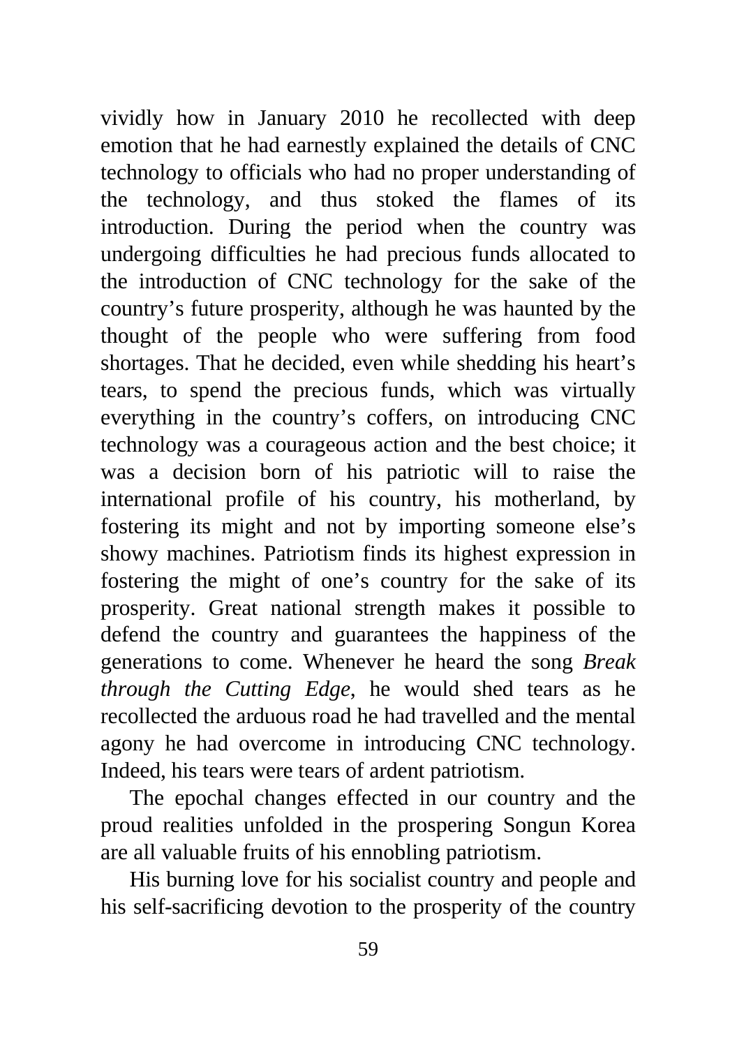vividly how in January 2010 he recollected with deep emotion that he had earnestly explained the details of CNC technology to officials who had no proper understanding of the technology, and thus stoked the flames of its introduction. During the period when the country was undergoing difficulties he had precious funds allocated to the introduction of CNC technology for the sake of the country's future prosperity, although he was haunted by the thought of the people who were suffering from food shortages. That he decided, even while shedding his heart's tears, to spend the precious funds, which was virtually everything in the country's coffers, on introducing CNC technology was a courageous action and the best choice; it was a decision born of his patriotic will to raise the international profile of his country, his motherland, by fostering its might and not by importing someone else's showy machines. Patriotism finds its highest expression in fostering the might of one's country for the sake of its prosperity. Great national strength makes it possible to defend the country and guarantees the happiness of the generations to come. Whenever he heard the song *Break through the Cutting Edge*, he would shed tears as he recollected the arduous road he had travelled and the mental agony he had overcome in introducing CNC technology. Indeed, his tears were tears of ardent patriotism.

The epochal changes effected in our country and the proud realities unfolded in the prospering Songun Korea are all valuable fruits of his ennobling patriotism.

His burning love for his socialist country and people and his self-sacrificing devotion to the prosperity of the country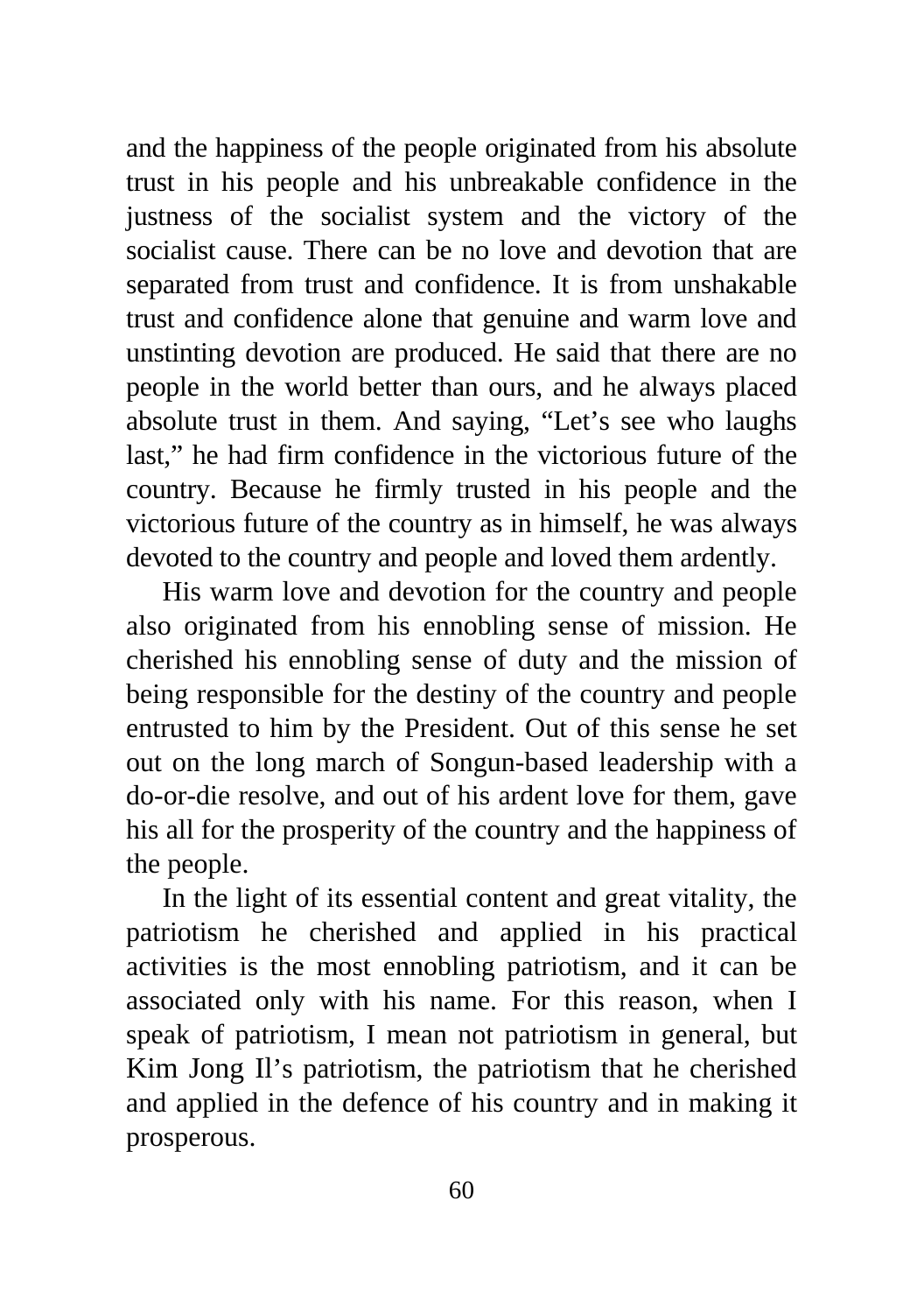and the happiness of the people originated from his absolute trust in his people and his unbreakable confidence in the justness of the socialist system and the victory of the socialist cause. There can be no love and devotion that are separated from trust and confidence. It is from unshakable trust and confidence alone that genuine and warm love and unstinting devotion are produced. He said that there are no people in the world better than ours, and he always placed absolute trust in them. And saying, "Let's see who laughs last," he had firm confidence in the victorious future of the country. Because he firmly trusted in his people and the victorious future of the country as in himself, he was always devoted to the country and people and loved them ardently.

His warm love and devotion for the country and people also originated from his ennobling sense of mission. He cherished his ennobling sense of duty and the mission of being responsible for the destiny of the country and people entrusted to him by the President. Out of this sense he set out on the long march of Songun-based leadership with a do-or-die resolve, and out of his ardent love for them, gave his all for the prosperity of the country and the happiness of the people.

In the light of its essential content and great vitality, the patriotism he cherished and applied in his practical activities is the most ennobling patriotism, and it can be associated only with his name. For this reason, when I speak of patriotism, I mean not patriotism in general, but Kim Jong Il's patriotism, the patriotism that he cherished and applied in the defence of his country and in making it prosperous.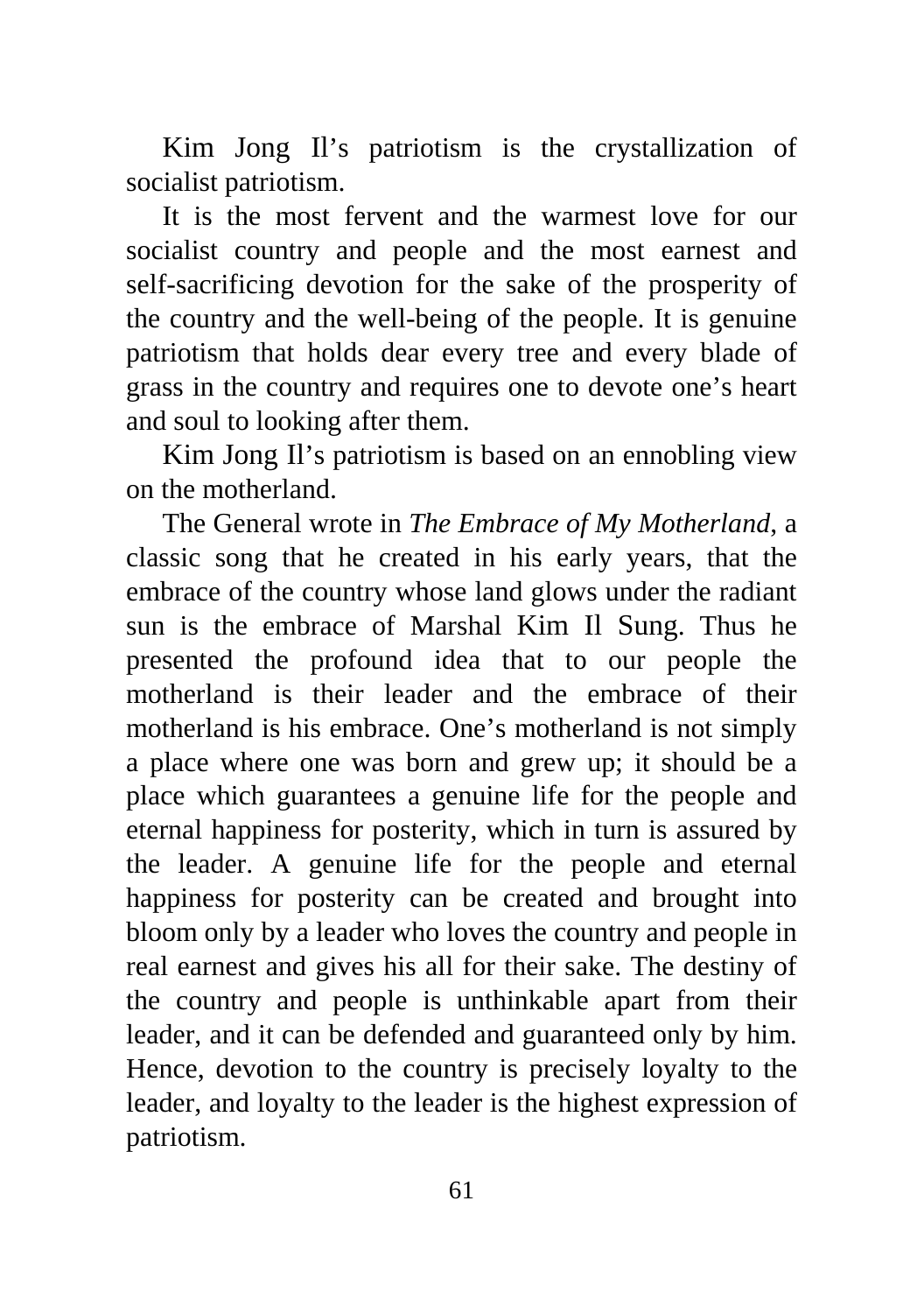Kim Jong Il's patriotism is the crystallization of socialist patriotism.

It is the most fervent and the warmest love for our socialist country and people and the most earnest and self-sacrificing devotion for the sake of the prosperity of the country and the well-being of the people. It is genuine patriotism that holds dear every tree and every blade of grass in the country and requires one to devote one's heart and soul to looking after them.

Kim Jong Il's patriotism is based on an ennobling view on the motherland.

The General wrote in *The Embrace of My Motherland*, a classic song that he created in his early years, that the embrace of the country whose land glows under the radiant sun is the embrace of Marshal Kim Il Sung. Thus he presented the profound idea that to our people the motherland is their leader and the embrace of their motherland is his embrace. One's motherland is not simply a place where one was born and grew up; it should be a place which guarantees a genuine life for the people and eternal happiness for posterity, which in turn is assured by the leader. A genuine life for the people and eternal happiness for posterity can be created and brought into bloom only by a leader who loves the country and people in real earnest and gives his all for their sake. The destiny of the country and people is unthinkable apart from their leader, and it can be defended and guaranteed only by him. Hence, devotion to the country is precisely loyalty to the leader, and loyalty to the leader is the highest expression of patriotism.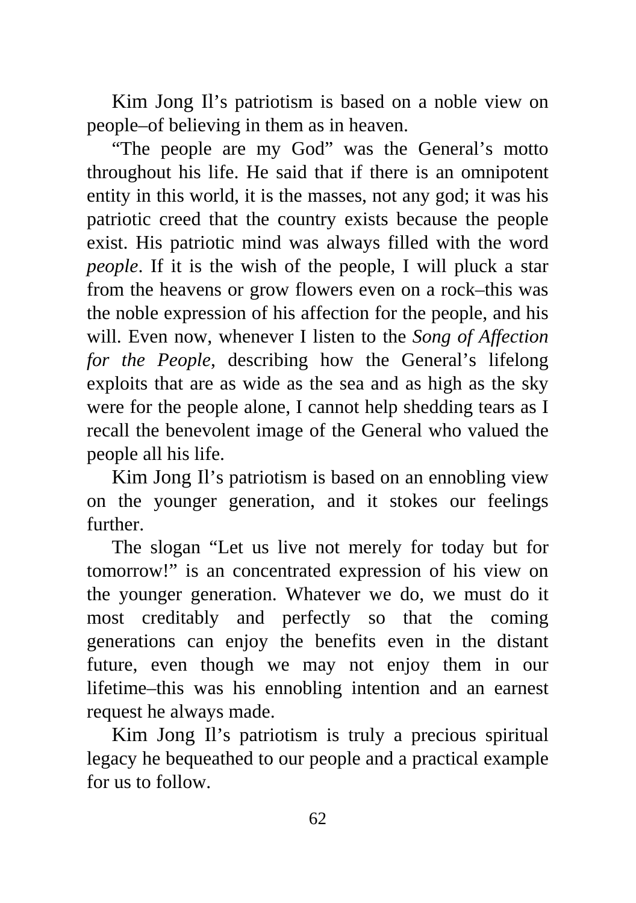Kim Jong Il's patriotism is based on a noble view on people–of believing in them as in heaven.

"The people are my God" was the General's motto throughout his life. He said that if there is an omnipotent entity in this world, it is the masses, not any god; it was his patriotic creed that the country exists because the people exist. His patriotic mind was always filled with the word *people*. If it is the wish of the people, I will pluck a star from the heavens or grow flowers even on a rock–this was the noble expression of his affection for the people, and his will. Even now, whenever I listen to the *Song of Affection for the People*, describing how the General's lifelong exploits that are as wide as the sea and as high as the sky were for the people alone, I cannot help shedding tears as I recall the benevolent image of the General who valued the people all his life.

Kim Jong Il's patriotism is based on an ennobling view on the younger generation, and it stokes our feelings further.

The slogan "Let us live not merely for today but for tomorrow!" is an concentrated expression of his view on the younger generation. Whatever we do, we must do it most creditably and perfectly so that the coming generations can enjoy the benefits even in the distant future, even though we may not enjoy them in our lifetime–this was his ennobling intention and an earnest request he always made.

Kim Jong Il's patriotism is truly a precious spiritual legacy he bequeathed to our people and a practical example for us to follow.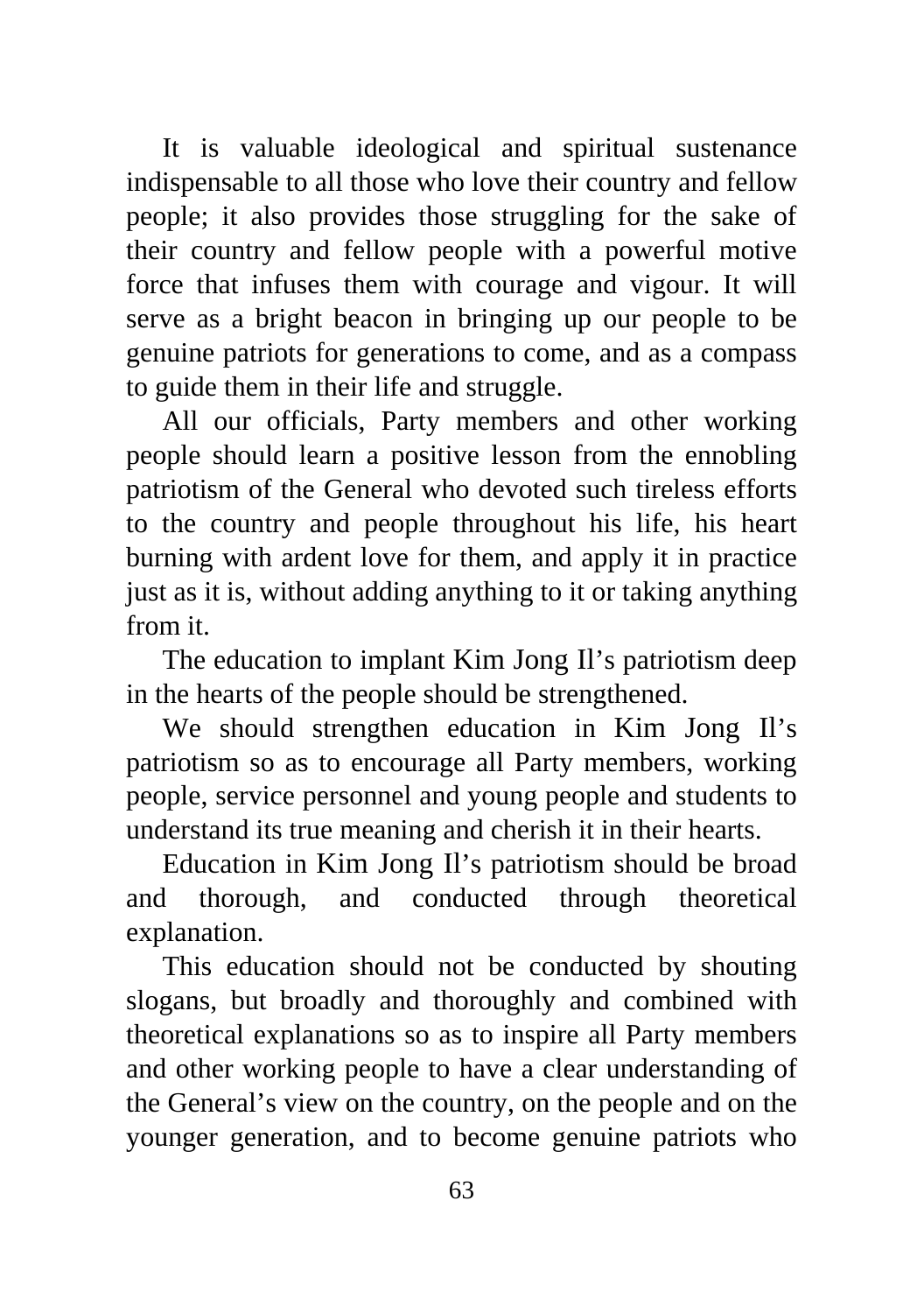It is valuable ideological and spiritual sustenance indispensable to all those who love their country and fellow people; it also provides those struggling for the sake of their country and fellow people with a powerful motive force that infuses them with courage and vigour. It will serve as a bright beacon in bringing up our people to be genuine patriots for generations to come, and as a compass to guide them in their life and struggle.

All our officials, Party members and other working people should learn a positive lesson from the ennobling patriotism of the General who devoted such tireless efforts to the country and people throughout his life, his heart burning with ardent love for them, and apply it in practice just as it is, without adding anything to it or taking anything from it.

The education to implant Kim Jong Il's patriotism deep in the hearts of the people should be strengthened.

We should strengthen education in Kim Jong Il's patriotism so as to encourage all Party members, working people, service personnel and young people and students to understand its true meaning and cherish it in their hearts.

Education in Kim Jong Il's patriotism should be broad and thorough, and conducted through theoretical explanation.

This education should not be conducted by shouting slogans, but broadly and thoroughly and combined with theoretical explanations so as to inspire all Party members and other working people to have a clear understanding of the General's view on the country, on the people and on the younger generation, and to become genuine patriots who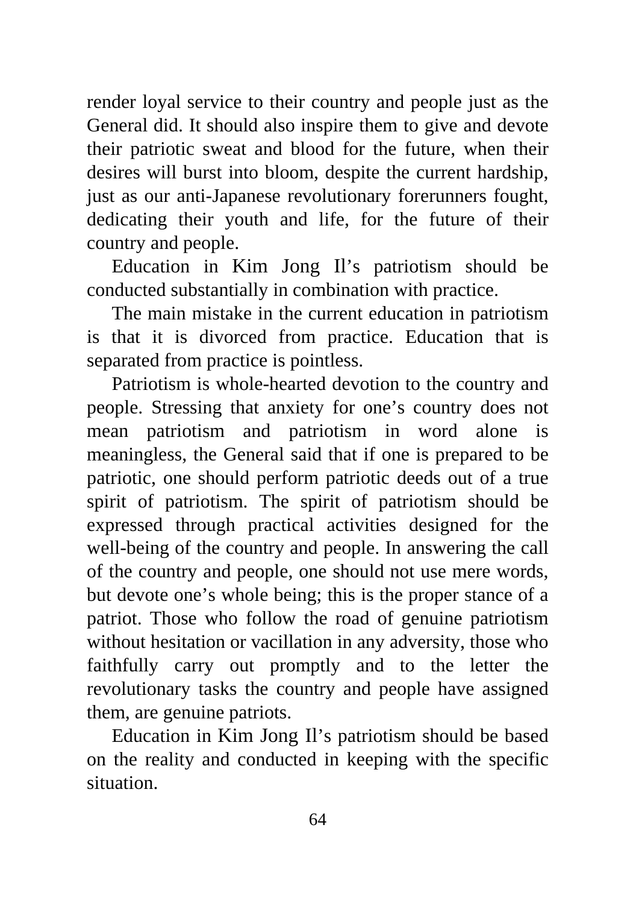render loyal service to their country and people just as the General did. It should also inspire them to give and devote their patriotic sweat and blood for the future, when their desires will burst into bloom, despite the current hardship, just as our anti-Japanese revolutionary forerunners fought, dedicating their youth and life, for the future of their country and people.

Education in Kim Jong Il's patriotism should be conducted substantially in combination with practice.

The main mistake in the current education in patriotism is that it is divorced from practice. Education that is separated from practice is pointless.

Patriotism is whole-hearted devotion to the country and people. Stressing that anxiety for one's country does not mean patriotism and patriotism in word alone is meaningless, the General said that if one is prepared to be patriotic, one should perform patriotic deeds out of a true spirit of patriotism. The spirit of patriotism should be expressed through practical activities designed for the well-being of the country and people. In answering the call of the country and people, one should not use mere words, but devote one's whole being; this is the proper stance of a patriot. Those who follow the road of genuine patriotism without hesitation or vacillation in any adversity, those who faithfully carry out promptly and to the letter the revolutionary tasks the country and people have assigned them, are genuine patriots.

Education in Kim Jong Il's patriotism should be based on the reality and conducted in keeping with the specific situation.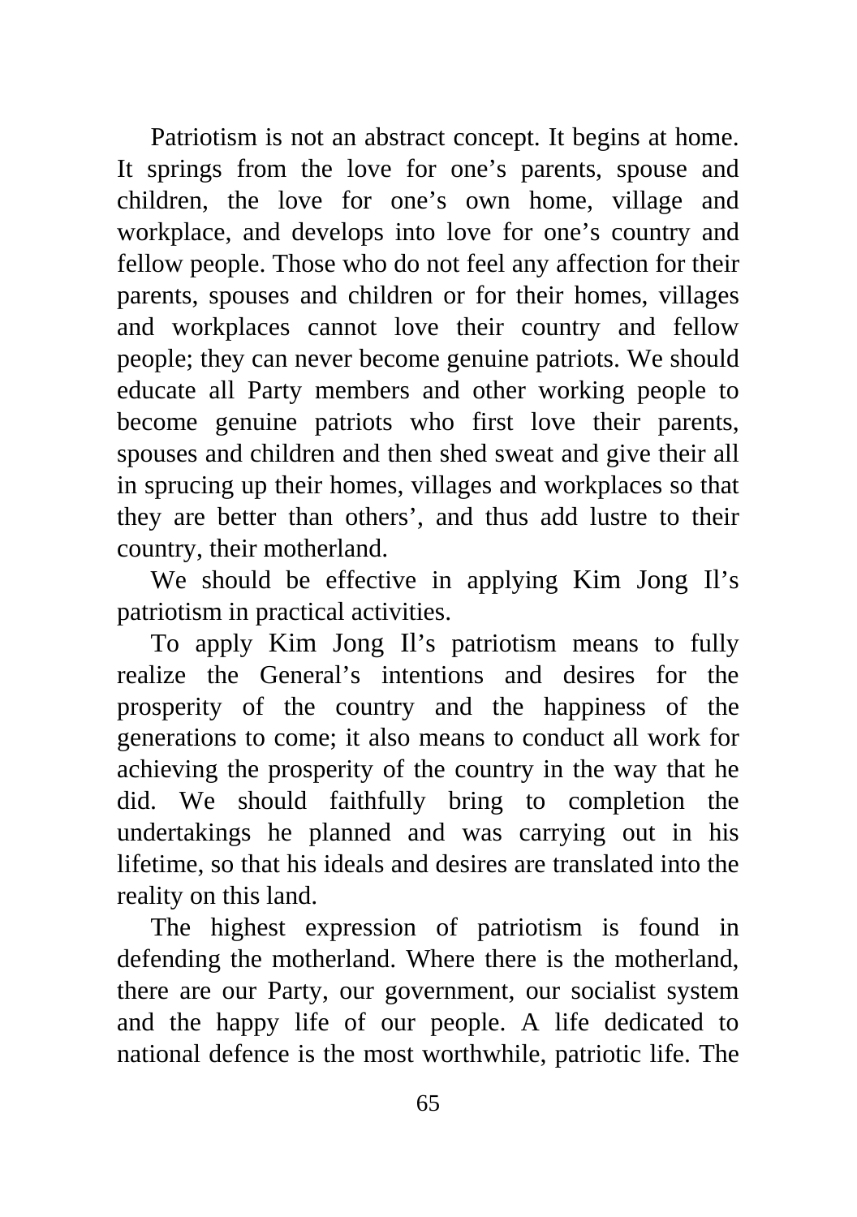Patriotism is not an abstract concept. It begins at home. It springs from the love for one's parents, spouse and children, the love for one's own home, village and workplace, and develops into love for one's country and fellow people. Those who do not feel any affection for their parents, spouses and children or for their homes, villages and workplaces cannot love their country and fellow people; they can never become genuine patriots. We should educate all Party members and other working people to become genuine patriots who first love their parents, spouses and children and then shed sweat and give their all in sprucing up their homes, villages and workplaces so that they are better than others', and thus add lustre to their country, their motherland.

We should be effective in applying Kim Jong Il's patriotism in practical activities.

To apply Kim Jong Il's patriotism means to fully realize the General's intentions and desires for the prosperity of the country and the happiness of the generations to come; it also means to conduct all work for achieving the prosperity of the country in the way that he did. We should faithfully bring to completion the undertakings he planned and was carrying out in his lifetime, so that his ideals and desires are translated into the reality on this land.

The highest expression of patriotism is found in defending the motherland. Where there is the motherland, there are our Party, our government, our socialist system and the happy life of our people. A life dedicated to national defence is the most worthwhile, patriotic life. The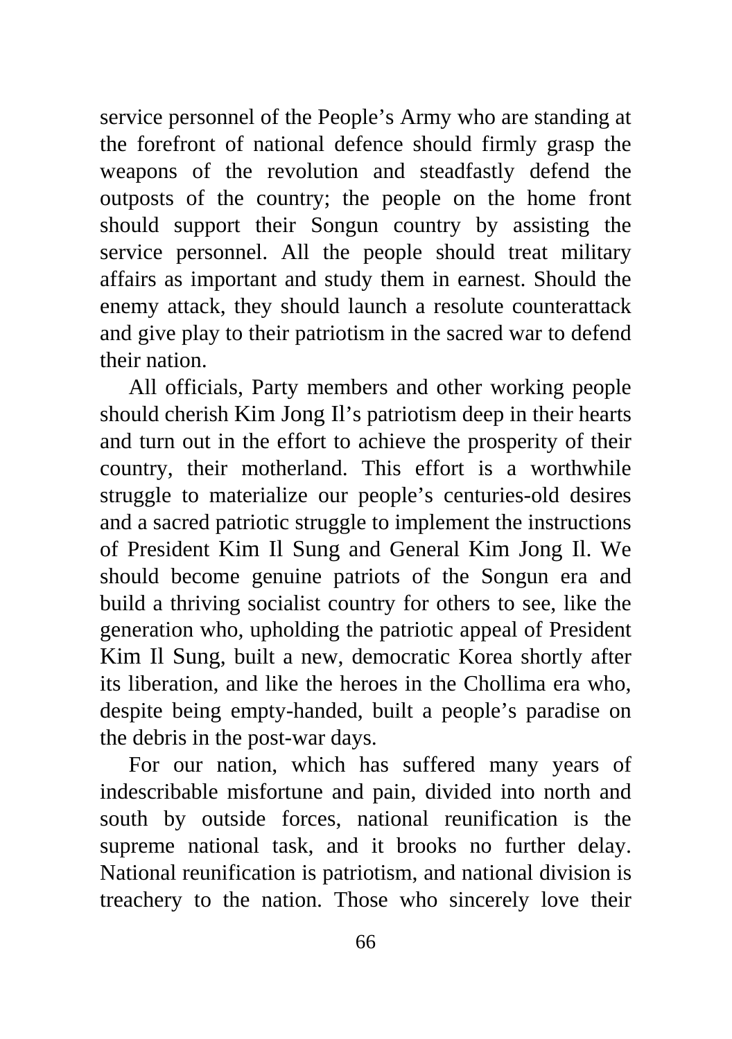service personnel of the People's Army who are standing at the forefront of national defence should firmly grasp the weapons of the revolution and steadfastly defend the outposts of the country; the people on the home front should support their Songun country by assisting the service personnel. All the people should treat military affairs as important and study them in earnest. Should the enemy attack, they should launch a resolute counterattack and give play to their patriotism in the sacred war to defend their nation.

All officials, Party members and other working people should cherish Kim Jong Il's patriotism deep in their hearts and turn out in the effort to achieve the prosperity of their country, their motherland. This effort is a worthwhile struggle to materialize our people's centuries-old desires and a sacred patriotic struggle to implement the instructions of President Kim Il Sung and General Kim Jong Il. We should become genuine patriots of the Songun era and build a thriving socialist country for others to see, like the generation who, upholding the patriotic appeal of President Kim Il Sung, built a new, democratic Korea shortly after its liberation, and like the heroes in the Chollima era who, despite being empty-handed, built a people's paradise on the debris in the post-war days.

For our nation, which has suffered many years of indescribable misfortune and pain, divided into north and south by outside forces, national reunification is the supreme national task, and it brooks no further delay. National reunification is patriotism, and national division is treachery to the nation. Those who sincerely love their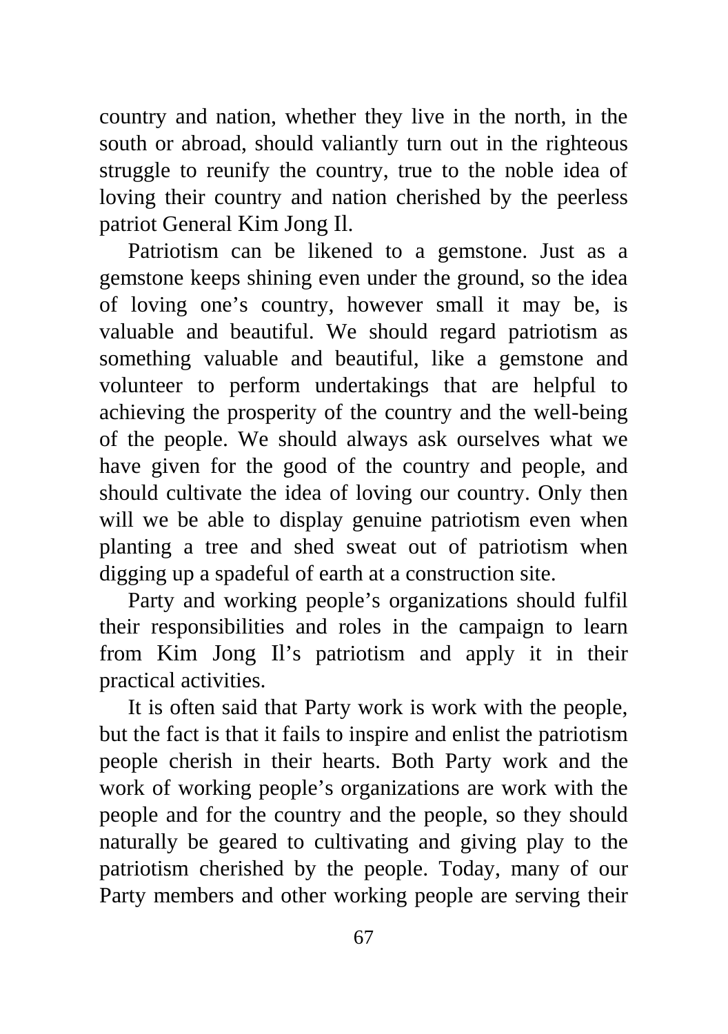country and nation, whether they live in the north, in the south or abroad, should valiantly turn out in the righteous struggle to reunify the country, true to the noble idea of loving their country and nation cherished by the peerless patriot General Kim Jong Il.

Patriotism can be likened to a gemstone. Just as a gemstone keeps shining even under the ground, so the idea of loving one's country, however small it may be, is valuable and beautiful. We should regard patriotism as something valuable and beautiful, like a gemstone and volunteer to perform undertakings that are helpful to achieving the prosperity of the country and the well-being of the people. We should always ask ourselves what we have given for the good of the country and people, and should cultivate the idea of loving our country. Only then will we be able to display genuine patriotism even when planting a tree and shed sweat out of patriotism when digging up a spadeful of earth at a construction site.

Party and working people's organizations should fulfil their responsibilities and roles in the campaign to learn from Kim Jong Il's patriotism and apply it in their practical activities.

It is often said that Party work is work with the people, but the fact is that it fails to inspire and enlist the patriotism people cherish in their hearts. Both Party work and the work of working people's organizations are work with the people and for the country and the people, so they should naturally be geared to cultivating and giving play to the patriotism cherished by the people. Today, many of our Party members and other working people are serving their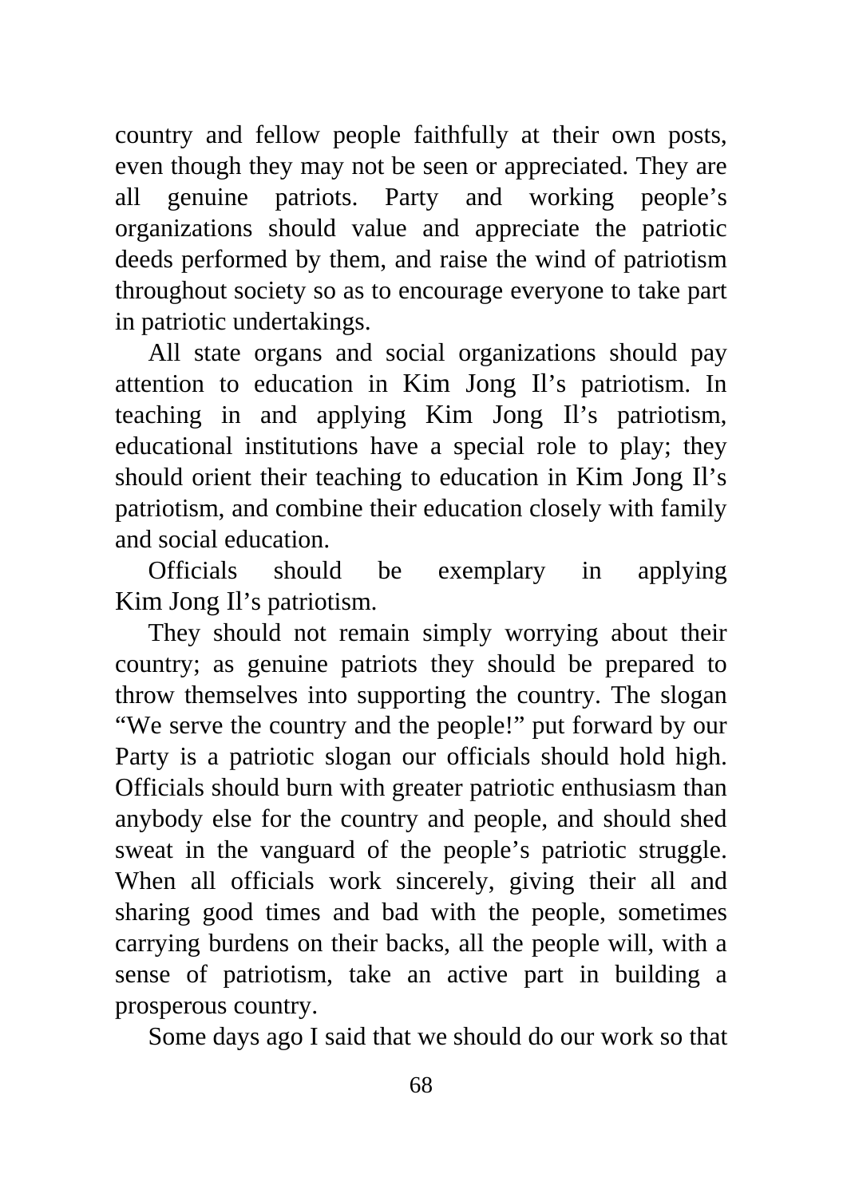country and fellow people faithfully at their own posts, even though they may not be seen or appreciated. They are all genuine patriots. Party and working people's organizations should value and appreciate the patriotic deeds performed by them, and raise the wind of patriotism throughout society so as to encourage everyone to take part in patriotic undertakings.

All state organs and social organizations should pay attention to education in Kim Jong Il's patriotism. In teaching in and applying Kim Jong Il's patriotism, educational institutions have a special role to play; they should orient their teaching to education in Kim Jong Il's patriotism, and combine their education closely with family and social education.

Officials should be exemplary in applying Kim Jong Il's patriotism.

They should not remain simply worrying about their country; as genuine patriots they should be prepared to throw themselves into supporting the country. The slogan "We serve the country and the people!" put forward by our Party is a patriotic slogan our officials should hold high. Officials should burn with greater patriotic enthusiasm than anybody else for the country and people, and should shed sweat in the vanguard of the people's patriotic struggle. When all officials work sincerely, giving their all and sharing good times and bad with the people, sometimes carrying burdens on their backs, all the people will, with a sense of patriotism, take an active part in building a prosperous country.

Some days ago I said that we should do our work so that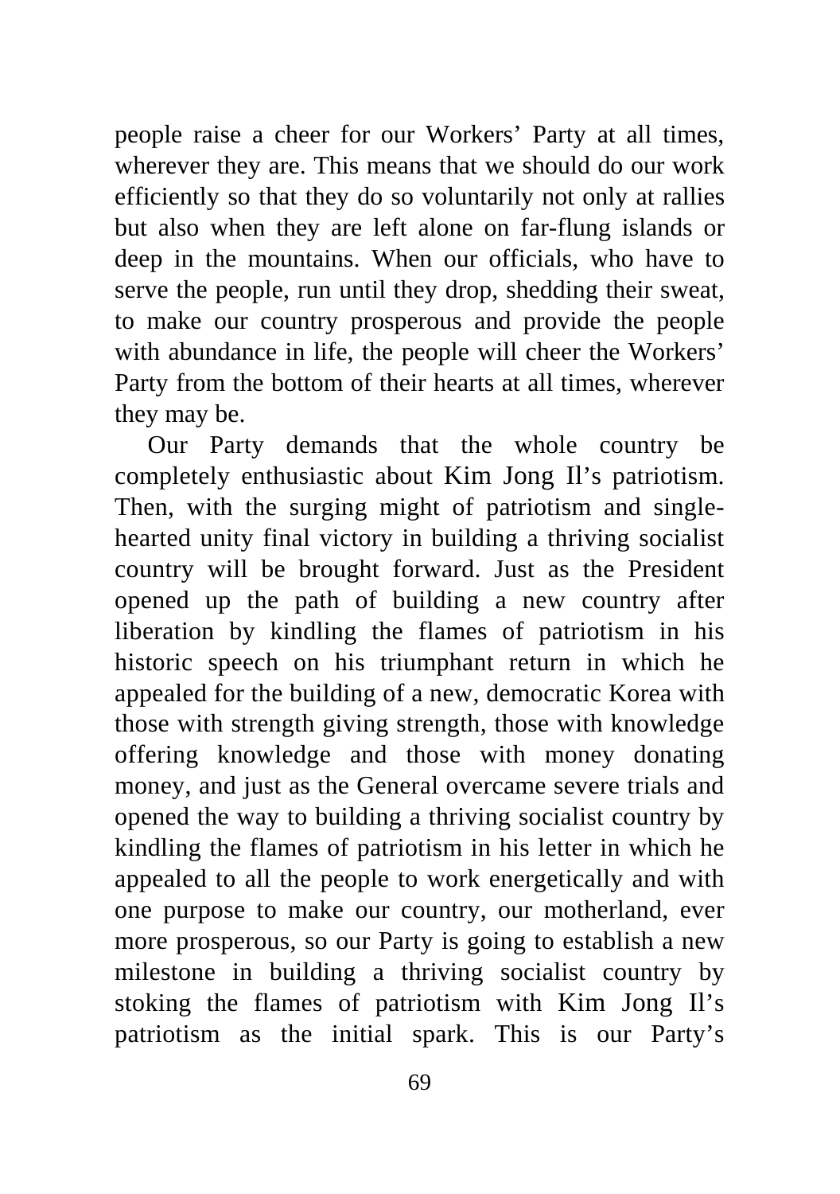people raise a cheer for our Workers' Party at all times, wherever they are. This means that we should do our work efficiently so that they do so voluntarily not only at rallies but also when they are left alone on far-flung islands or deep in the mountains. When our officials, who have to serve the people, run until they drop, shedding their sweat, to make our country prosperous and provide the people with abundance in life, the people will cheer the Workers' Party from the bottom of their hearts at all times, wherever they may be.

Our Party demands that the whole country be completely enthusiastic about Kim Jong Il's patriotism. Then, with the surging might of patriotism and single-hearted unity final victory in building a thriving socialist country will be brought forward. Just as the President opened up the path of building a new country after liberation by kindling the flames of patriotism in his historic speech on his triumphant return in which he appealed for the building of a new, democratic Korea with those with strength giving strength, those with knowledge offering knowledge and those with money donating money, and just as the General overcame severe trials and opened the way to building a thriving socialist country by kindling the flames of patriotism in his letter in which he appealed to all the people to work energetically and with one purpose to make our country, our motherland, ever more prosperous, so our Party is going to establish a new milestone in building a thriving socialist country by stoking the flames of patriotism with Kim Jong Il's patriotism as the initial spark. This is our Party's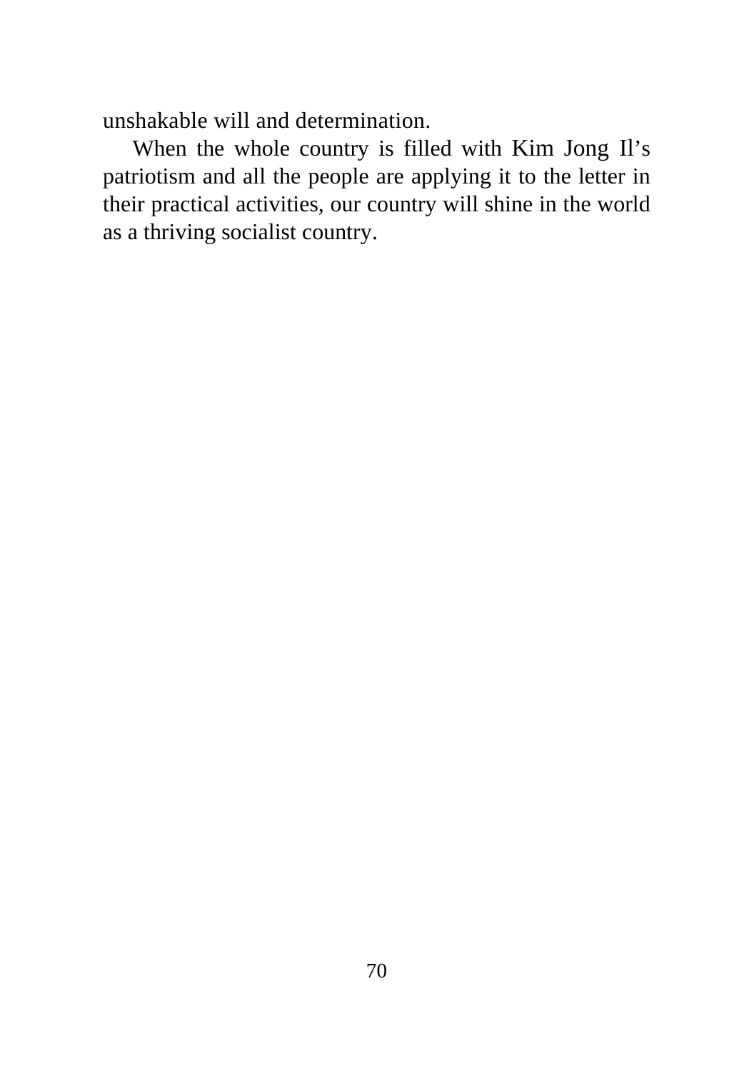unshakable will and determination.

When the whole country is filled with Kim Jong Il's patriotism and all the people are applying it to the letter in their practical activities, our country will shine in the world as a thriving socialist country.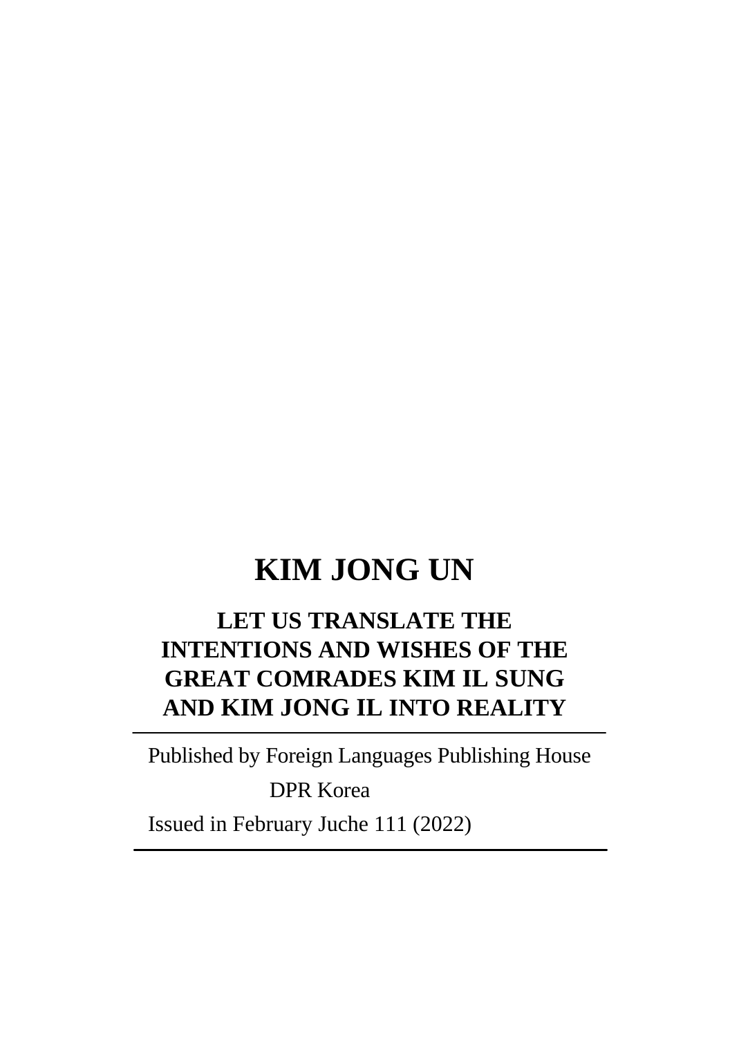# KIM JONG UN

## LET US TRANSLATE THE INTENTIONS AND WISHES OF THE GREAT COMRADES KIM IL SUNG AND KIM JONG IL INTO REALITY

---

Published by Foreign Languages Publishing House

DPR Korea

Issued in February Juche 111 (2022)

---